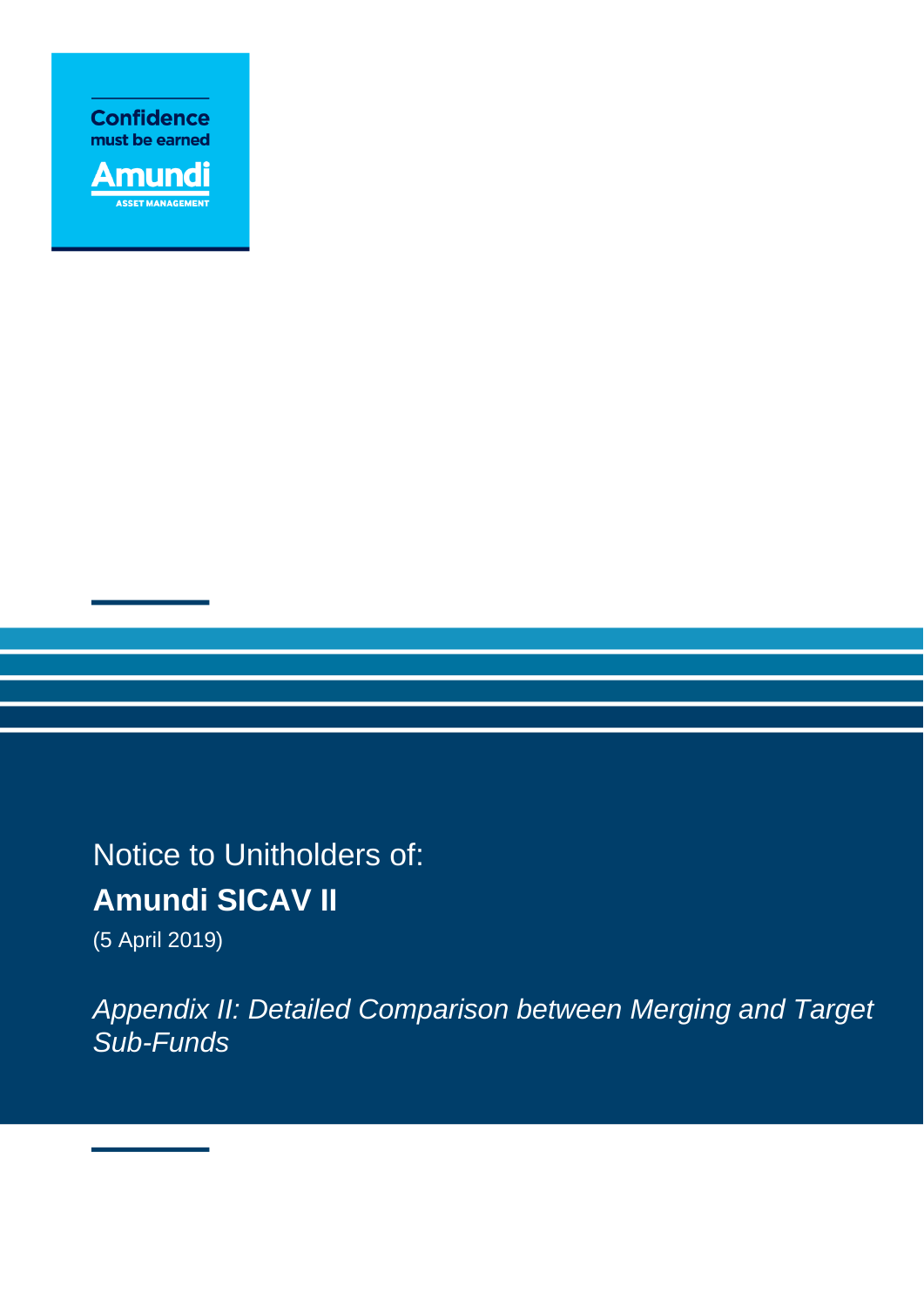Confidence must be earned

Amundi

ASSET MANAGEMENT

Notice to Unitholders of:

# Amundi SICAV II

(5 April 2019)

*Appendix II: Detailed Comparison between Merging and Target Sub-Funds*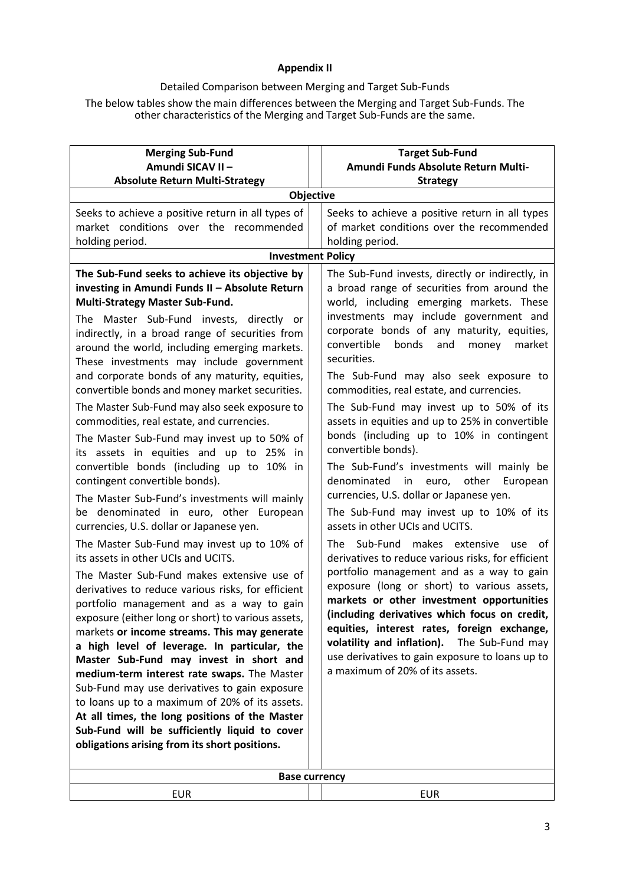**Appendix II**

Detailed Comparison between Merging and Target Sub-Funds

The below tables show the main differences between the Merging and Target Sub-Funds. The other characteristics of the Merging and Target Sub-Funds are the same.

| **Merging Sub-Fund Amundi SICAV II – Absolute Return Multi-Strategy** | **Target Sub-Fund Amundi Funds Absolute Return Multi-Strategy** |
|---|---|
| **Objective** | |
| Seeks to achieve a positive return in all types of market conditions over the recommended holding period. | Seeks to achieve a positive return in all types of market conditions over the recommended holding period. |
| **Investment Policy** | |
| **The Sub-Fund seeks to achieve its objective by investing in Amundi Funds II – Absolute Return Multi-Strategy Master Sub-Fund.**<br><br>The Master Sub-Fund invests, directly or indirectly, in a broad range of securities from around the world, including emerging markets. These investments may include government and corporate bonds of any maturity, equities, convertible bonds and money market securities.<br><br>The Master Sub-Fund may also seek exposure to commodities, real estate, and currencies.<br><br>The Master Sub-Fund may invest up to 50% of its assets in equities and up to 25% in convertible bonds (including up to 10% in contingent convertible bonds).<br><br>The Master Sub-Fund's investments will mainly be denominated in euro, other European currencies, U.S. dollar or Japanese yen.<br><br>The Master Sub-Fund may invest up to 10% of its assets in other UCIs and UCITS.<br><br>The Master Sub-Fund makes extensive use of derivatives to reduce various risks, for efficient portfolio management and as a way to gain exposure (either long or short) to various assets, markets **or income streams. This may generate a high level of leverage. In particular, the Master Sub-Fund may invest in short and medium-term interest rate swaps.** The Master Sub-Fund may use derivatives to gain exposure to loans up to a maximum of 20% of its assets. **At all times, the long positions of the Master Sub-Fund will be sufficiently liquid to cover obligations arising from its short positions.** | The Sub-Fund invests, directly or indirectly, in a broad range of securities from around the world, including emerging markets. These investments may include government and corporate bonds of any maturity, equities, convertible bonds and money market securities.<br><br>The Sub-Fund may also seek exposure to commodities, real estate, and currencies.<br><br>The Sub-Fund may invest up to 50% of its assets in equities and up to 25% in convertible bonds (including up to 10% in contingent convertible bonds).<br><br>The Sub-Fund's investments will mainly be denominated in euro, other European currencies, U.S. dollar or Japanese yen.<br><br>The Sub-Fund may invest up to 10% of its assets in other UCIs and UCITS.<br><br>The Sub-Fund makes extensive use of derivatives to reduce various risks, for efficient portfolio management and as a way to gain exposure (long or short) to various assets, **markets or other investment opportunities (including derivatives which focus on credit, equities, interest rates, foreign exchange, volatility and inflation).** The Sub-Fund may use derivatives to gain exposure to loans up to a maximum of 20% of its assets. |
| **Base currency** | |
| EUR | EUR |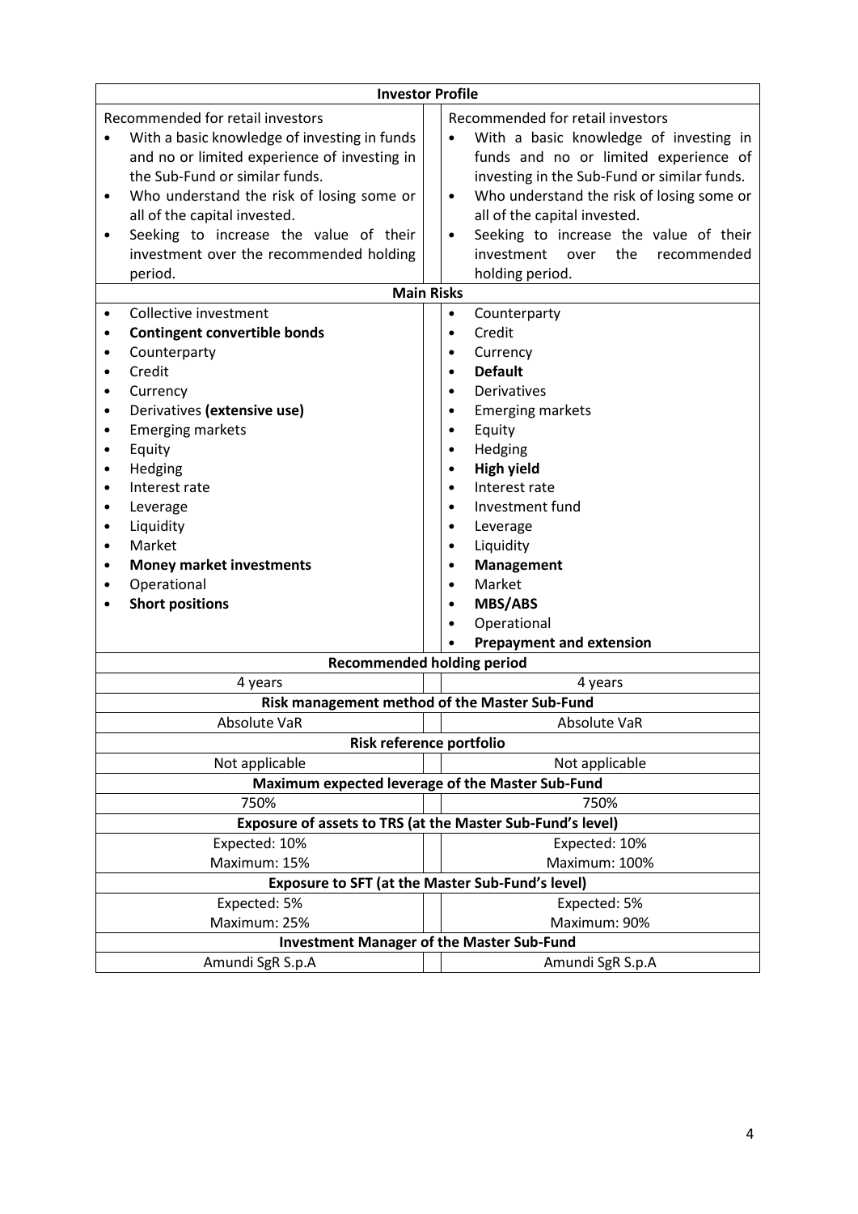| Investor Profile | |
|---|---|
| Recommended for retail investors<br>• With a basic knowledge of investing in funds and no or limited experience of investing in the Sub-Fund or similar funds.<br>• Who understand the risk of losing some or all of the capital invested.<br>• Seeking to increase the value of their investment over the recommended holding period. | Recommended for retail investors<br>• With a basic knowledge of investing in funds and no or limited experience of investing in the Sub-Fund or similar funds.<br>• Who understand the risk of losing some or all of the capital invested.<br>• Seeking to increase the value of their investment over the recommended holding period. |
| **Main Risks** | |
| • Collective investment<br>• **Contingent convertible bonds**<br>• Counterparty<br>• Credit<br>• Currency<br>• Derivatives **(extensive use)**<br>• Emerging markets<br>• Equity<br>• Hedging<br>• Interest rate<br>• Leverage<br>• Liquidity<br>• Market<br>• **Money market investments**<br>• Operational<br>• **Short positions** | • Counterparty<br>• Credit<br>• Currency<br>• **Default**<br>• Derivatives<br>• Emerging markets<br>• Equity<br>• Hedging<br>• **High yield**<br>• Interest rate<br>• Investment fund<br>• Leverage<br>• Liquidity<br>• **Management**<br>• Market<br>• **MBS/ABS**<br>• Operational<br>• **Prepayment and extension** |
| **Recommended holding period** | |
| 4 years | 4 years |
| **Risk management method of the Master Sub-Fund** | |
| Absolute VaR | Absolute VaR |
| **Risk reference portfolio** | |
| Not applicable | Not applicable |
| **Maximum expected leverage of the Master Sub-Fund** | |
| 750% | 750% |
| **Exposure of assets to TRS (at the Master Sub-Fund's level)** | |
| Expected: 10%<br>Maximum: 15% | Expected: 10%<br>Maximum: 100% |
| **Exposure to SFT (at the Master Sub-Fund's level)** | |
| Expected: 5%<br>Maximum: 25% | Expected: 5%<br>Maximum: 90% |
| **Investment Manager of the Master Sub-Fund** | |
| Amundi SgR S.p.A | Amundi SgR S.p.A |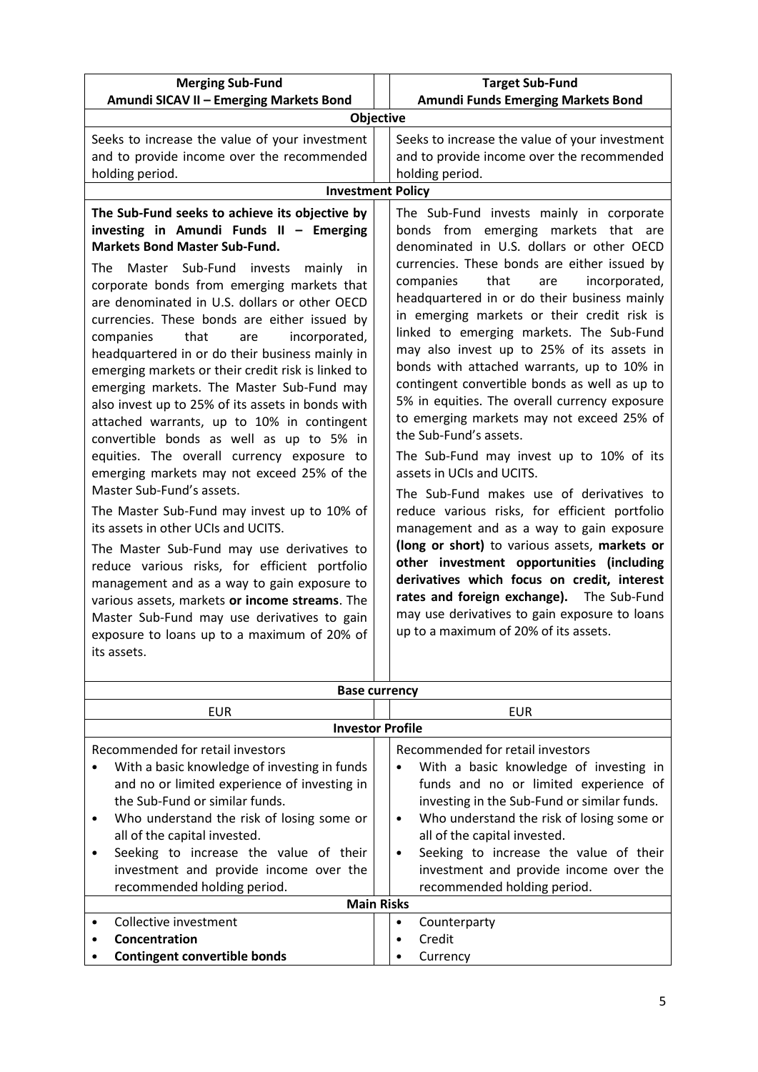| Merging Sub-Fund<br>Amundi SICAV II – Emerging Markets Bond | Target Sub-Fund<br>Amundi Funds Emerging Markets Bond |
|---|---|
| **Objective** | |
| Seeks to increase the value of your investment and to provide income over the recommended holding period. | Seeks to increase the value of your investment and to provide income over the recommended holding period. |
| **Investment Policy** | |
| **The Sub-Fund seeks to achieve its objective by investing in Amundi Funds II – Emerging Markets Bond Master Sub-Fund.**<br><br>The Master Sub-Fund invests mainly in corporate bonds from emerging markets that are denominated in U.S. dollars or other OECD currencies. These bonds are either issued by companies that are incorporated, headquartered in or do their business mainly in emerging markets or their credit risk is linked to emerging markets. The Master Sub-Fund may also invest up to 25% of its assets in bonds with attached warrants, up to 10% in contingent convertible bonds as well as up to 5% in equities. The overall currency exposure to emerging markets may not exceed 25% of the Master Sub-Fund's assets.<br><br>The Master Sub-Fund may invest up to 10% of its assets in other UCIs and UCITS.<br><br>The Master Sub-Fund may use derivatives to reduce various risks, for efficient portfolio management and as a way to gain exposure to various assets, markets **or income streams**. The Master Sub-Fund may use derivatives to gain exposure to loans up to a maximum of 20% of its assets. | The Sub-Fund invests mainly in corporate bonds from emerging markets that are denominated in U.S. dollars or other OECD currencies. These bonds are either issued by companies that are incorporated, headquartered in or do their business mainly in emerging markets or their credit risk is linked to emerging markets. The Sub-Fund may also invest up to 25% of its assets in bonds with attached warrants, up to 10% in contingent convertible bonds as well as up to 5% in equities. The overall currency exposure to emerging markets may not exceed 25% of the Sub-Fund's assets.<br><br>The Sub-Fund may invest up to 10% of its assets in UCIs and UCITS.<br><br>The Sub-Fund makes use of derivatives to reduce various risks, for efficient portfolio management and as a way to gain exposure **(long or short)** to various assets, **markets or other investment opportunities (including derivatives which focus on credit, interest rates and foreign exchange).** The Sub-Fund may use derivatives to gain exposure to loans up to a maximum of 20% of its assets. |
| **Base currency** | |
| EUR | EUR |
| **Investor Profile** | |
| Recommended for retail investors<br>• With a basic knowledge of investing in funds and no or limited experience of investing in the Sub-Fund or similar funds.<br>• Who understand the risk of losing some or all of the capital invested.<br>• Seeking to increase the value of their investment and provide income over the recommended holding period. | Recommended for retail investors<br>• With a basic knowledge of investing in funds and no or limited experience of investing in the Sub-Fund or similar funds.<br>• Who understand the risk of losing some or all of the capital invested.<br>• Seeking to increase the value of their investment and provide income over the recommended holding period. |
| **Main Risks** | |
| • Collective investment<br>• **Concentration**<br>• **Contingent convertible bonds** | • Counterparty<br>• Credit<br>• Currency |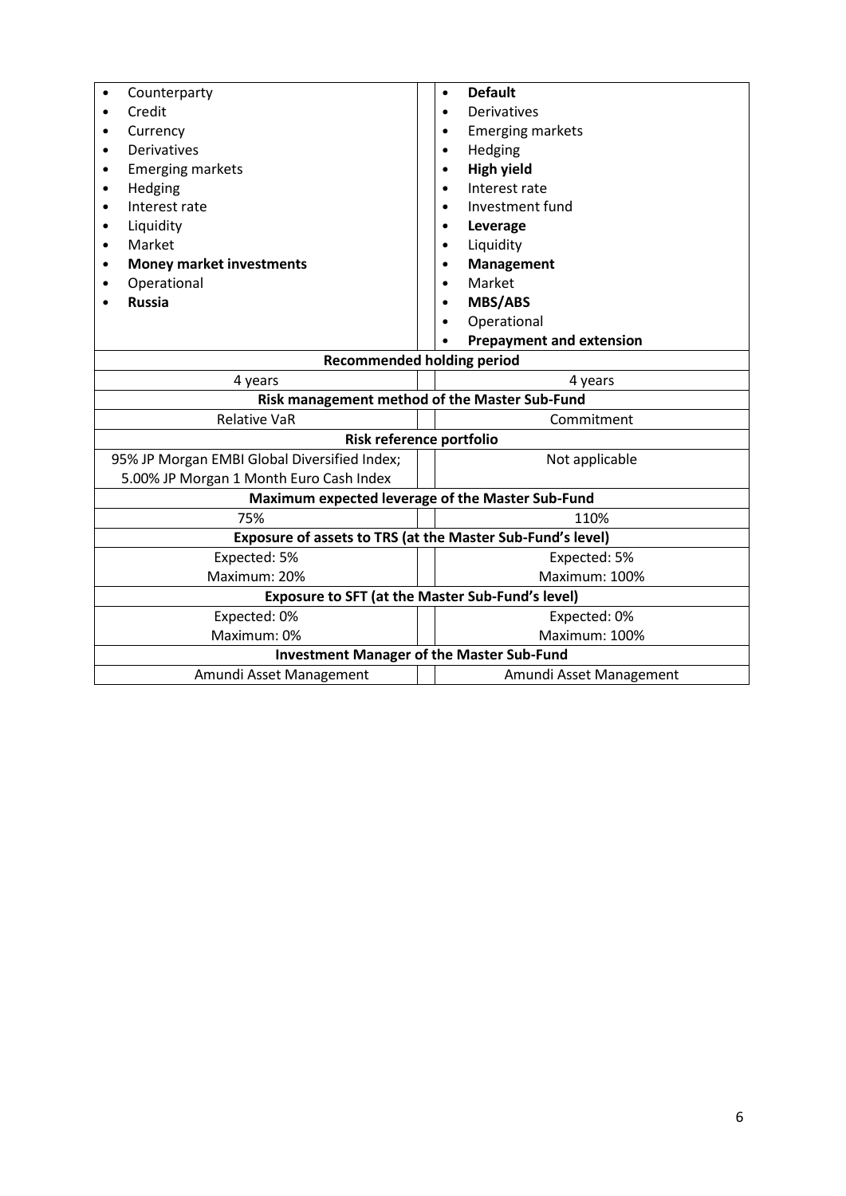| | | |
|---|---|---|
| • Counterparty<br>• Credit<br>• Currency<br>• Derivatives<br>• Emerging markets<br>• Hedging<br>• Interest rate<br>• Liquidity<br>• Market<br>• **Money market investments**<br>• Operational<br>• **Russia** | | • **Default**<br>• Derivatives<br>• Emerging markets<br>• Hedging<br>• **High yield**<br>• Interest rate<br>• Investment fund<br>• **Leverage**<br>• Liquidity<br>• **Management**<br>• Market<br>• **MBS/ABS**<br>• Operational<br>• **Prepayment and extension** |
| **Recommended holding period** | | |
| 4 years | | 4 years |
| **Risk management method of the Master Sub-Fund** | | |
| Relative VaR | | Commitment |
| **Risk reference portfolio** | | |
| 95% JP Morgan EMBI Global Diversified Index;<br>5.00% JP Morgan 1 Month Euro Cash Index | | Not applicable |
| **Maximum expected leverage of the Master Sub-Fund** | | |
| 75% | | 110% |
| **Exposure of assets to TRS (at the Master Sub-Fund's level)** | | |
| Expected: 5%<br>Maximum: 20% | | Expected: 5%<br>Maximum: 100% |
| **Exposure to SFT (at the Master Sub-Fund's level)** | | |
| Expected: 0%<br>Maximum: 0% | | Expected: 0%<br>Maximum: 100% |
| **Investment Manager of the Master Sub-Fund** | | |
| Amundi Asset Management | | Amundi Asset Management |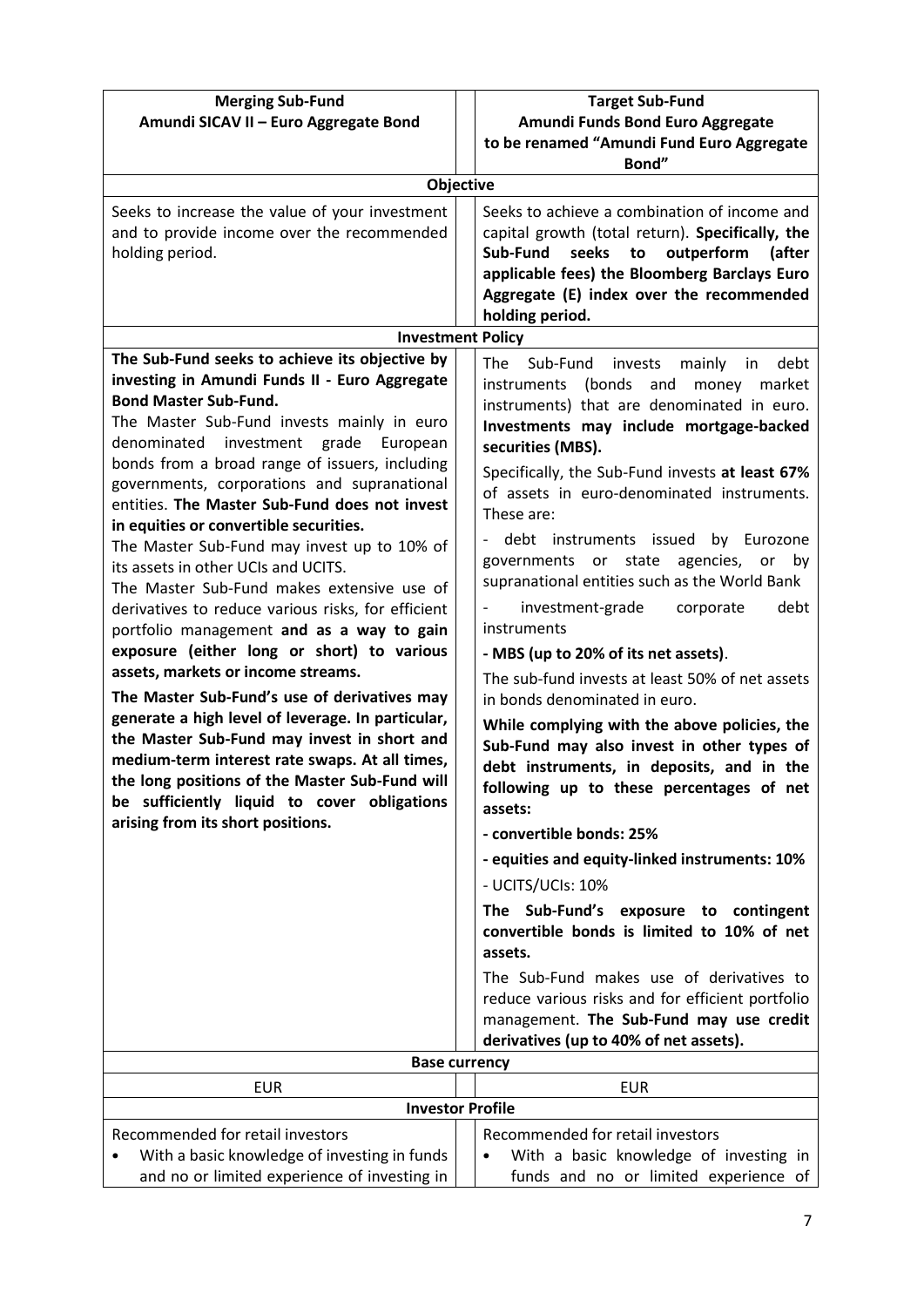| Merging Sub-Fund<br>Amundi SICAV II – Euro Aggregate Bond | Target Sub-Fund<br>Amundi Funds Bond Euro Aggregate<br>to be renamed "Amundi Fund Euro Aggregate Bond" |
|---|---|
| **Objective** | |
| Seeks to increase the value of your investment and to provide income over the recommended holding period. | Seeks to achieve a combination of income and capital growth (total return). **Specifically, the Sub-Fund seeks to outperform (after applicable fees) the Bloomberg Barclays Euro Aggregate (E) index over the recommended holding period.** |
| **Investment Policy** | |
| **The Sub-Fund seeks to achieve its objective by investing in Amundi Funds II - Euro Aggregate Bond Master Sub-Fund.**<br>The Master Sub-Fund invests mainly in euro denominated investment grade European bonds from a broad range of issuers, including governments, corporations and supranational entities. **The Master Sub-Fund does not invest in equities or convertible securities.**<br>The Master Sub-Fund may invest up to 10% of its assets in other UCIs and UCITS.<br>The Master Sub-Fund makes extensive use of derivatives to reduce various risks, for efficient portfolio management **and as a way to gain exposure (either long or short) to various assets, markets or income streams.**<br>**The Master Sub-Fund's use of derivatives may generate a high level of leverage. In particular, the Master Sub-Fund may invest in short and medium-term interest rate swaps. At all times, the long positions of the Master Sub-Fund will be sufficiently liquid to cover obligations arising from its short positions.** | The Sub-Fund invests mainly in debt instruments (bonds and money market instruments) that are denominated in euro. **Investments may include mortgage-backed securities (MBS).**<br>Specifically, the Sub-Fund invests **at least 67%** of assets in euro-denominated instruments. These are:<br>- debt instruments issued by Eurozone governments or state agencies, or by supranational entities such as the World Bank<br>- investment-grade corporate debt instruments<br>**- MBS (up to 20% of its net assets)**.<br>The sub-fund invests at least 50% of net assets in bonds denominated in euro.<br>**While complying with the above policies, the Sub-Fund may also invest in other types of debt instruments, in deposits, and in the following up to these percentages of net assets:**<br>**- convertible bonds: 25%**<br>**- equities and equity-linked instruments: 10%**<br>- UCITS/UCIs: 10%<br>**The Sub-Fund's exposure to contingent convertible bonds is limited to 10% of net assets.**<br>The Sub-Fund makes use of derivatives to reduce various risks and for efficient portfolio management. **The Sub-Fund may use credit derivatives (up to 40% of net assets).** |
| **Base currency** | |
| EUR | EUR |
| **Investor Profile** | |
| Recommended for retail investors<br>• With a basic knowledge of investing in funds and no or limited experience of investing in | Recommended for retail investors<br>• With a basic knowledge of investing in funds and no or limited experience of |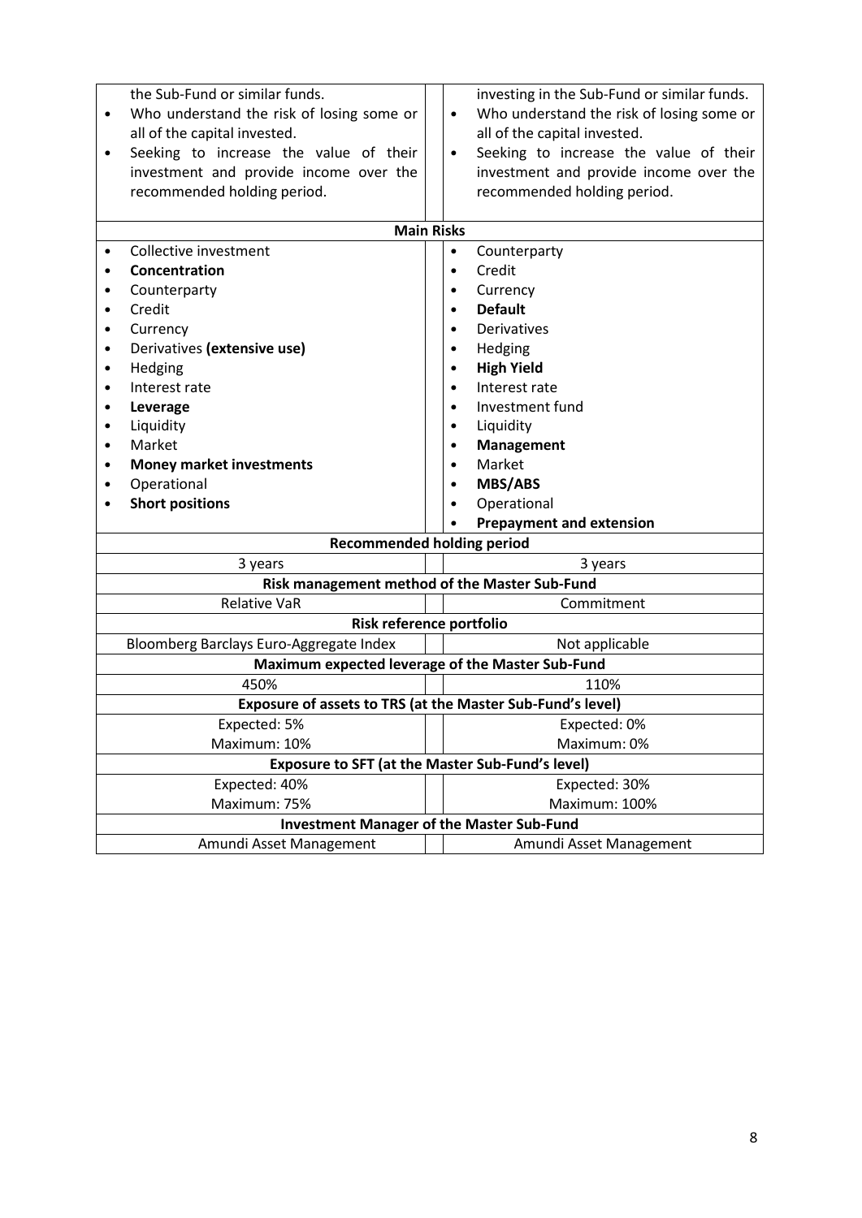| | |
|---|---|
| the Sub-Fund or similar funds.<br>• Who understand the risk of losing some or all of the capital invested.<br>• Seeking to increase the value of their investment and provide income over the recommended holding period. | investing in the Sub-Fund or similar funds.<br>• Who understand the risk of losing some or all of the capital invested.<br>• Seeking to increase the value of their investment and provide income over the recommended holding period. |
| **Main Risks** | |
| • Collective investment<br>• **Concentration**<br>• Counterparty<br>• Credit<br>• Currency<br>• Derivatives **(extensive use)**<br>• Hedging<br>• Interest rate<br>• **Leverage**<br>• Liquidity<br>• Market<br>• **Money market investments**<br>• Operational<br>• **Short positions** | • Counterparty<br>• Credit<br>• Currency<br>• **Default**<br>• Derivatives<br>• Hedging<br>• **High Yield**<br>• Interest rate<br>• Investment fund<br>• Liquidity<br>• **Management**<br>• Market<br>• **MBS/ABS**<br>• Operational<br>• **Prepayment and extension** |
| **Recommended holding period** | |
| 3 years | 3 years |
| **Risk management method of the Master Sub-Fund** | |
| Relative VaR | Commitment |
| **Risk reference portfolio** | |
| Bloomberg Barclays Euro-Aggregate Index | Not applicable |
| **Maximum expected leverage of the Master Sub-Fund** | |
| 450% | 110% |
| **Exposure of assets to TRS (at the Master Sub-Fund's level)** | |
| Expected: 5%<br>Maximum: 10% | Expected: 0%<br>Maximum: 0% |
| **Exposure to SFT (at the Master Sub-Fund's level)** | |
| Expected: 40%<br>Maximum: 75% | Expected: 30%<br>Maximum: 100% |
| **Investment Manager of the Master Sub-Fund** | |
| Amundi Asset Management | Amundi Asset Management |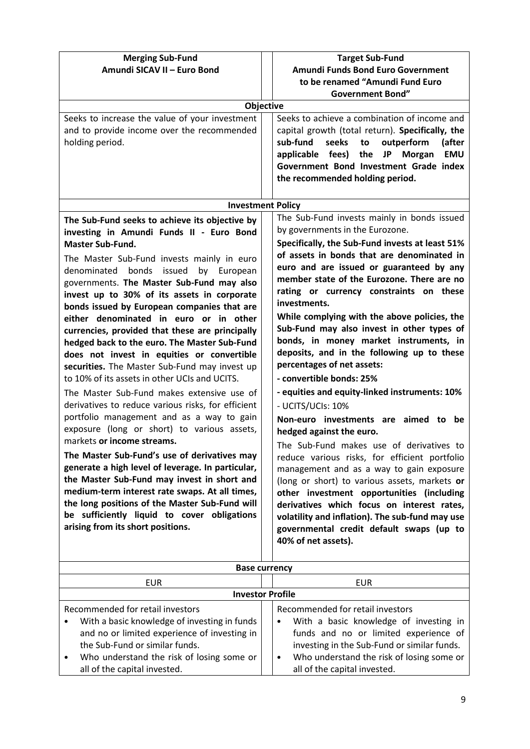| **Merging Sub-Fund**<br>**Amundi SICAV II – Euro Bond** | **Target Sub-Fund**<br>**Amundi Funds Bond Euro Government**<br>**to be renamed "Amundi Fund Euro Government Bond"** |
|---|---|
| **Objective** | |
| Seeks to increase the value of your investment and to provide income over the recommended holding period. | Seeks to achieve a combination of income and capital growth (total return). **Specifically, the sub-fund seeks to outperform (after applicable fees) the JP Morgan EMU Government Bond Investment Grade index the recommended holding period.** |
| **Investment Policy** | |
| **The Sub-Fund seeks to achieve its objective by investing in Amundi Funds II - Euro Bond Master Sub-Fund.**<br><br>The Master Sub-Fund invests mainly in euro denominated bonds issued by European governments. **The Master Sub-Fund may also invest up to 30% of its assets in corporate bonds issued by European companies that are either denominated in euro or in other currencies, provided that these are principally hedged back to the euro. The Master Sub-Fund does not invest in equities or convertible securities.** The Master Sub-Fund may invest up to 10% of its assets in other UCIs and UCITS.<br><br>The Master Sub-Fund makes extensive use of derivatives to reduce various risks, for efficient portfolio management and as a way to gain exposure (long or short) to various assets, markets **or income streams.**<br><br>**The Master Sub-Fund's use of derivatives may generate a high level of leverage. In particular, the Master Sub-Fund may invest in short and medium-term interest rate swaps. At all times, the long positions of the Master Sub-Fund will be sufficiently liquid to cover obligations arising from its short positions.** | The Sub-Fund invests mainly in bonds issued by governments in the Eurozone.<br><br>**Specifically, the Sub-Fund invests at least 51% of assets in bonds that are denominated in euro and are issued or guaranteed by any member state of the Eurozone. There are no rating or currency constraints on these investments.**<br><br>**While complying with the above policies, the Sub-Fund may also invest in other types of bonds, in money market instruments, in deposits, and in the following up to these percentages of net assets:**<br><br>**- convertible bonds: 25%**<br><br>**- equities and equity-linked instruments: 10%**<br><br>- UCITS/UCIs: 10%<br><br>**Non-euro investments are aimed to be hedged against the euro.**<br><br>The Sub-Fund makes use of derivatives to reduce various risks, for efficient portfolio management and as a way to gain exposure (long or short) to various assets, markets **or other investment opportunities (including derivatives which focus on interest rates, volatility and inflation). The sub-fund may use governmental credit default swaps (up to 40% of net assets).** |
| **Base currency** | |
| EUR | EUR |
| **Investor Profile** | |
| Recommended for retail investors<br>• With a basic knowledge of investing in funds and no or limited experience of investing in the Sub-Fund or similar funds.<br>• Who understand the risk of losing some or all of the capital invested. | Recommended for retail investors<br>• With a basic knowledge of investing in funds and no or limited experience of investing in the Sub-Fund or similar funds.<br>• Who understand the risk of losing some or all of the capital invested. |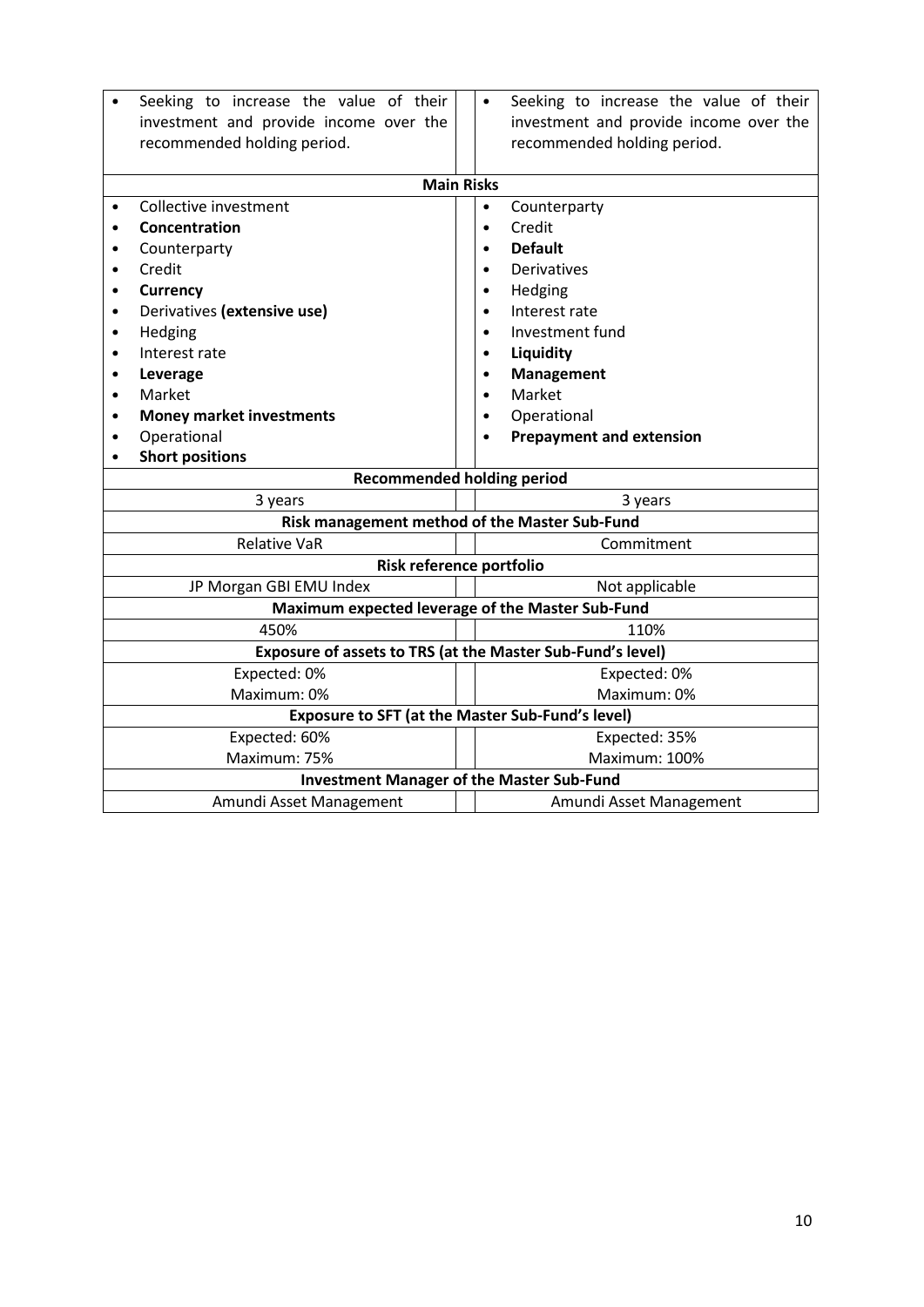| | | |
|---|---|---|
| • Seeking to increase the value of their investment and provide income over the recommended holding period. | | • Seeking to increase the value of their investment and provide income over the recommended holding period. |
| **Main Risks** | | |
| • Collective investment<br>• **Concentration**<br>• Counterparty<br>• Credit<br>• **Currency**<br>• Derivatives **(extensive use)**<br>• Hedging<br>• Interest rate<br>• **Leverage**<br>• Market<br>• **Money market investments**<br>• Operational<br>• **Short positions** | | • Counterparty<br>• Credit<br>• **Default**<br>• Derivatives<br>• Hedging<br>• Interest rate<br>• Investment fund<br>• **Liquidity**<br>• **Management**<br>• Market<br>• Operational<br>• **Prepayment and extension** |
| **Recommended holding period** | | |
| 3 years | | 3 years |
| **Risk management method of the Master Sub-Fund** | | |
| Relative VaR | | Commitment |
| **Risk reference portfolio** | | |
| JP Morgan GBI EMU Index | | Not applicable |
| **Maximum expected leverage of the Master Sub-Fund** | | |
| 450% | | 110% |
| **Exposure of assets to TRS (at the Master Sub-Fund's level)** | | |
| Expected: 0%<br>Maximum: 0% | | Expected: 0%<br>Maximum: 0% |
| **Exposure to SFT (at the Master Sub-Fund's level)** | | |
| Expected: 60%<br>Maximum: 75% | | Expected: 35%<br>Maximum: 100% |
| **Investment Manager of the Master Sub-Fund** | | |
| Amundi Asset Management | | Amundi Asset Management |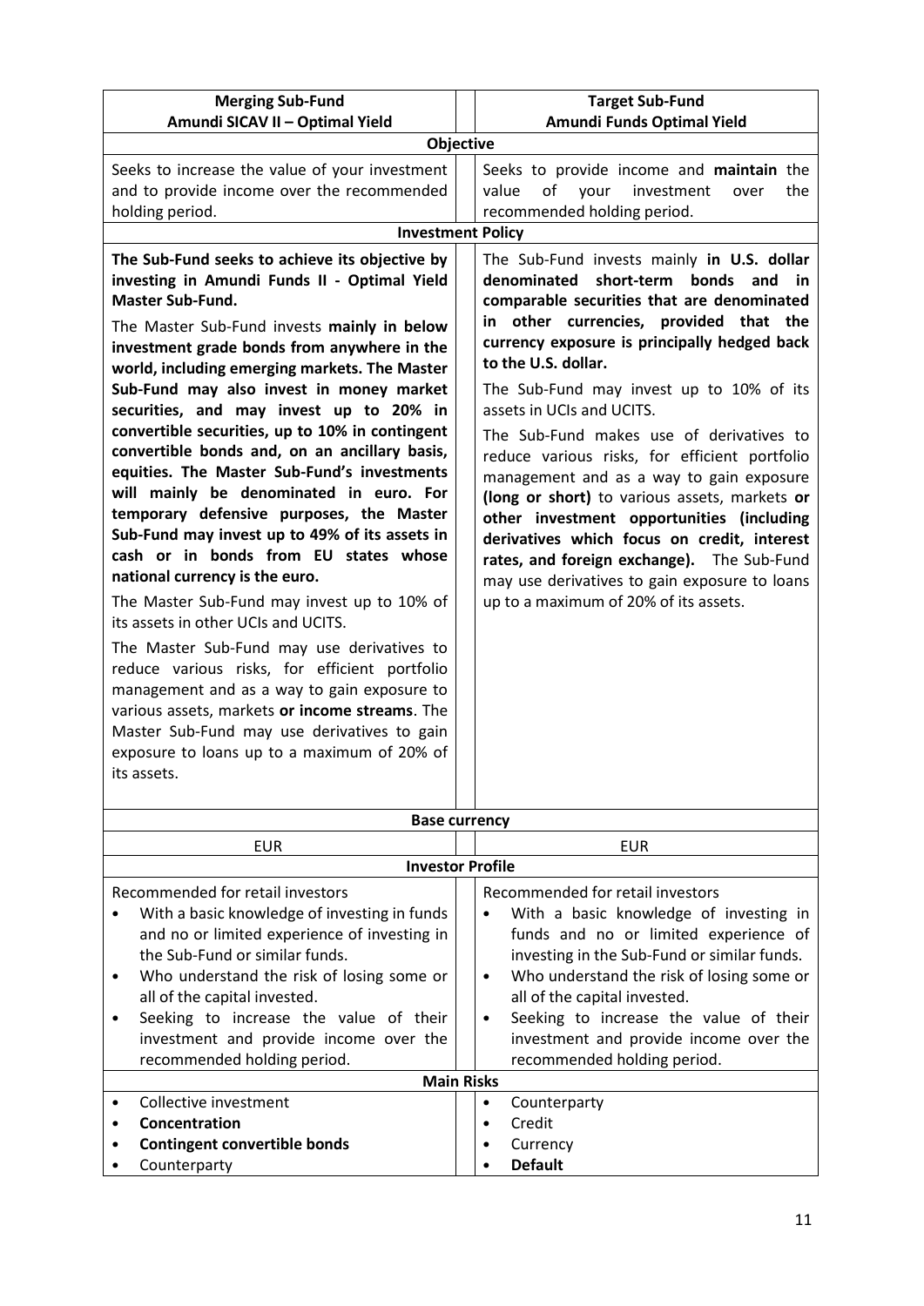| Merging Sub-Fund<br>Amundi SICAV II – Optimal Yield | Target Sub-Fund<br>Amundi Funds Optimal Yield |
|---|---|
| **Objective** | |
| Seeks to increase the value of your investment and to provide income over the recommended holding period. | Seeks to provide income and **maintain** the value of your investment over the recommended holding period. |
| **Investment Policy** | |
| **The Sub-Fund seeks to achieve its objective by investing in Amundi Funds II - Optimal Yield Master Sub-Fund.**<br><br>The Master Sub-Fund invests **mainly in below investment grade bonds from anywhere in the world, including emerging markets. The Master Sub-Fund may also invest in money market securities, and may invest up to 20% in convertible securities, up to 10% in contingent convertible bonds and, on an ancillary basis, equities. The Master Sub-Fund's investments will mainly be denominated in euro. For temporary defensive purposes, the Master Sub-Fund may invest up to 49% of its assets in cash or in bonds from EU states whose national currency is the euro.**<br><br>The Master Sub-Fund may invest up to 10% of its assets in other UCIs and UCITS.<br><br>The Master Sub-Fund may use derivatives to reduce various risks, for efficient portfolio management and as a way to gain exposure to various assets, markets **or income streams**. The Master Sub-Fund may use derivatives to gain exposure to loans up to a maximum of 20% of its assets. | The Sub-Fund invests mainly **in U.S. dollar denominated short-term bonds and in comparable securities that are denominated in other currencies, provided that the currency exposure is principally hedged back to the U.S. dollar.**<br><br>The Sub-Fund may invest up to 10% of its assets in UCIs and UCITS.<br><br>The Sub-Fund makes use of derivatives to reduce various risks, for efficient portfolio management and as a way to gain exposure **(long or short)** to various assets, markets **or other investment opportunities (including derivatives which focus on credit, interest rates, and foreign exchange).** The Sub-Fund may use derivatives to gain exposure to loans up to a maximum of 20% of its assets. |
| **Base currency** | |
| EUR | EUR |
| **Investor Profile** | |
| Recommended for retail investors<br>• With a basic knowledge of investing in funds and no or limited experience of investing in the Sub-Fund or similar funds.<br>• Who understand the risk of losing some or all of the capital invested.<br>• Seeking to increase the value of their investment and provide income over the recommended holding period. | Recommended for retail investors<br>• With a basic knowledge of investing in funds and no or limited experience of investing in the Sub-Fund or similar funds.<br>• Who understand the risk of losing some or all of the capital invested.<br>• Seeking to increase the value of their investment and provide income over the recommended holding period. |
| **Main Risks** | |
| • Collective investment<br>• **Concentration**<br>• **Contingent convertible bonds**<br>• Counterparty | • Counterparty<br>• Credit<br>• Currency<br>• **Default** |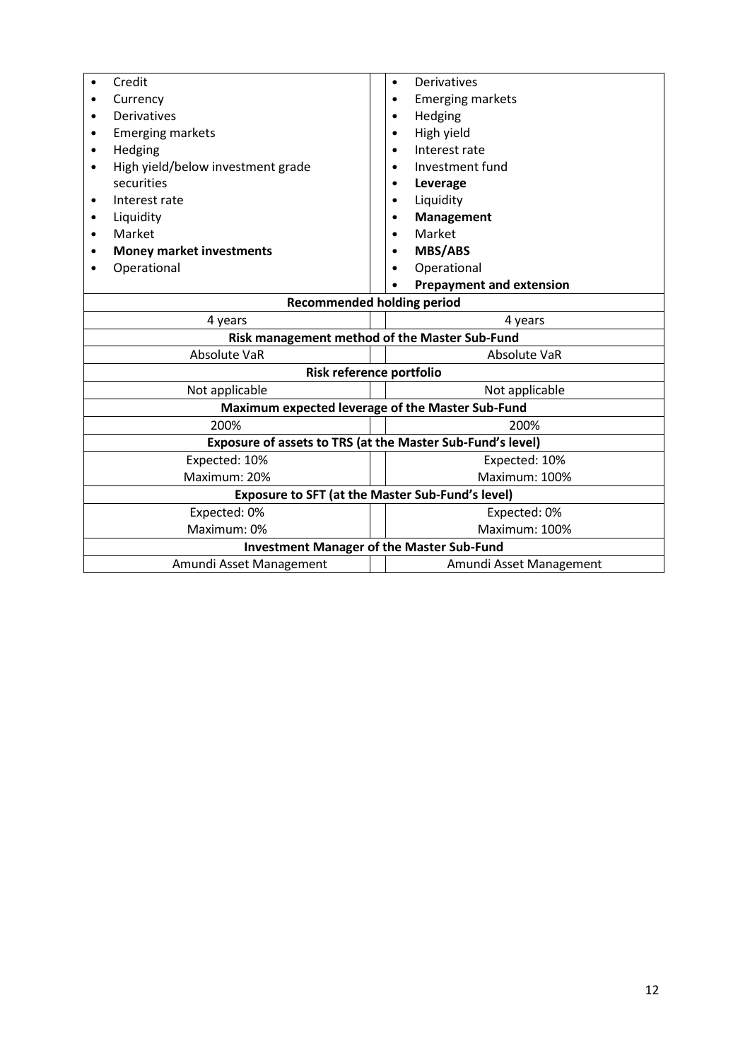| | |
|---|---|
| • Credit<br>• Currency<br>• Derivatives<br>• Emerging markets<br>• Hedging<br>• High yield/below investment grade securities<br>• Interest rate<br>• Liquidity<br>• Market<br>• **Money market investments**<br>• Operational | • Derivatives<br>• Emerging markets<br>• Hedging<br>• High yield<br>• Interest rate<br>• Investment fund<br>• **Leverage**<br>• Liquidity<br>• **Management**<br>• Market<br>• **MBS/ABS**<br>• Operational<br>• **Prepayment and extension** |
| **Recommended holding period** | |
| 4 years | 4 years |
| **Risk management method of the Master Sub-Fund** | |
| Absolute VaR | Absolute VaR |
| **Risk reference portfolio** | |
| Not applicable | Not applicable |
| **Maximum expected leverage of the Master Sub-Fund** | |
| 200% | 200% |
| **Exposure of assets to TRS (at the Master Sub-Fund's level)** | |
| Expected: 10%<br>Maximum: 20% | Expected: 10%<br>Maximum: 100% |
| **Exposure to SFT (at the Master Sub-Fund's level)** | |
| Expected: 0%<br>Maximum: 0% | Expected: 0%<br>Maximum: 100% |
| **Investment Manager of the Master Sub-Fund** | |
| Amundi Asset Management | Amundi Asset Management |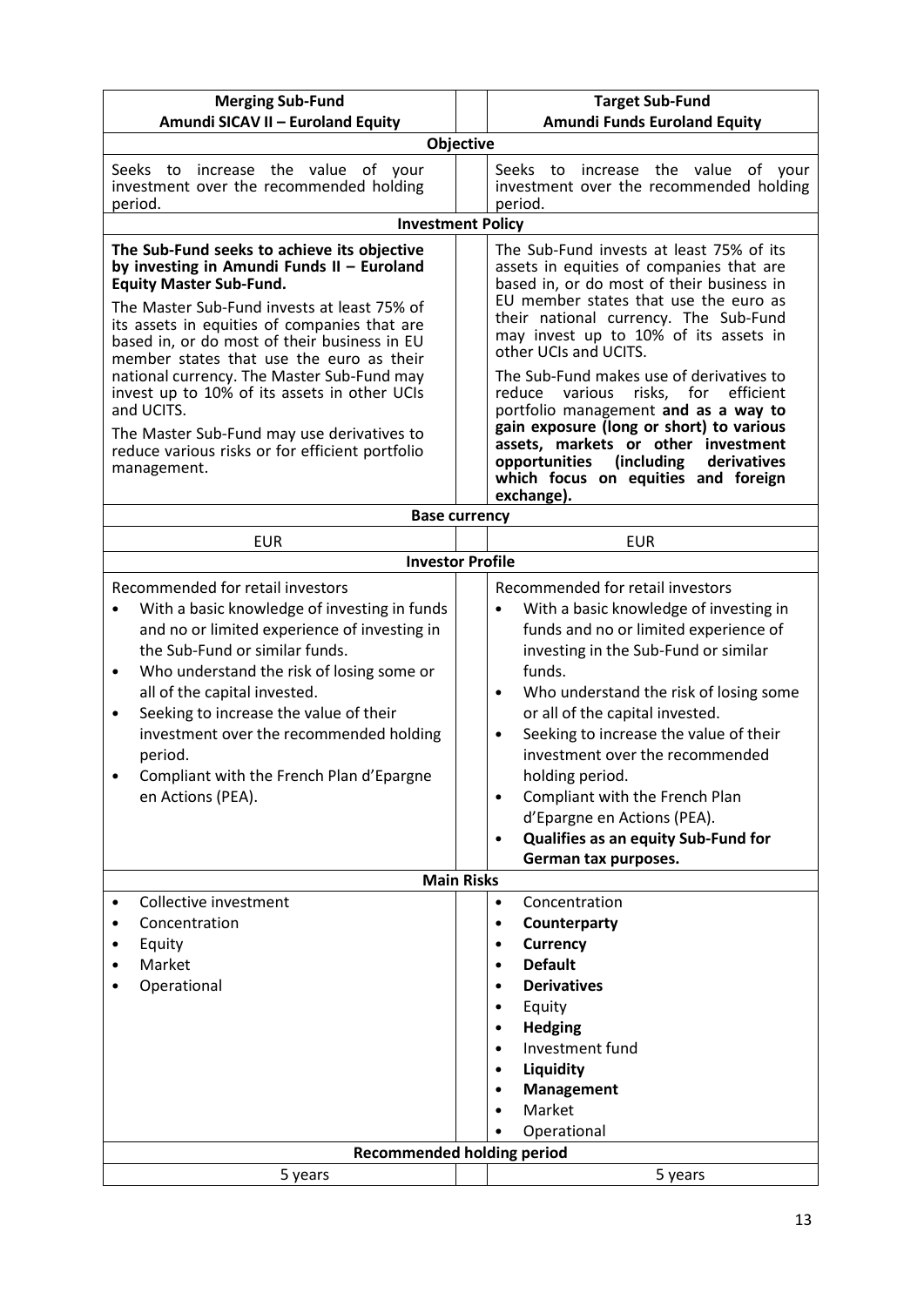| Merging Sub-Fund<br>Amundi SICAV II – Euroland Equity | Target Sub-Fund<br>Amundi Funds Euroland Equity |
|---|---|
| **Objective** | |
| Seeks to increase the value of your investment over the recommended holding period. | Seeks to increase the value of your investment over the recommended holding period. |
| **Investment Policy** | |
| **The Sub-Fund seeks to achieve its objective by investing in Amundi Funds II – Euroland Equity Master Sub-Fund.**<br><br>The Master Sub-Fund invests at least 75% of its assets in equities of companies that are based in, or do most of their business in EU member states that use the euro as their national currency. The Master Sub-Fund may invest up to 10% of its assets in other UCIs and UCITS.<br><br>The Master Sub-Fund may use derivatives to reduce various risks or for efficient portfolio management. | The Sub-Fund invests at least 75% of its assets in equities of companies that are based in, or do most of their business in EU member states that use the euro as their national currency. The Sub-Fund may invest up to 10% of its assets in other UCIs and UCITS.<br><br>The Sub-Fund makes use of derivatives to reduce various risks, for efficient portfolio management **and as a way to gain exposure (long or short) to various assets, markets or other investment opportunities (including derivatives which focus on equities and foreign exchange).** |
| **Base currency** | |
| EUR | EUR |
| **Investor Profile** | |
| Recommended for retail investors<br>• With a basic knowledge of investing in funds and no or limited experience of investing in the Sub-Fund or similar funds.<br>• Who understand the risk of losing some or all of the capital invested.<br>• Seeking to increase the value of their investment over the recommended holding period.<br>• Compliant with the French Plan d'Epargne en Actions (PEA). | Recommended for retail investors<br>• With a basic knowledge of investing in funds and no or limited experience of investing in the Sub-Fund or similar funds.<br>• Who understand the risk of losing some or all of the capital invested.<br>• Seeking to increase the value of their investment over the recommended holding period.<br>• Compliant with the French Plan d'Epargne en Actions (PEA).<br>• **Qualifies as an equity Sub-Fund for German tax purposes.** |
| **Main Risks** | |
| • Collective investment<br>• Concentration<br>• Equity<br>• Market<br>• Operational | • Concentration<br>• **Counterparty**<br>• **Currency**<br>• **Default**<br>• **Derivatives**<br>• Equity<br>• **Hedging**<br>• Investment fund<br>• **Liquidity**<br>• **Management**<br>• Market<br>• Operational |
| **Recommended holding period** | |
| 5 years | 5 years |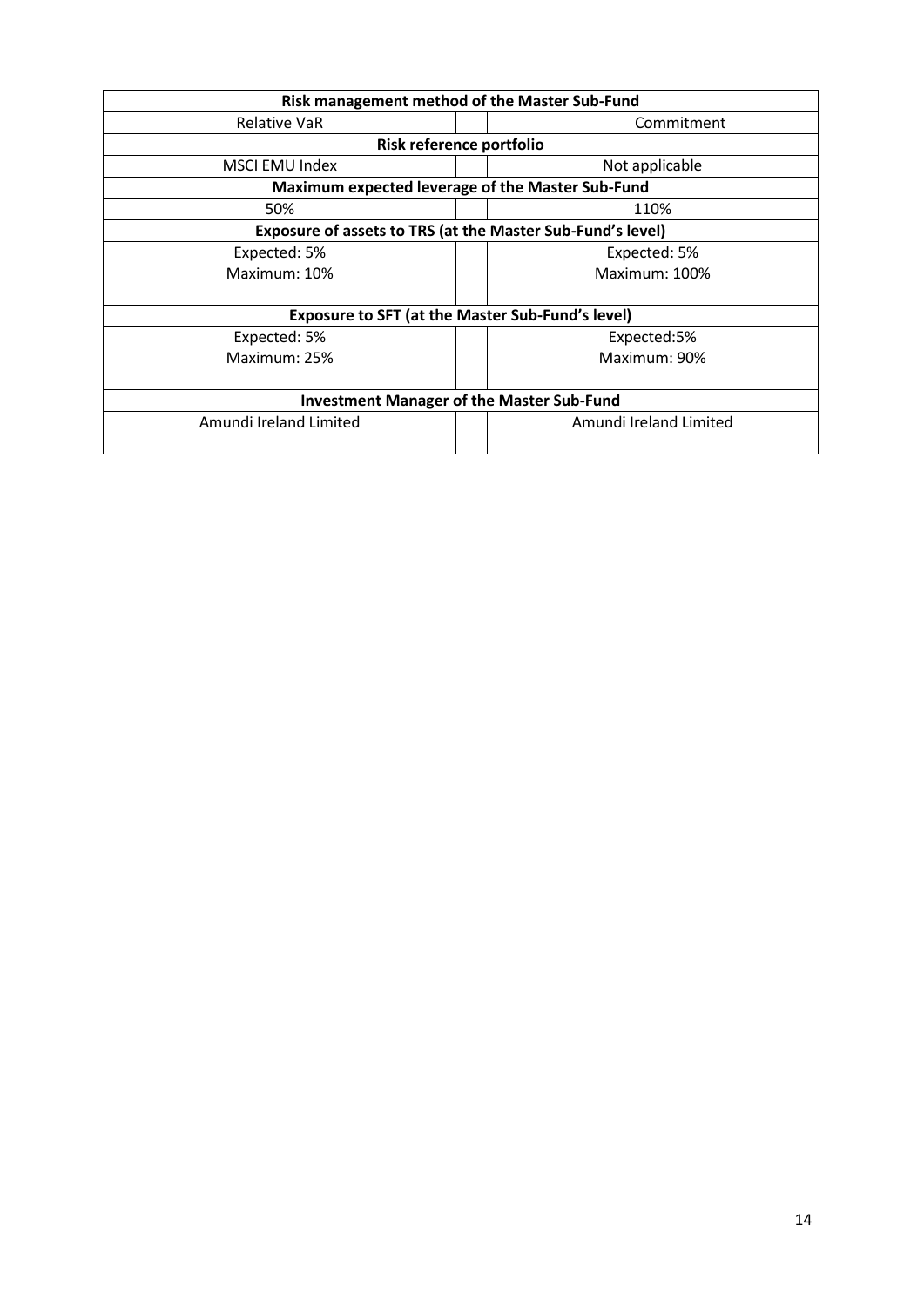| Risk management method of the Master Sub-Fund | | |
|---|---|---|
| Relative VaR | | Commitment |
| **Risk reference portfolio** | | |
| MSCI EMU Index | | Not applicable |
| **Maximum expected leverage of the Master Sub-Fund** | | |
| 50% | | 110% |
| **Exposure of assets to TRS (at the Master Sub-Fund's level)** | | |
| Expected: 5%<br>Maximum: 10% | | Expected: 5%<br>Maximum: 100% |
| **Exposure to SFT (at the Master Sub-Fund's level)** | | |
| Expected: 5%<br>Maximum: 25% | | Expected:5%<br>Maximum: 90% |
| **Investment Manager of the Master Sub-Fund** | | |
| Amundi Ireland Limited | | Amundi Ireland Limited |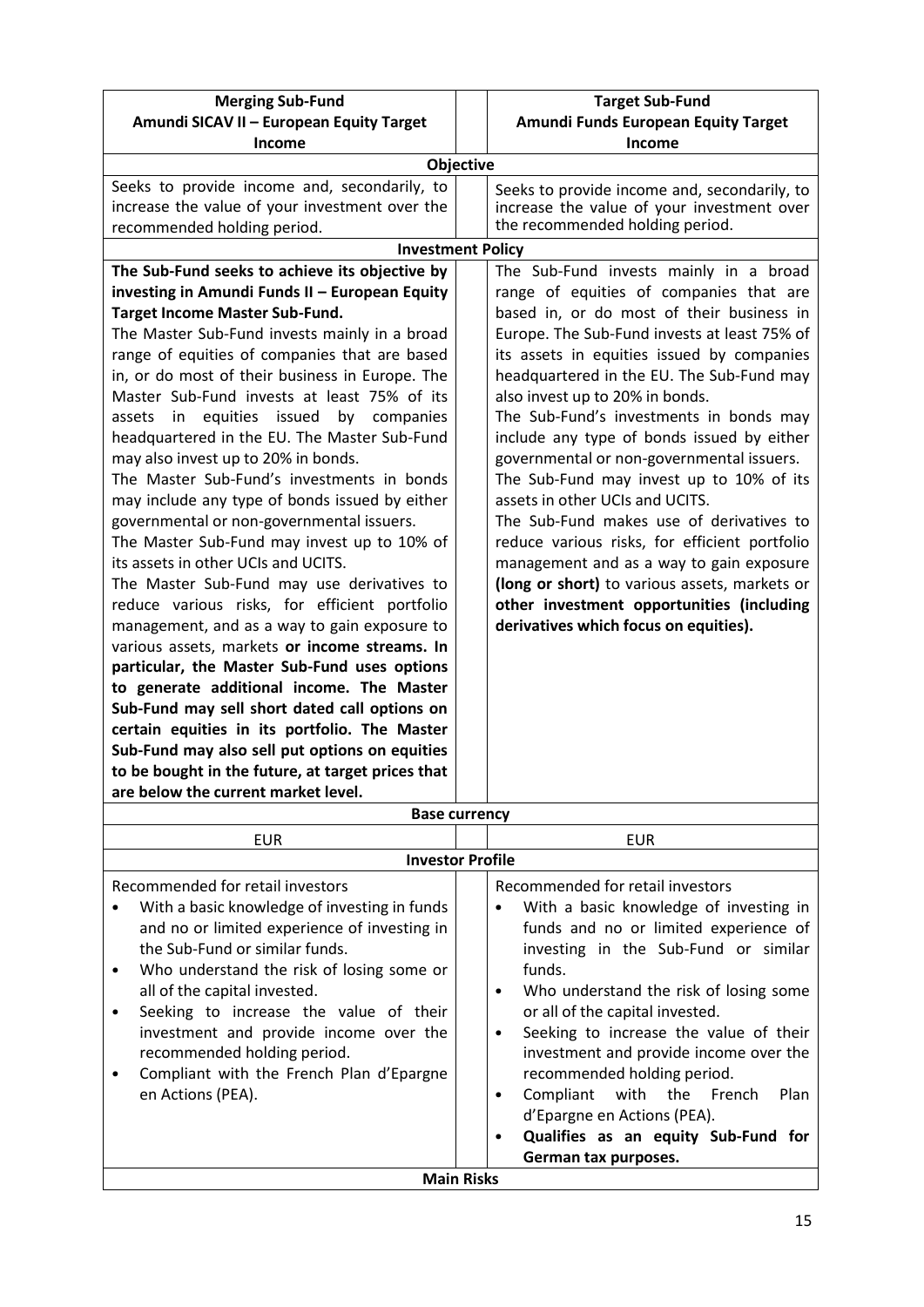| Merging Sub-Fund<br>**Amundi SICAV II – European Equity Target Income** | | Target Sub-Fund<br>**Amundi Funds European Equity Target Income** |
|---|---|---|
| **Objective** | | |
| Seeks to provide income and, secondarily, to increase the value of your investment over the recommended holding period. | | Seeks to provide income and, secondarily, to increase the value of your investment over the recommended holding period. |
| **Investment Policy** | | |
| **The Sub-Fund seeks to achieve its objective by investing in Amundi Funds II – European Equity Target Income Master Sub-Fund.**<br>The Master Sub-Fund invests mainly in a broad range of equities of companies that are based in, or do most of their business in Europe. The Master Sub-Fund invests at least 75% of its assets in equities issued by companies headquartered in the EU. The Master Sub-Fund may also invest up to 20% in bonds.<br>The Master Sub-Fund's investments in bonds may include any type of bonds issued by either governmental or non-governmental issuers.<br>The Master Sub-Fund may invest up to 10% of its assets in other UCIs and UCITS.<br>The Master Sub-Fund may use derivatives to reduce various risks, for efficient portfolio management, and as a way to gain exposure to various assets, markets **or income streams. In particular, the Master Sub-Fund uses options to generate additional income. The Master Sub-Fund may sell short dated call options on certain equities in its portfolio. The Master Sub-Fund may also sell put options on equities to be bought in the future, at target prices that are below the current market level.** | | The Sub-Fund invests mainly in a broad range of equities of companies that are based in, or do most of their business in Europe. The Sub-Fund invests at least 75% of its assets in equities issued by companies headquartered in the EU. The Sub-Fund may also invest up to 20% in bonds.<br>The Sub-Fund's investments in bonds may include any type of bonds issued by either governmental or non-governmental issuers.<br>The Sub-Fund may invest up to 10% of its assets in other UCIs and UCITS.<br>The Sub-Fund makes use of derivatives to reduce various risks, for efficient portfolio management and as a way to gain exposure **(long or short)** to various assets, markets or **other investment opportunities (including derivatives which focus on equities).** |
| **Base currency** | | |
| EUR | | EUR |
| **Investor Profile** | | |
| Recommended for retail investors<br>• With a basic knowledge of investing in funds and no or limited experience of investing in the Sub-Fund or similar funds.<br>• Who understand the risk of losing some or all of the capital invested.<br>• Seeking to increase the value of their investment and provide income over the recommended holding period.<br>• Compliant with the French Plan d'Epargne en Actions (PEA). | | Recommended for retail investors<br>• With a basic knowledge of investing in funds and no or limited experience of investing in the Sub-Fund or similar funds.<br>• Who understand the risk of losing some or all of the capital invested.<br>• Seeking to increase the value of their investment and provide income over the recommended holding period.<br>• Compliant with the French Plan d'Epargne en Actions (PEA).<br>• **Qualifies as an equity Sub-Fund for German tax purposes.** |
| **Main Risks** | | |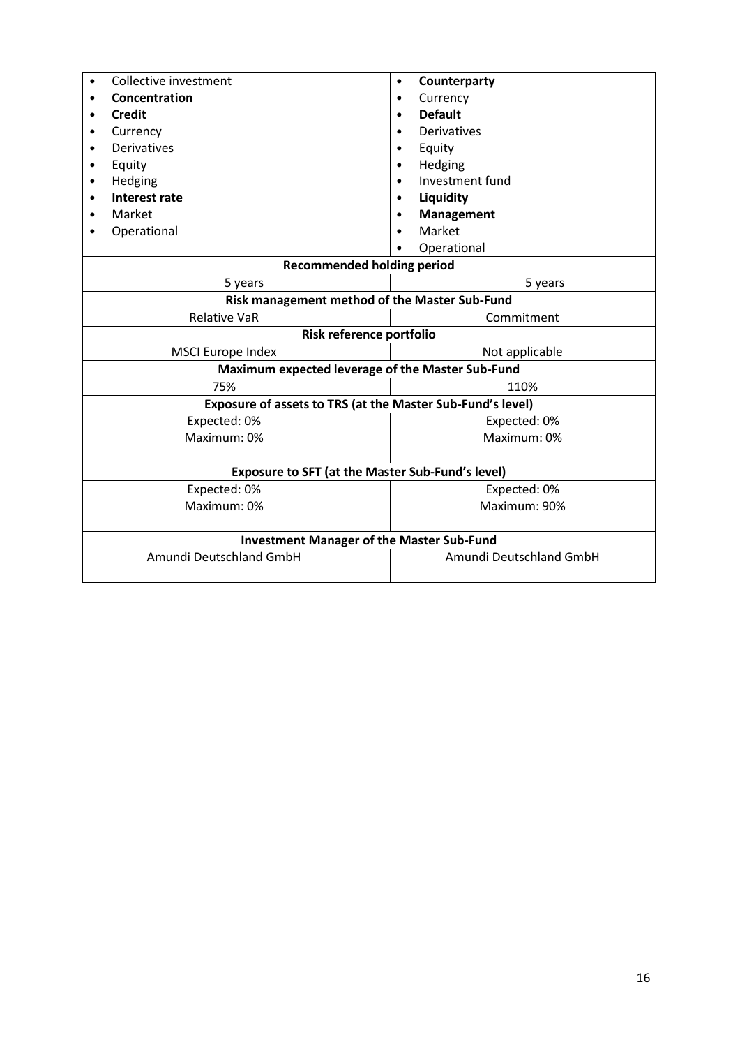| | | |
|---|---|---|
| • Collective investment<br>• **Concentration**<br>• **Credit**<br>• Currency<br>• Derivatives<br>• Equity<br>• Hedging<br>• **Interest rate**<br>• Market<br>• Operational | | • **Counterparty**<br>• Currency<br>• **Default**<br>• Derivatives<br>• Equity<br>• Hedging<br>• Investment fund<br>• **Liquidity**<br>• **Management**<br>• Market<br>• Operational |
| **Recommended holding period** | | |
| 5 years | | 5 years |
| **Risk management method of the Master Sub-Fund** | | |
| Relative VaR | | Commitment |
| **Risk reference portfolio** | | |
| MSCI Europe Index | | Not applicable |
| **Maximum expected leverage of the Master Sub-Fund** | | |
| 75% | | 110% |
| **Exposure of assets to TRS (at the Master Sub-Fund's level)** | | |
| Expected: 0%<br>Maximum: 0% | | Expected: 0%<br>Maximum: 0% |
| **Exposure to SFT (at the Master Sub-Fund's level)** | | |
| Expected: 0%<br>Maximum: 0% | | Expected: 0%<br>Maximum: 90% |
| **Investment Manager of the Master Sub-Fund** | | |
| Amundi Deutschland GmbH | | Amundi Deutschland GmbH |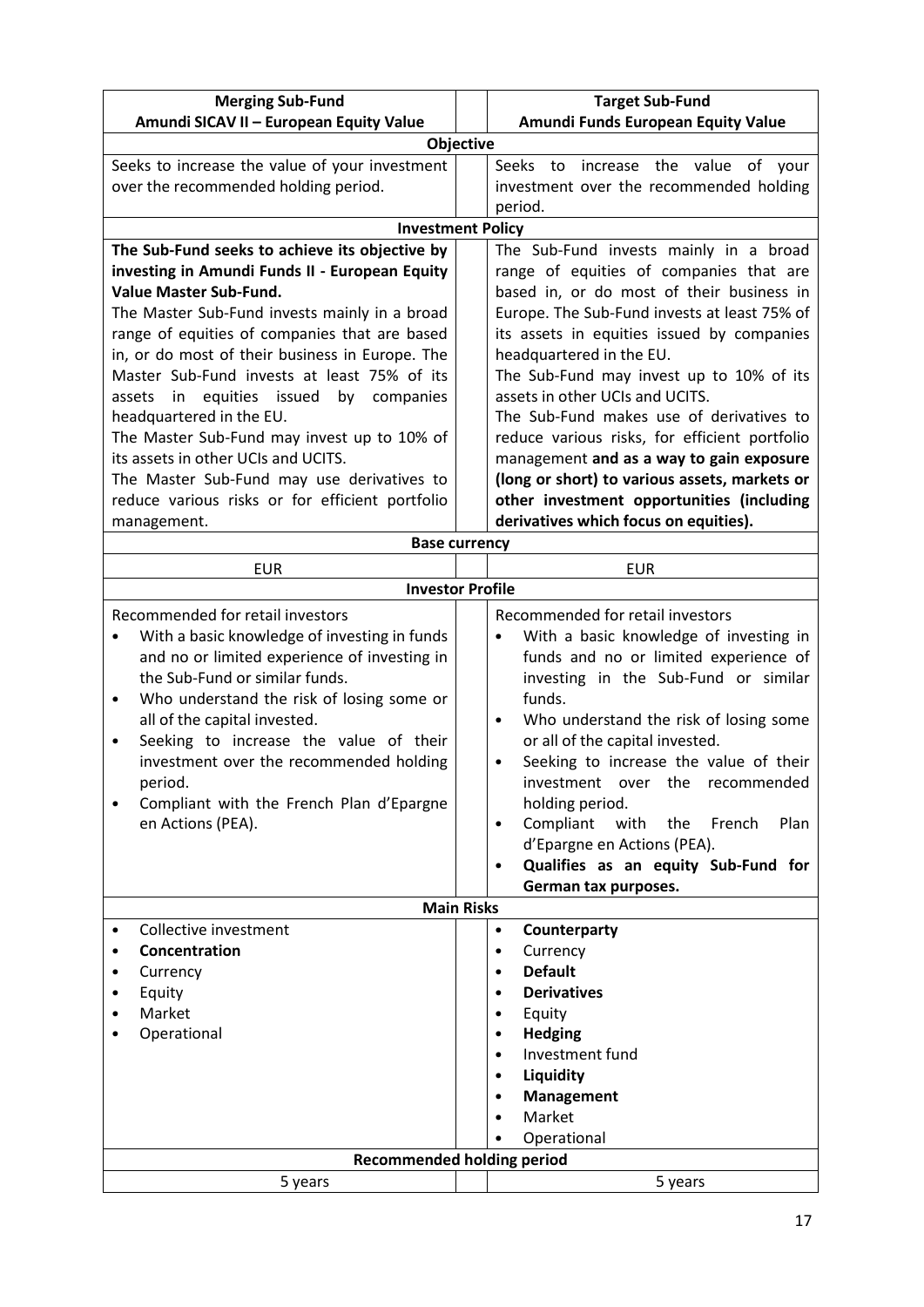| Merging Sub-Fund<br>Amundi SICAV II – European Equity Value | Target Sub-Fund<br>Amundi Funds European Equity Value |
|---|---|
| **Objective** | |
| Seeks to increase the value of your investment over the recommended holding period. | Seeks to increase the value of your investment over the recommended holding period. |
| **Investment Policy** | |
| **The Sub-Fund seeks to achieve its objective by investing in Amundi Funds II - European Equity Value Master Sub-Fund.**<br>The Master Sub-Fund invests mainly in a broad range of equities of companies that are based in, or do most of their business in Europe. The Master Sub-Fund invests at least 75% of its assets in equities issued by companies headquartered in the EU.<br>The Master Sub-Fund may invest up to 10% of its assets in other UCIs and UCITS.<br>The Master Sub-Fund may use derivatives to reduce various risks or for efficient portfolio management. | The Sub-Fund invests mainly in a broad range of equities of companies that are based in, or do most of their business in Europe. The Sub-Fund invests at least 75% of its assets in equities issued by companies headquartered in the EU.<br>The Sub-Fund may invest up to 10% of its assets in other UCIs and UCITS.<br>The Sub-Fund makes use of derivatives to reduce various risks, for efficient portfolio management **and as a way to gain exposure (long or short) to various assets, markets or other investment opportunities (including derivatives which focus on equities).** |
| **Base currency** | |
| EUR | EUR |
| **Investor Profile** | |
| Recommended for retail investors<br>• With a basic knowledge of investing in funds and no or limited experience of investing in the Sub-Fund or similar funds.<br>• Who understand the risk of losing some or all of the capital invested.<br>• Seeking to increase the value of their investment over the recommended holding period.<br>• Compliant with the French Plan d'Epargne en Actions (PEA). | Recommended for retail investors<br>• With a basic knowledge of investing in funds and no or limited experience of investing in the Sub-Fund or similar funds.<br>• Who understand the risk of losing some or all of the capital invested.<br>• Seeking to increase the value of their investment over the recommended holding period.<br>• Compliant with the French Plan d'Epargne en Actions (PEA).<br>• **Qualifies as an equity Sub-Fund for German tax purposes.** |
| **Main Risks** | |
| • Collective investment<br>• **Concentration**<br>• Currency<br>• Equity<br>• Market<br>• Operational | • **Counterparty**<br>• Currency<br>• **Default**<br>• **Derivatives**<br>• Equity<br>• **Hedging**<br>• Investment fund<br>• **Liquidity**<br>• **Management**<br>• Market<br>• Operational |
| **Recommended holding period** | |
| 5 years | 5 years |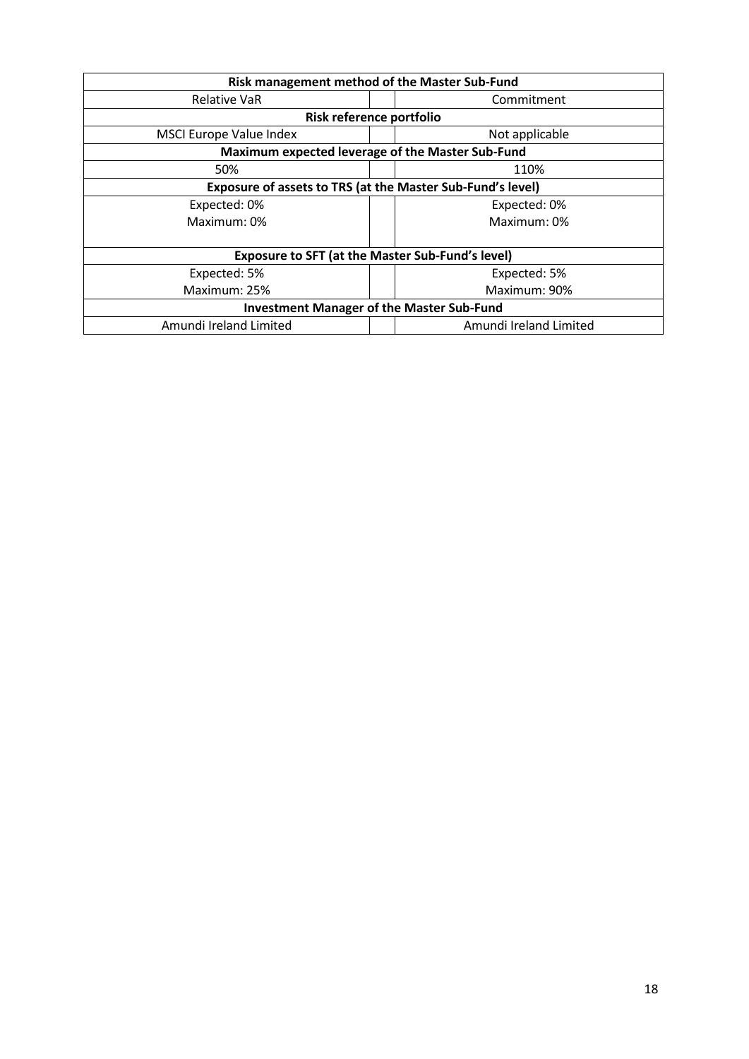| Risk management method of the Master Sub-Fund | | |
|---|---|---|
| Relative VaR | | Commitment |
| **Risk reference portfolio** | | |
| MSCI Europe Value Index | | Not applicable |
| **Maximum expected leverage of the Master Sub-Fund** | | |
| 50% | | 110% |
| **Exposure of assets to TRS (at the Master Sub-Fund's level)** | | |
| Expected: 0%<br>Maximum: 0% | | Expected: 0%<br>Maximum: 0% |
| **Exposure to SFT (at the Master Sub-Fund's level)** | | |
| Expected: 5%<br>Maximum: 25% | | Expected: 5%<br>Maximum: 90% |
| **Investment Manager of the Master Sub-Fund** | | |
| Amundi Ireland Limited | | Amundi Ireland Limited |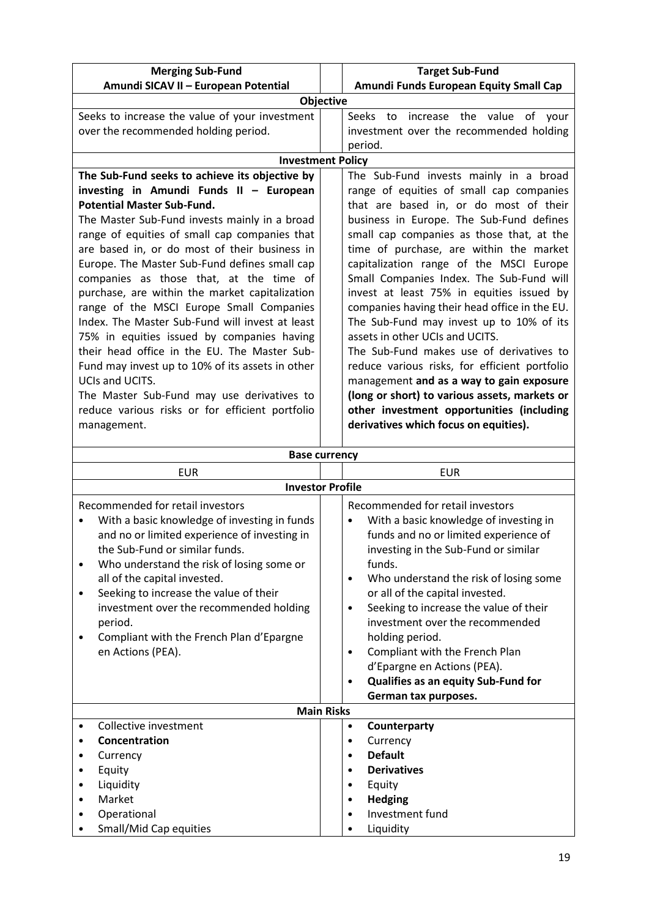| Merging Sub-Fund<br>Amundi SICAV II – European Potential | | Target Sub-Fund<br>Amundi Funds European Equity Small Cap |
|---|---|---|
| **Objective** | | |
| Seeks to increase the value of your investment over the recommended holding period. | | Seeks to increase the value of your investment over the recommended holding period. |
| **Investment Policy** | | |
| **The Sub-Fund seeks to achieve its objective by investing in Amundi Funds II – European Potential Master Sub-Fund.**<br>The Master Sub-Fund invests mainly in a broad range of equities of small cap companies that are based in, or do most of their business in Europe. The Master Sub-Fund defines small cap companies as those that, at the time of purchase, are within the market capitalization range of the MSCI Europe Small Companies Index. The Master Sub-Fund will invest at least 75% in equities issued by companies having their head office in the EU. The Master Sub-Fund may invest up to 10% of its assets in other UCIs and UCITS.<br>The Master Sub-Fund may use derivatives to reduce various risks or for efficient portfolio management. | | The Sub-Fund invests mainly in a broad range of equities of small cap companies that are based in, or do most of their business in Europe. The Sub-Fund defines small cap companies as those that, at the time of purchase, are within the market capitalization range of the MSCI Europe Small Companies Index. The Sub-Fund will invest at least 75% in equities issued by companies having their head office in the EU. The Sub-Fund may invest up to 10% of its assets in other UCIs and UCITS.<br>The Sub-Fund makes use of derivatives to reduce various risks, for efficient portfolio management **and as a way to gain exposure (long or short) to various assets, markets or other investment opportunities (including derivatives which focus on equities).** |
| **Base currency** | | |
| EUR | | EUR |
| **Investor Profile** | | |
| Recommended for retail investors<br>• With a basic knowledge of investing in funds and no or limited experience of investing in the Sub-Fund or similar funds.<br>• Who understand the risk of losing some or all of the capital invested.<br>• Seeking to increase the value of their investment over the recommended holding period.<br>• Compliant with the French Plan d'Epargne en Actions (PEA). | | Recommended for retail investors<br>• With a basic knowledge of investing in funds and no or limited experience of investing in the Sub-Fund or similar funds.<br>• Who understand the risk of losing some or all of the capital invested.<br>• Seeking to increase the value of their investment over the recommended holding period.<br>• Compliant with the French Plan d'Epargne en Actions (PEA).<br>• **Qualifies as an equity Sub-Fund for German tax purposes.** |
| **Main Risks** | | |
| • Collective investment<br>• **Concentration**<br>• Currency<br>• Equity<br>• Liquidity<br>• Market<br>• Operational<br>• Small/Mid Cap equities | | • **Counterparty**<br>• Currency<br>• **Default**<br>• **Derivatives**<br>• Equity<br>• **Hedging**<br>• Investment fund<br>• Liquidity |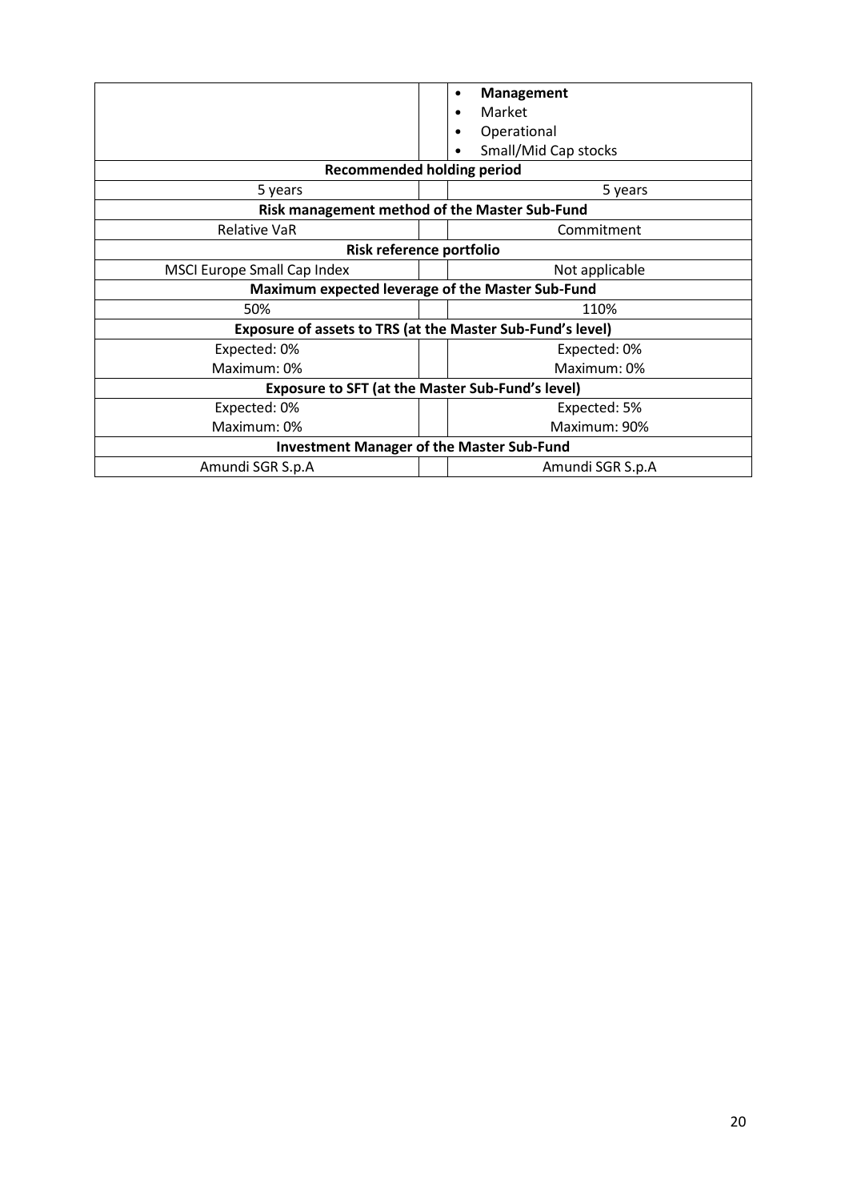| | | |
|---|---|---|
| | | • **Management**<br>• Market<br>• Operational<br>• Small/Mid Cap stocks |
| **Recommended holding period** | | |
| 5 years | | 5 years |
| **Risk management method of the Master Sub-Fund** | | |
| Relative VaR | | Commitment |
| **Risk reference portfolio** | | |
| MSCI Europe Small Cap Index | | Not applicable |
| **Maximum expected leverage of the Master Sub-Fund** | | |
| 50% | | 110% |
| **Exposure of assets to TRS (at the Master Sub-Fund's level)** | | |
| Expected: 0%<br>Maximum: 0% | | Expected: 0%<br>Maximum: 0% |
| **Exposure to SFT (at the Master Sub-Fund's level)** | | |
| Expected: 0%<br>Maximum: 0% | | Expected: 5%<br>Maximum: 90% |
| **Investment Manager of the Master Sub-Fund** | | |
| Amundi SGR S.p.A | | Amundi SGR S.p.A |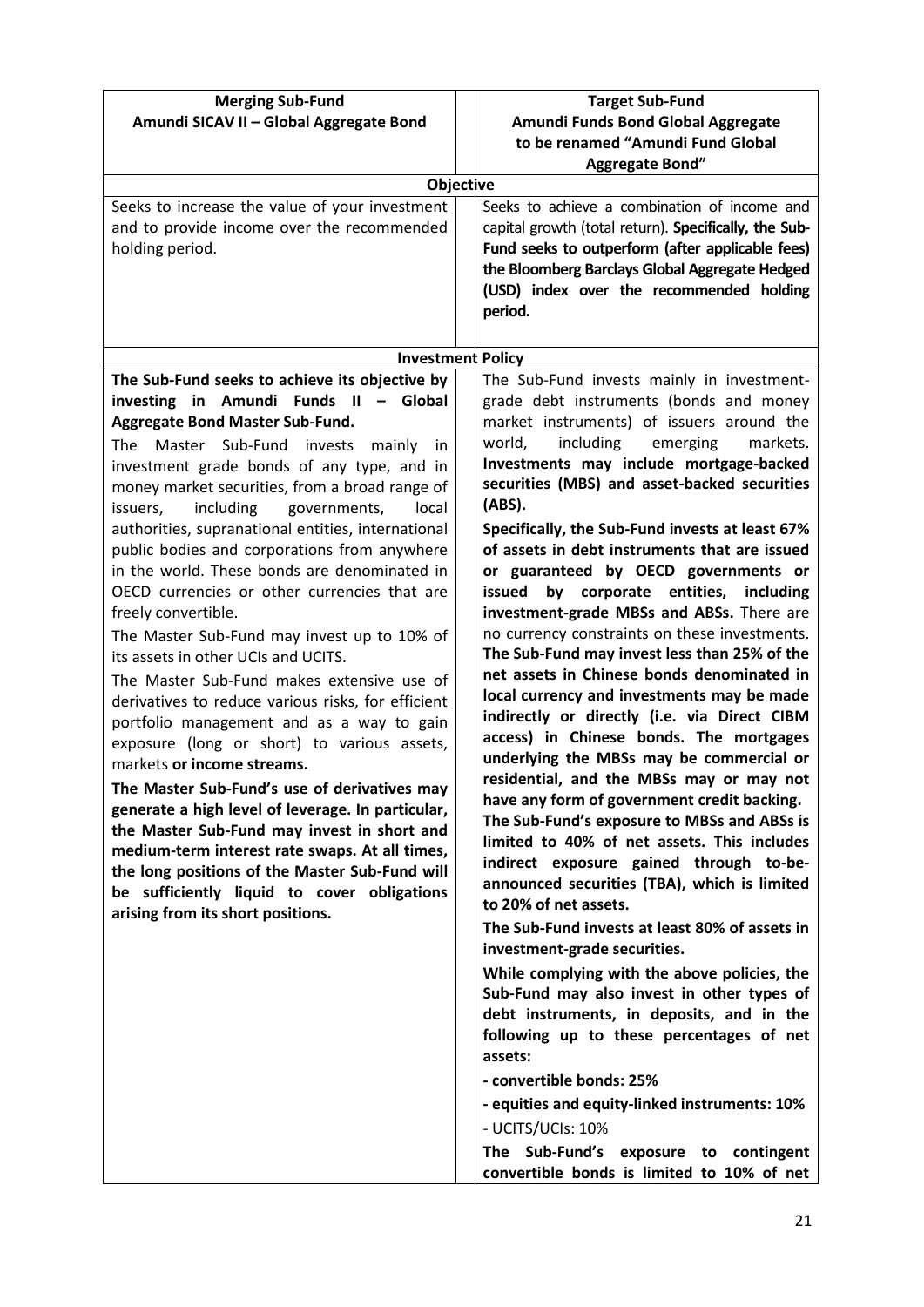| Merging Sub-Fund<br>**Amundi SICAV II – Global Aggregate Bond** | Target Sub-Fund<br>**Amundi Funds Bond Global Aggregate to be renamed "Amundi Fund Global Aggregate Bond"** |
|---|---|
| **Objective** | |
| Seeks to increase the value of your investment and to provide income over the recommended holding period. | Seeks to achieve a combination of income and capital growth (total return). **Specifically, the Sub-Fund seeks to outperform (after applicable fees) the Bloomberg Barclays Global Aggregate Hedged (USD) index over the recommended holding period.** |
| **Investment Policy** | |
| **The Sub-Fund seeks to achieve its objective by investing in Amundi Funds II – Global Aggregate Bond Master Sub-Fund.**<br><br>The Master Sub-Fund invests mainly in investment grade bonds of any type, and in money market securities, from a broad range of issuers, including governments, local authorities, supranational entities, international public bodies and corporations from anywhere in the world. These bonds are denominated in OECD currencies or other currencies that are freely convertible.<br><br>The Master Sub-Fund may invest up to 10% of its assets in other UCIs and UCITS.<br><br>The Master Sub-Fund makes extensive use of derivatives to reduce various risks, for efficient portfolio management and as a way to gain exposure (long or short) to various assets, markets **or income streams.**<br><br>**The Master Sub-Fund's use of derivatives may generate a high level of leverage. In particular, the Master Sub-Fund may invest in short and medium-term interest rate swaps. At all times, the long positions of the Master Sub-Fund will be sufficiently liquid to cover obligations arising from its short positions.** | The Sub-Fund invests mainly in investment-grade debt instruments (bonds and money market instruments) of issuers around the world, including emerging markets. **Investments may include mortgage-backed securities (MBS) and asset-backed securities (ABS).**<br><br>**Specifically, the Sub-Fund invests at least 67% of assets in debt instruments that are issued or guaranteed by OECD governments or issued by corporate entities, including investment-grade MBSs and ABSs.** There are no currency constraints on these investments. **The Sub-Fund may invest less than 25% of the net assets in Chinese bonds denominated in local currency and investments may be made indirectly or directly (i.e. via Direct CIBM access) in Chinese bonds. The mortgages underlying the MBSs may be commercial or residential, and the MBSs may or may not have any form of government credit backing. The Sub-Fund's exposure to MBSs and ABSs is limited to 40% of net assets. This includes indirect exposure gained through to-be-announced securities (TBA), which is limited to 20% of net assets.**<br><br>**The Sub-Fund invests at least 80% of assets in investment-grade securities.**<br><br>**While complying with the above policies, the Sub-Fund may also invest in other types of debt instruments, in deposits, and in the following up to these percentages of net assets:**<br><br>**- convertible bonds: 25%**<br><br>**- equities and equity-linked instruments: 10%**<br><br>- UCITS/UCIs: 10%<br><br>**The Sub-Fund's exposure to contingent convertible bonds is limited to 10% of net** |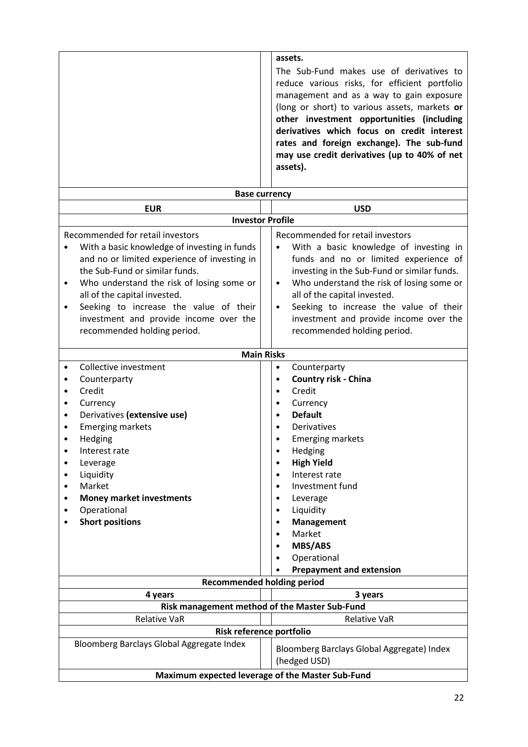| | | |
|---|---|---|
| | | assets.<br>The Sub-Fund makes use of derivatives to reduce various risks, for efficient portfolio management and as a way to gain exposure (long or short) to various assets, markets **or other investment opportunities (including derivatives which focus on credit interest rates and foreign exchange). The sub-fund may use credit derivatives (up to 40% of net assets).** |
| **Base currency** | | |
| **EUR** | | **USD** |
| **Investor Profile** | | |
| Recommended for retail investors<br>• With a basic knowledge of investing in funds and no or limited experience of investing in the Sub-Fund or similar funds.<br>• Who understand the risk of losing some or all of the capital invested.<br>• Seeking to increase the value of their investment and provide income over the recommended holding period. | | Recommended for retail investors<br>• With a basic knowledge of investing in funds and no or limited experience of investing in the Sub-Fund or similar funds.<br>• Who understand the risk of losing some or all of the capital invested.<br>• Seeking to increase the value of their investment and provide income over the recommended holding period. |
| **Main Risks** | | |
| • Collective investment<br>• Counterparty<br>• Credit<br>• Currency<br>• Derivatives **(extensive use)**<br>• Emerging markets<br>• Hedging<br>• Interest rate<br>• Leverage<br>• Liquidity<br>• Market<br>• **Money market investments**<br>• Operational<br>• **Short positions** | | • Counterparty<br>• **Country risk - China**<br>• Credit<br>• Currency<br>• **Default**<br>• Derivatives<br>• Emerging markets<br>• Hedging<br>• **High Yield**<br>• Interest rate<br>• Investment fund<br>• Leverage<br>• Liquidity<br>• **Management**<br>• Market<br>• **MBS/ABS**<br>• Operational<br>• **Prepayment and extension** |
| **Recommended holding period** | | |
| **4 years** | | **3 years** |
| **Risk management method of the Master Sub-Fund** | | |
| Relative VaR | | Relative VaR |
| **Risk reference portfolio** | | |
| Bloomberg Barclays Global Aggregate Index | | Bloomberg Barclays Global Aggregate) Index (hedged USD) |
| **Maximum expected leverage of the Master Sub-Fund** | | |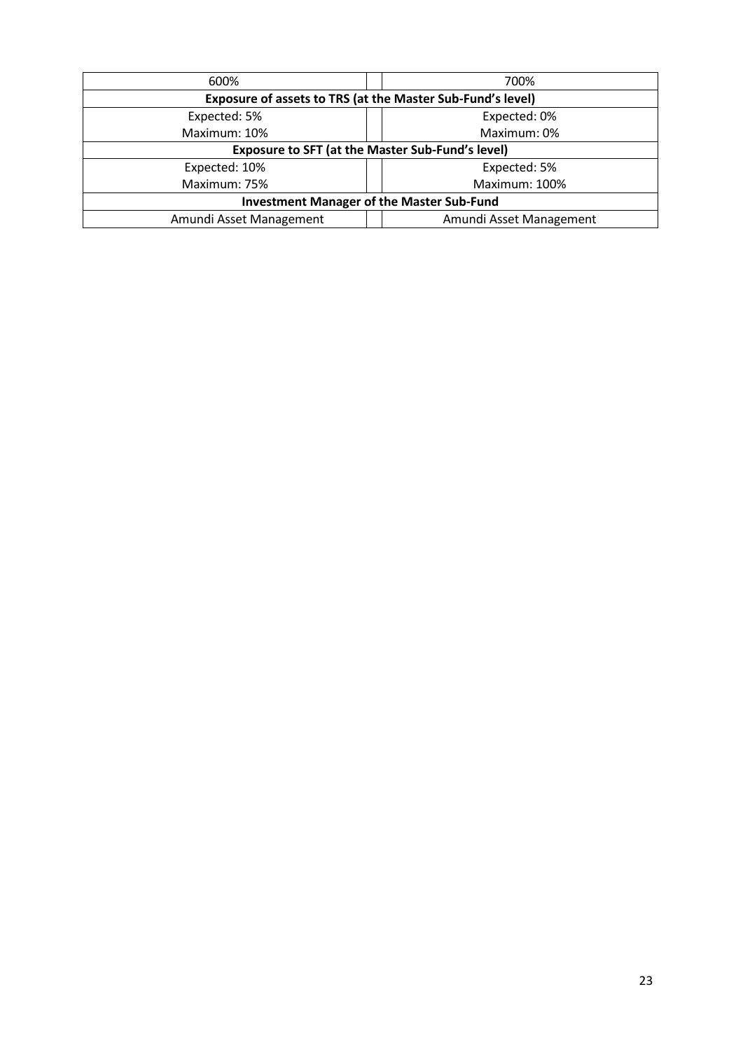| 600% | | 700% |
| --- | --- | --- |
| **Exposure of assets to TRS (at the Master Sub-Fund's level)** | | |
| Expected: 5%<br>Maximum: 10% | | Expected: 0%<br>Maximum: 0% |
| **Exposure to SFT (at the Master Sub-Fund's level)** | | |
| Expected: 10%<br>Maximum: 75% | | Expected: 5%<br>Maximum: 100% |
| **Investment Manager of the Master Sub-Fund** | | |
| Amundi Asset Management | | Amundi Asset Management |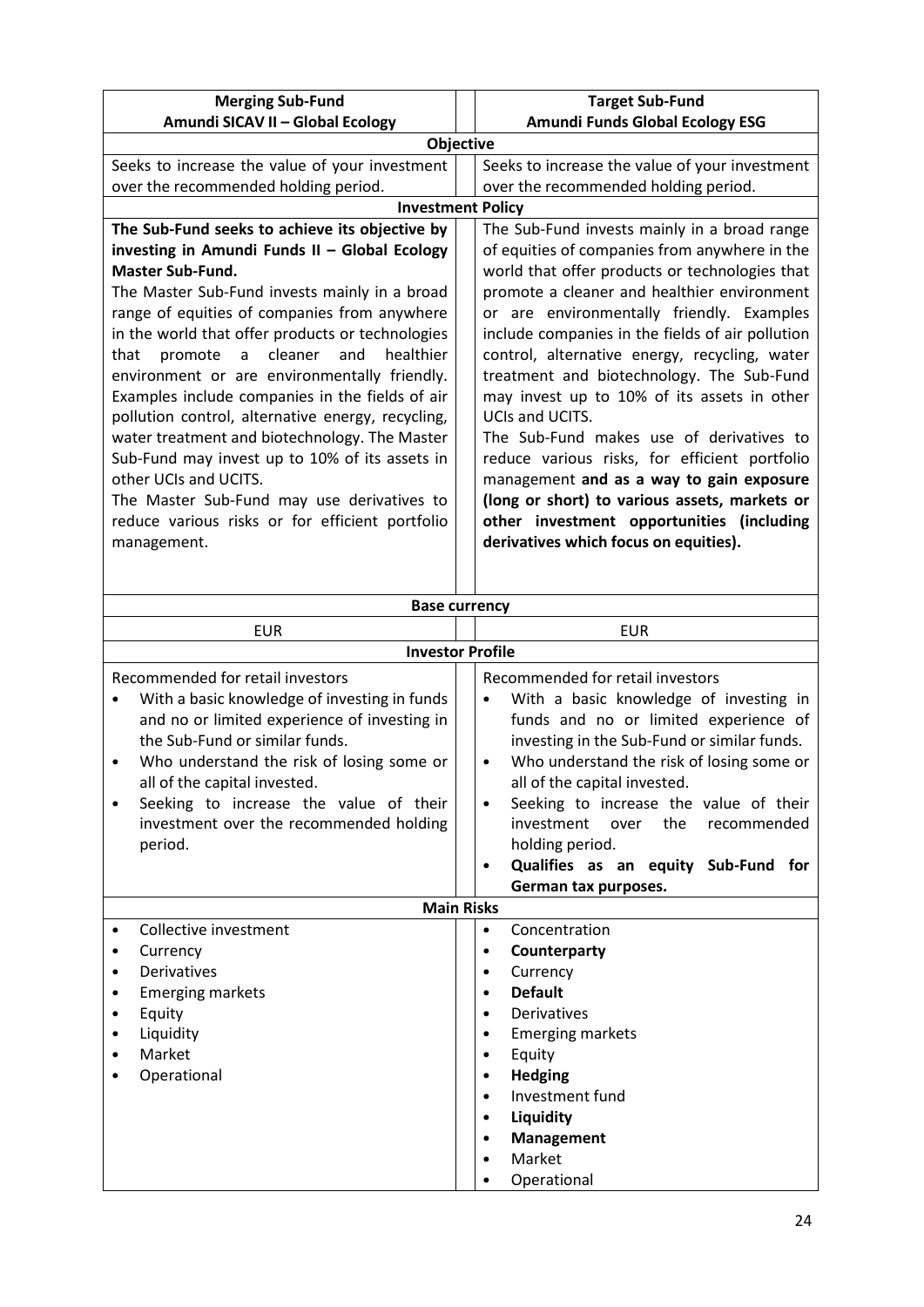| **Merging Sub-Fund**<br>**Amundi SICAV II – Global Ecology** | **Target Sub-Fund**<br>**Amundi Funds Global Ecology ESG** |
|---|---|
| **Objective** | |
| Seeks to increase the value of your investment over the recommended holding period. | Seeks to increase the value of your investment over the recommended holding period. |
| **Investment Policy** | |
| **The Sub-Fund seeks to achieve its objective by investing in Amundi Funds II – Global Ecology Master Sub-Fund.**<br>The Master Sub-Fund invests mainly in a broad range of equities of companies from anywhere in the world that offer products or technologies that promote a cleaner and healthier environment or are environmentally friendly. Examples include companies in the fields of air pollution control, alternative energy, recycling, water treatment and biotechnology. The Master Sub-Fund may invest up to 10% of its assets in other UCIs and UCITS.<br>The Master Sub-Fund may use derivatives to reduce various risks or for efficient portfolio management. | The Sub-Fund invests mainly in a broad range of equities of companies from anywhere in the world that offer products or technologies that promote a cleaner and healthier environment or are environmentally friendly. Examples include companies in the fields of air pollution control, alternative energy, recycling, water treatment and biotechnology. The Sub-Fund may invest up to 10% of its assets in other UCIs and UCITS.<br>The Sub-Fund makes use of derivatives to reduce various risks, for efficient portfolio management **and as a way to gain exposure (long or short) to various assets, markets or other investment opportunities (including derivatives which focus on equities).** |
| **Base currency** | |
| EUR | EUR |
| **Investor Profile** | |
| Recommended for retail investors<br>• With a basic knowledge of investing in funds and no or limited experience of investing in the Sub-Fund or similar funds.<br>• Who understand the risk of losing some or all of the capital invested.<br>• Seeking to increase the value of their investment over the recommended holding period. | Recommended for retail investors<br>• With a basic knowledge of investing in funds and no or limited experience of investing in the Sub-Fund or similar funds.<br>• Who understand the risk of losing some or all of the capital invested.<br>• Seeking to increase the value of their investment over the recommended holding period.<br>• **Qualifies as an equity Sub-Fund for German tax purposes.** |
| **Main Risks** | |
| • Collective investment<br>• Currency<br>• Derivatives<br>• Emerging markets<br>• Equity<br>• Liquidity<br>• Market<br>• Operational | • Concentration<br>• **Counterparty**<br>• Currency<br>• **Default**<br>• Derivatives<br>• Emerging markets<br>• Equity<br>• **Hedging**<br>• Investment fund<br>• **Liquidity**<br>• **Management**<br>• Market<br>• Operational |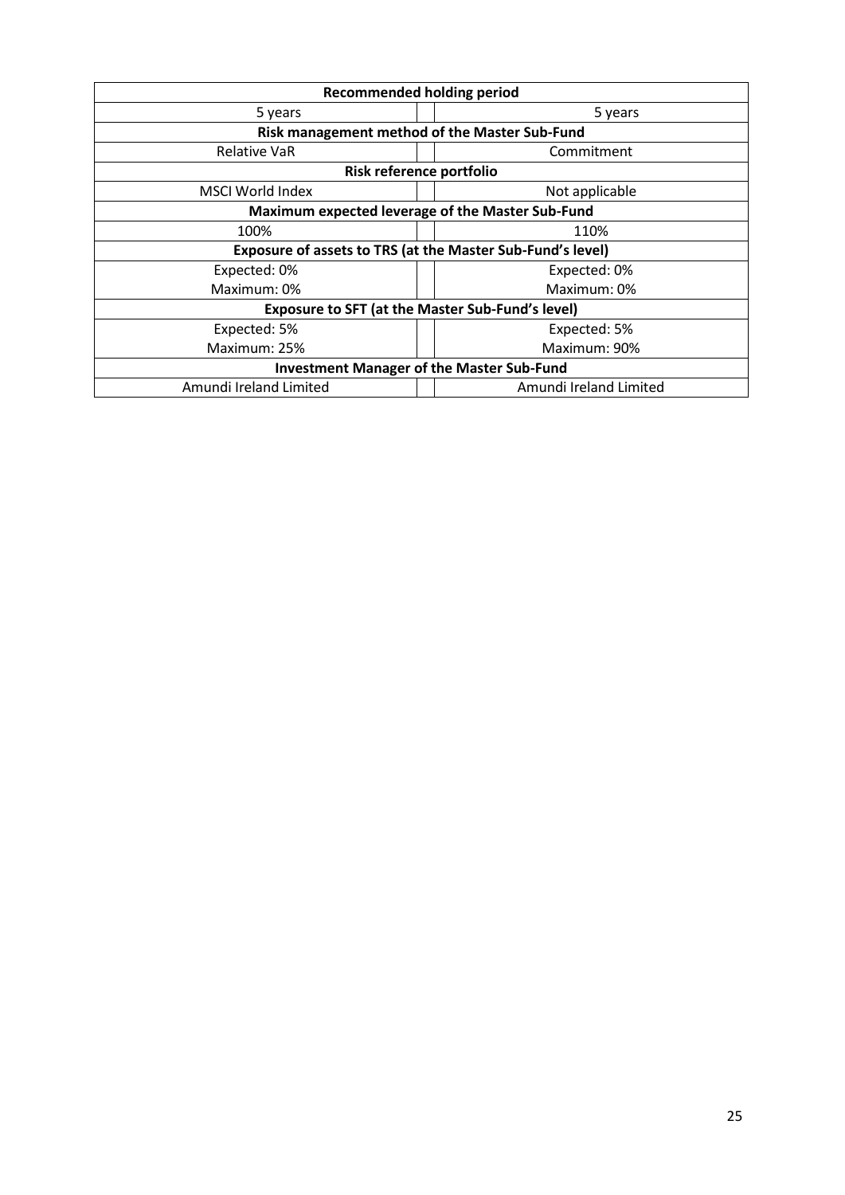| Recommended holding period | | |
|---|---|---|
| 5 years | | 5 years |
| **Risk management method of the Master Sub-Fund** | | |
| Relative VaR | | Commitment |
| **Risk reference portfolio** | | |
| MSCI World Index | | Not applicable |
| **Maximum expected leverage of the Master Sub-Fund** | | |
| 100% | | 110% |
| **Exposure of assets to TRS (at the Master Sub-Fund's level)** | | |
| Expected: 0%<br>Maximum: 0% | | Expected: 0%<br>Maximum: 0% |
| **Exposure to SFT (at the Master Sub-Fund's level)** | | |
| Expected: 5%<br>Maximum: 25% | | Expected: 5%<br>Maximum: 90% |
| **Investment Manager of the Master Sub-Fund** | | |
| Amundi Ireland Limited | | Amundi Ireland Limited |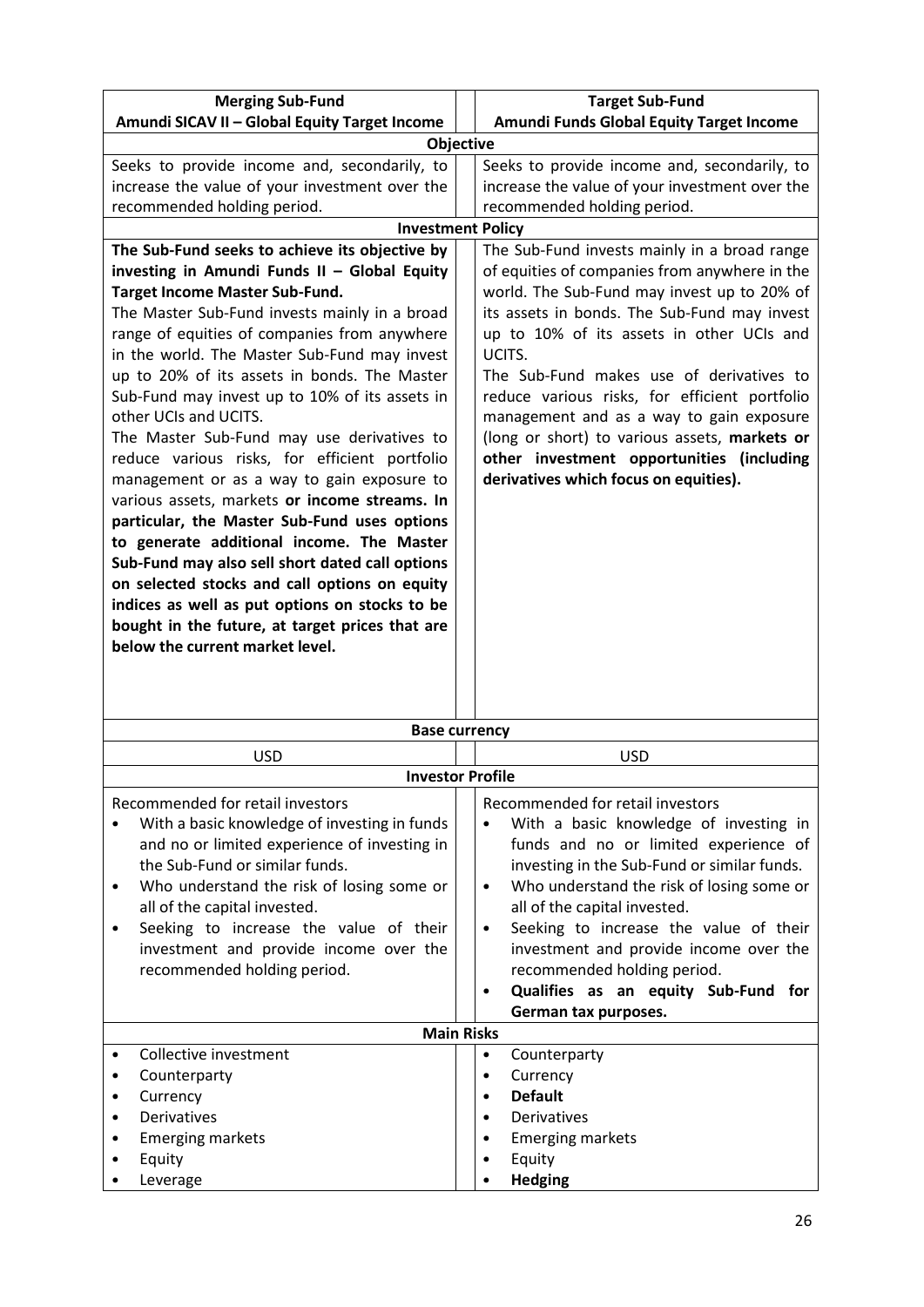| Merging Sub-Fund<br>Amundi SICAV II – Global Equity Target Income | Target Sub-Fund<br>Amundi Funds Global Equity Target Income |
|---|---|
| **Objective** | |
| Seeks to provide income and, secondarily, to increase the value of your investment over the recommended holding period. | Seeks to provide income and, secondarily, to increase the value of your investment over the recommended holding period. |
| **Investment Policy** | |
| **The Sub-Fund seeks to achieve its objective by investing in Amundi Funds II – Global Equity Target Income Master Sub-Fund.**<br>The Master Sub-Fund invests mainly in a broad range of equities of companies from anywhere in the world. The Master Sub-Fund may invest up to 20% of its assets in bonds. The Master Sub-Fund may invest up to 10% of its assets in other UCIs and UCITS.<br>The Master Sub-Fund may use derivatives to reduce various risks, for efficient portfolio management or as a way to gain exposure to various assets, markets **or income streams. In particular, the Master Sub-Fund uses options to generate additional income. The Master Sub-Fund may also sell short dated call options on selected stocks and call options on equity indices as well as put options on stocks to be bought in the future, at target prices that are below the current market level.** | The Sub-Fund invests mainly in a broad range of equities of companies from anywhere in the world. The Sub-Fund may invest up to 20% of its assets in bonds. The Sub-Fund may invest up to 10% of its assets in other UCIs and UCITS.<br>The Sub-Fund makes use of derivatives to reduce various risks, for efficient portfolio management and as a way to gain exposure (long or short) to various assets, **markets or other investment opportunities (including derivatives which focus on equities).** |
| **Base currency** | |
| USD | USD |
| **Investor Profile** | |
| Recommended for retail investors<br>• With a basic knowledge of investing in funds and no or limited experience of investing in the Sub-Fund or similar funds.<br>• Who understand the risk of losing some or all of the capital invested.<br>• Seeking to increase the value of their investment and provide income over the recommended holding period. | Recommended for retail investors<br>• With a basic knowledge of investing in funds and no or limited experience of investing in the Sub-Fund or similar funds.<br>• Who understand the risk of losing some or all of the capital invested.<br>• Seeking to increase the value of their investment and provide income over the recommended holding period.<br>• **Qualifies as an equity Sub-Fund for German tax purposes.** |
| **Main Risks** | |
| • Collective investment<br>• Counterparty<br>• Currency<br>• Derivatives<br>• Emerging markets<br>• Equity<br>• Leverage | • Counterparty<br>• Currency<br>• **Default**<br>• Derivatives<br>• Emerging markets<br>• Equity<br>• **Hedging** |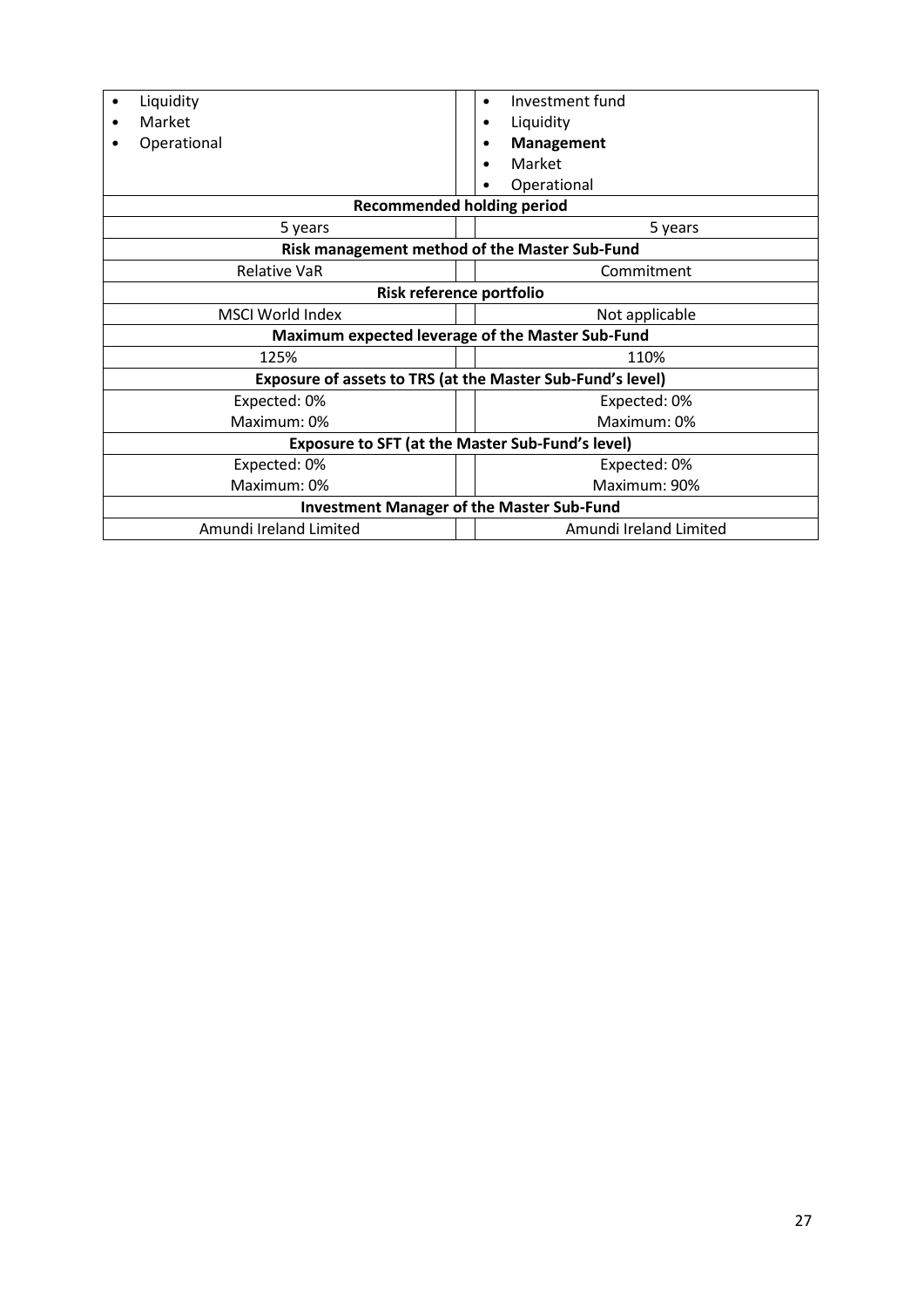| | | |
|---|---|---|
| • Liquidity<br>• Market<br>• Operational | | • Investment fund<br>• Liquidity<br>• **Management**<br>• Market<br>• Operational |
| **Recommended holding period** | | |
| 5 years | | 5 years |
| **Risk management method of the Master Sub-Fund** | | |
| Relative VaR | | Commitment |
| **Risk reference portfolio** | | |
| MSCI World Index | | Not applicable |
| **Maximum expected leverage of the Master Sub-Fund** | | |
| 125% | | 110% |
| **Exposure of assets to TRS (at the Master Sub-Fund's level)** | | |
| Expected: 0%<br>Maximum: 0% | | Expected: 0%<br>Maximum: 0% |
| **Exposure to SFT (at the Master Sub-Fund's level)** | | |
| Expected: 0%<br>Maximum: 0% | | Expected: 0%<br>Maximum: 90% |
| **Investment Manager of the Master Sub-Fund** | | |
| Amundi Ireland Limited | | Amundi Ireland Limited |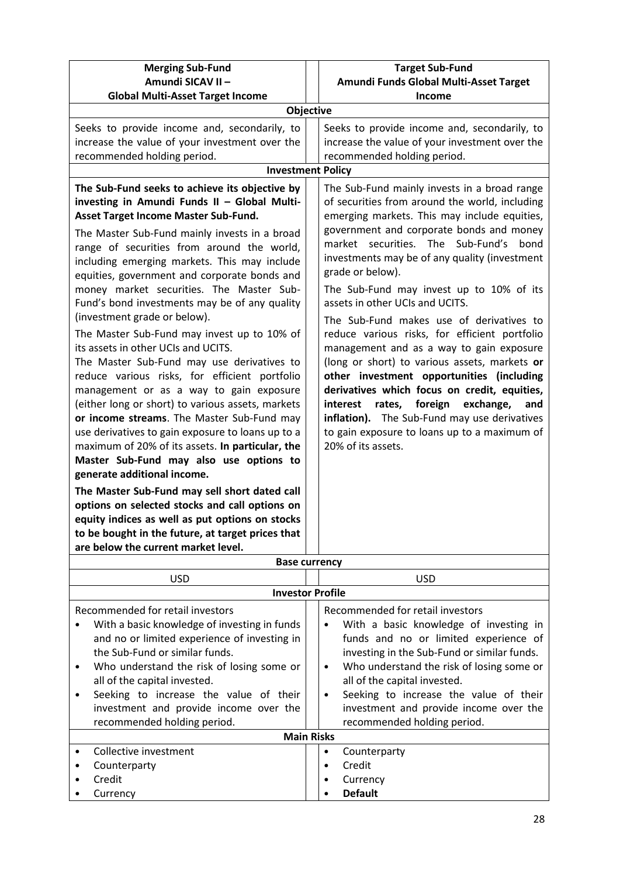| Merging Sub-Fund<br>Amundi SICAV II –<br>Global Multi-Asset Target Income | Target Sub-Fund<br>Amundi Funds Global Multi-Asset Target Income |
|---|---|
| **Objective** | |
| Seeks to provide income and, secondarily, to increase the value of your investment over the recommended holding period. | Seeks to provide income and, secondarily, to increase the value of your investment over the recommended holding period. |
| **Investment Policy** | |
| **The Sub-Fund seeks to achieve its objective by investing in Amundi Funds II – Global Multi-Asset Target Income Master Sub-Fund.**<br><br>The Master Sub-Fund mainly invests in a broad range of securities from around the world, including emerging markets. This may include equities, government and corporate bonds and money market securities. The Master Sub-Fund's bond investments may be of any quality (investment grade or below).<br><br>The Master Sub-Fund may invest up to 10% of its assets in other UCIs and UCITS.<br>The Master Sub-Fund may use derivatives to reduce various risks, for efficient portfolio management or as a way to gain exposure (either long or short) to various assets, markets **or income streams**. The Master Sub-Fund may use derivatives to gain exposure to loans up to a maximum of 20% of its assets. **In particular, the Master Sub-Fund may also use options to generate additional income.**<br><br>**The Master Sub-Fund may sell short dated call options on selected stocks and call options on equity indices as well as put options on stocks to be bought in the future, at target prices that are below the current market level.** | The Sub-Fund mainly invests in a broad range of securities from around the world, including emerging markets. This may include equities, government and corporate bonds and money market securities. The Sub-Fund's bond investments may be of any quality (investment grade or below).<br><br>The Sub-Fund may invest up to 10% of its assets in other UCIs and UCITS.<br><br>The Sub-Fund makes use of derivatives to reduce various risks, for efficient portfolio management and as a way to gain exposure (long or short) to various assets, markets **or other investment opportunities (including derivatives which focus on credit, equities, interest rates, foreign exchange, and inflation).** The Sub-Fund may use derivatives to gain exposure to loans up to a maximum of 20% of its assets. |
| **Base currency** | |
| USD | USD |
| **Investor Profile** | |
| Recommended for retail investors<br>• With a basic knowledge of investing in funds and no or limited experience of investing in the Sub-Fund or similar funds.<br>• Who understand the risk of losing some or all of the capital invested.<br>• Seeking to increase the value of their investment and provide income over the recommended holding period. | Recommended for retail investors<br>• With a basic knowledge of investing in funds and no or limited experience of investing in the Sub-Fund or similar funds.<br>• Who understand the risk of losing some or all of the capital invested.<br>• Seeking to increase the value of their investment and provide income over the recommended holding period. |
| **Main Risks** | |
| • Collective investment<br>• Counterparty<br>• Credit<br>• Currency | • Counterparty<br>• Credit<br>• Currency<br>• **Default** |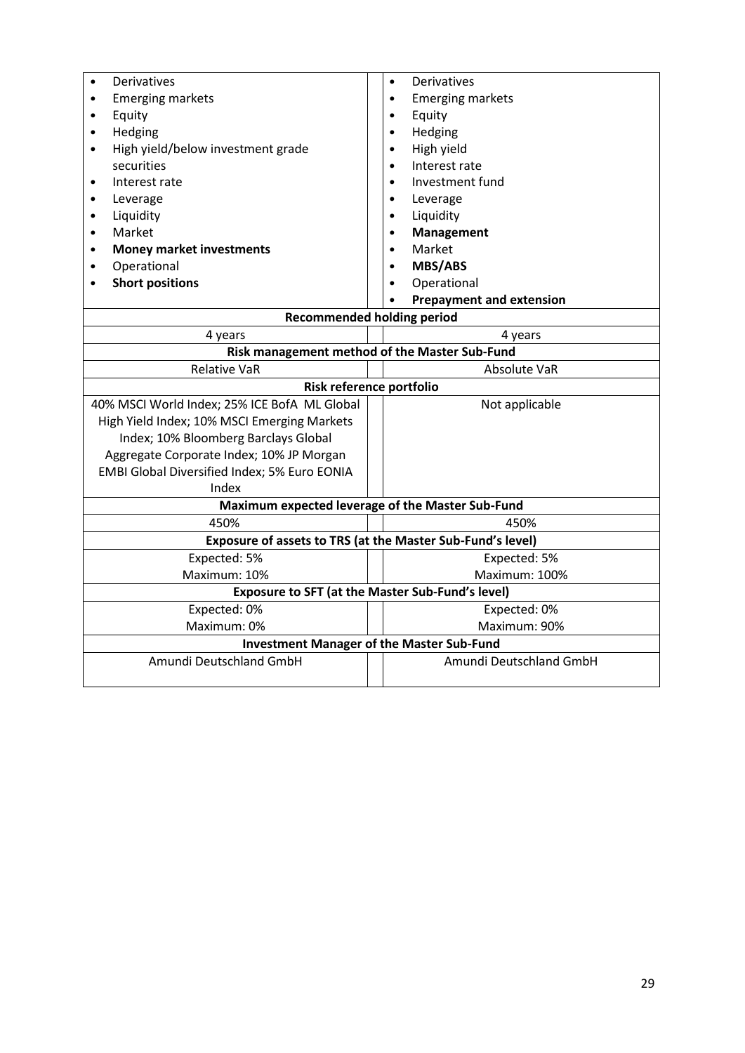| | |
|---|---|
| • Derivatives<br>• Emerging markets<br>• Equity<br>• Hedging<br>• High yield/below investment grade securities<br>• Interest rate<br>• Leverage<br>• Liquidity<br>• Market<br>• **Money market investments**<br>• Operational<br>• **Short positions** | • Derivatives<br>• Emerging markets<br>• Equity<br>• Hedging<br>• High yield<br>• Interest rate<br>• Investment fund<br>• Leverage<br>• Liquidity<br>• **Management**<br>• Market<br>• **MBS/ABS**<br>• Operational<br>• **Prepayment and extension** |
| **Recommended holding period** | |
| 4 years | 4 years |
| **Risk management method of the Master Sub-Fund** | |
| Relative VaR | Absolute VaR |
| **Risk reference portfolio** | |
| 40% MSCI World Index; 25% ICE BofA ML Global High Yield Index; 10% MSCI Emerging Markets Index; 10% Bloomberg Barclays Global Aggregate Corporate Index; 10% JP Morgan EMBI Global Diversified Index; 5% Euro EONIA Index | Not applicable |
| **Maximum expected leverage of the Master Sub-Fund** | |
| 450% | 450% |
| **Exposure of assets to TRS (at the Master Sub-Fund's level)** | |
| Expected: 5%<br>Maximum: 10% | Expected: 5%<br>Maximum: 100% |
| **Exposure to SFT (at the Master Sub-Fund's level)** | |
| Expected: 0%<br>Maximum: 0% | Expected: 0%<br>Maximum: 90% |
| **Investment Manager of the Master Sub-Fund** | |
| Amundi Deutschland GmbH | Amundi Deutschland GmbH |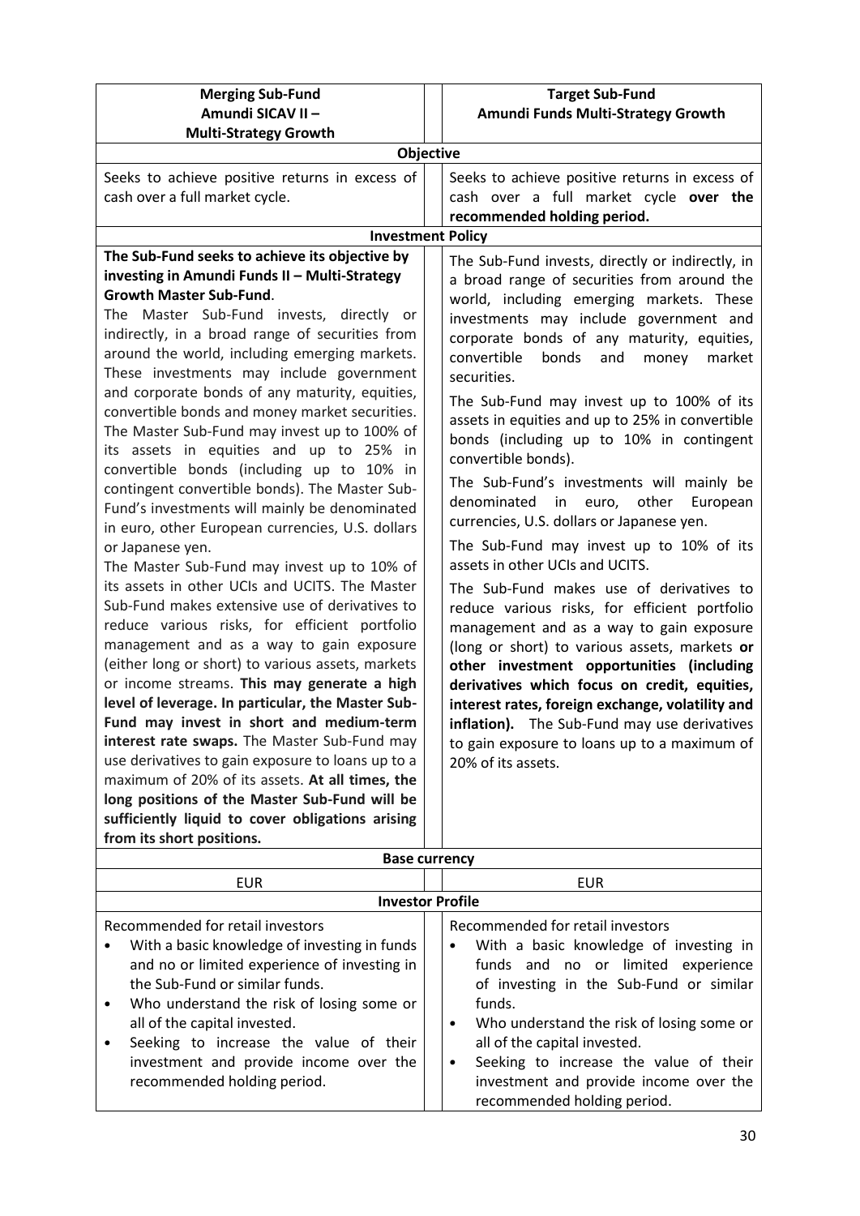| Merging Sub-Fund<br>Amundi SICAV II –<br>Multi-Strategy Growth | Target Sub-Fund<br>Amundi Funds Multi-Strategy Growth |
|---|---|
| **Objective** | |
| Seeks to achieve positive returns in excess of cash over a full market cycle. | Seeks to achieve positive returns in excess of cash over a full market cycle **over the recommended holding period.** |
| **Investment Policy** | |
| **The Sub-Fund seeks to achieve its objective by investing in Amundi Funds II – Multi-Strategy Growth Master Sub-Fund**.<br>The Master Sub-Fund invests, directly or indirectly, in a broad range of securities from around the world, including emerging markets. These investments may include government and corporate bonds of any maturity, equities, convertible bonds and money market securities. The Master Sub-Fund may invest up to 100% of its assets in equities and up to 25% in convertible bonds (including up to 10% in contingent convertible bonds). The Master Sub-Fund's investments will mainly be denominated in euro, other European currencies, U.S. dollars or Japanese yen.<br>The Master Sub-Fund may invest up to 10% of its assets in other UCIs and UCITS. The Master Sub-Fund makes extensive use of derivatives to reduce various risks, for efficient portfolio management and as a way to gain exposure (either long or short) to various assets, markets or income streams. **This may generate a high level of leverage. In particular, the Master Sub-Fund may invest in short and medium-term interest rate swaps.** The Master Sub-Fund may use derivatives to gain exposure to loans up to a maximum of 20% of its assets. **At all times, the long positions of the Master Sub-Fund will be sufficiently liquid to cover obligations arising from its short positions.** | The Sub-Fund invests, directly or indirectly, in a broad range of securities from around the world, including emerging markets. These investments may include government and corporate bonds of any maturity, equities, convertible bonds and money market securities.<br>The Sub-Fund may invest up to 100% of its assets in equities and up to 25% in convertible bonds (including up to 10% in contingent convertible bonds).<br>The Sub-Fund's investments will mainly be denominated in euro, other European currencies, U.S. dollars or Japanese yen.<br>The Sub-Fund may invest up to 10% of its assets in other UCIs and UCITS.<br>The Sub-Fund makes use of derivatives to reduce various risks, for efficient portfolio management and as a way to gain exposure (long or short) to various assets, markets **or other investment opportunities (including derivatives which focus on credit, equities, interest rates, foreign exchange, volatility and inflation).** The Sub-Fund may use derivatives to gain exposure to loans up to a maximum of 20% of its assets. |
| **Base currency** | |
| EUR | EUR |
| **Investor Profile** | |
| Recommended for retail investors<br>• With a basic knowledge of investing in funds and no or limited experience of investing in the Sub-Fund or similar funds.<br>• Who understand the risk of losing some or all of the capital invested.<br>• Seeking to increase the value of their investment and provide income over the recommended holding period. | Recommended for retail investors<br>• With a basic knowledge of investing in funds and no or limited experience of investing in the Sub-Fund or similar funds.<br>• Who understand the risk of losing some or all of the capital invested.<br>• Seeking to increase the value of their investment and provide income over the recommended holding period. |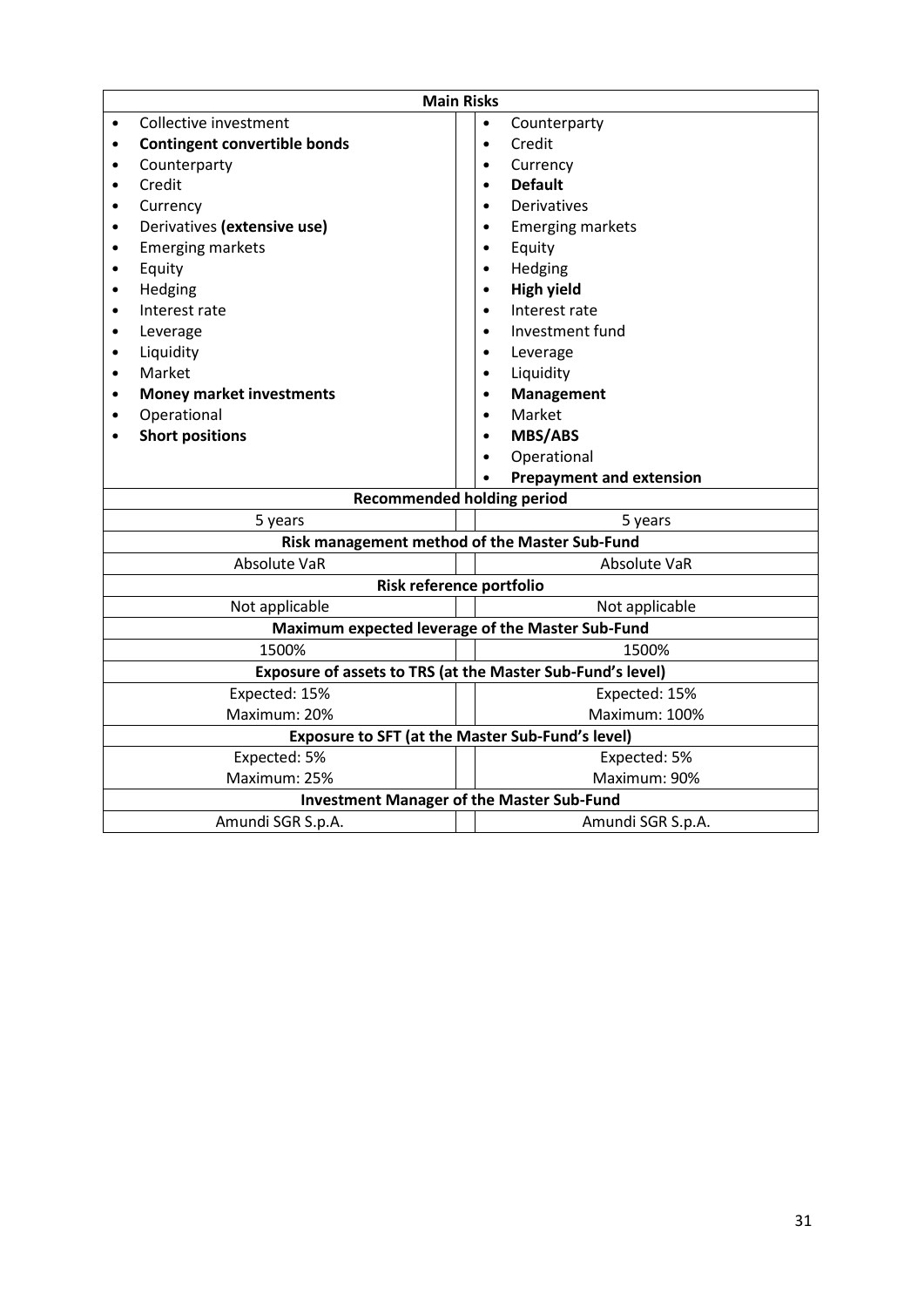| Main Risks | | |
|---|---|---|
| • Collective investment<br>• **Contingent convertible bonds**<br>• Counterparty<br>• Credit<br>• Currency<br>• Derivatives **(extensive use)**<br>• Emerging markets<br>• Equity<br>• Hedging<br>• Interest rate<br>• Leverage<br>• Liquidity<br>• Market<br>• **Money market investments**<br>• Operational<br>• **Short positions** | | • Counterparty<br>• Credit<br>• Currency<br>• **Default**<br>• Derivatives<br>• Emerging markets<br>• Equity<br>• Hedging<br>• **High yield**<br>• Interest rate<br>• Investment fund<br>• Leverage<br>• Liquidity<br>• **Management**<br>• Market<br>• **MBS/ABS**<br>• Operational<br>• **Prepayment and extension** |
| **Recommended holding period** | | |
| 5 years | | 5 years |
| **Risk management method of the Master Sub-Fund** | | |
| Absolute VaR | | Absolute VaR |
| **Risk reference portfolio** | | |
| Not applicable | | Not applicable |
| **Maximum expected leverage of the Master Sub-Fund** | | |
| 1500% | | 1500% |
| **Exposure of assets to TRS (at the Master Sub-Fund's level)** | | |
| Expected: 15%<br>Maximum: 20% | | Expected: 15%<br>Maximum: 100% |
| **Exposure to SFT (at the Master Sub-Fund's level)** | | |
| Expected: 5%<br>Maximum: 25% | | Expected: 5%<br>Maximum: 90% |
| **Investment Manager of the Master Sub-Fund** | | |
| Amundi SGR S.p.A. | | Amundi SGR S.p.A. |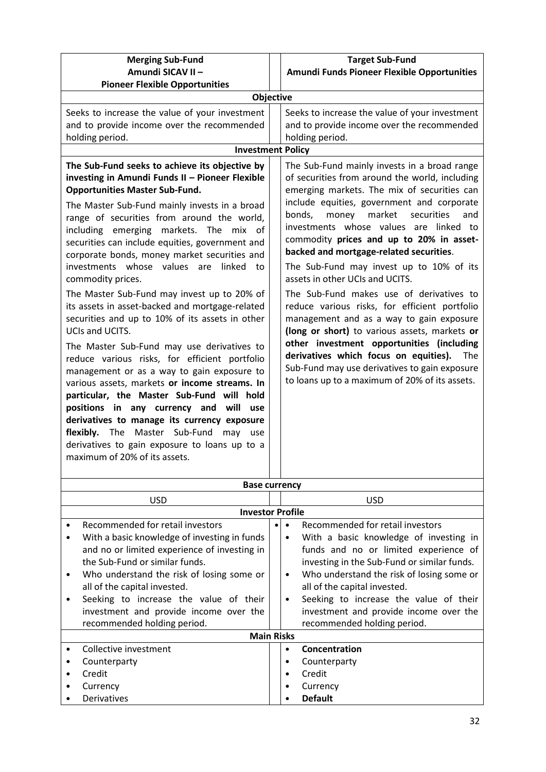| Merging Sub-Fund<br>Amundi SICAV II –<br>Pioneer Flexible Opportunities | Target Sub-Fund<br>Amundi Funds Pioneer Flexible Opportunities |
|---|---|
| **Objective** | |
| Seeks to increase the value of your investment and to provide income over the recommended holding period. | Seeks to increase the value of your investment and to provide income over the recommended holding period. |
| **Investment Policy** | |
| **The Sub-Fund seeks to achieve its objective by investing in Amundi Funds II – Pioneer Flexible Opportunities Master Sub-Fund.**<br><br>The Master Sub-Fund mainly invests in a broad range of securities from around the world, including emerging markets. The mix of securities can include equities, government and corporate bonds, money market securities and investments whose values are linked to commodity prices.<br><br>The Master Sub-Fund may invest up to 20% of its assets in asset-backed and mortgage-related securities and up to 10% of its assets in other UCIs and UCITS.<br><br>The Master Sub-Fund may use derivatives to reduce various risks, for efficient portfolio management or as a way to gain exposure to various assets, markets **or income streams. In particular, the Master Sub-Fund will hold positions in any currency and will use derivatives to manage its currency exposure flexibly.** The Master Sub-Fund may use derivatives to gain exposure to loans up to a maximum of 20% of its assets. | The Sub-Fund mainly invests in a broad range of securities from around the world, including emerging markets. The mix of securities can include equities, government and corporate bonds, money market securities and investments whose values are linked to commodity **prices and up to 20% in asset-backed and mortgage-related securities**.<br><br>The Sub-Fund may invest up to 10% of its assets in other UCIs and UCITS.<br><br>The Sub-Fund makes use of derivatives to reduce various risks, for efficient portfolio management and as a way to gain exposure **(long or short)** to various assets, markets **or other investment opportunities (including derivatives which focus on equities).** The Sub-Fund may use derivatives to gain exposure to loans up to a maximum of 20% of its assets. |
| **Base currency** | |
| USD | USD |
| **Investor Profile** | |
| • Recommended for retail investors<br>• With a basic knowledge of investing in funds and no or limited experience of investing in the Sub-Fund or similar funds.<br>• Who understand the risk of losing some or all of the capital invested.<br>• Seeking to increase the value of their investment and provide income over the recommended holding period. | • Recommended for retail investors<br>• With a basic knowledge of investing in funds and no or limited experience of investing in the Sub-Fund or similar funds.<br>• Who understand the risk of losing some or all of the capital invested.<br>• Seeking to increase the value of their investment and provide income over the recommended holding period. |
| **Main Risks** | |
| • Collective investment<br>• Counterparty<br>• Credit<br>• Currency<br>• Derivatives | • **Concentration**<br>• Counterparty<br>• Credit<br>• Currency<br>• **Default** |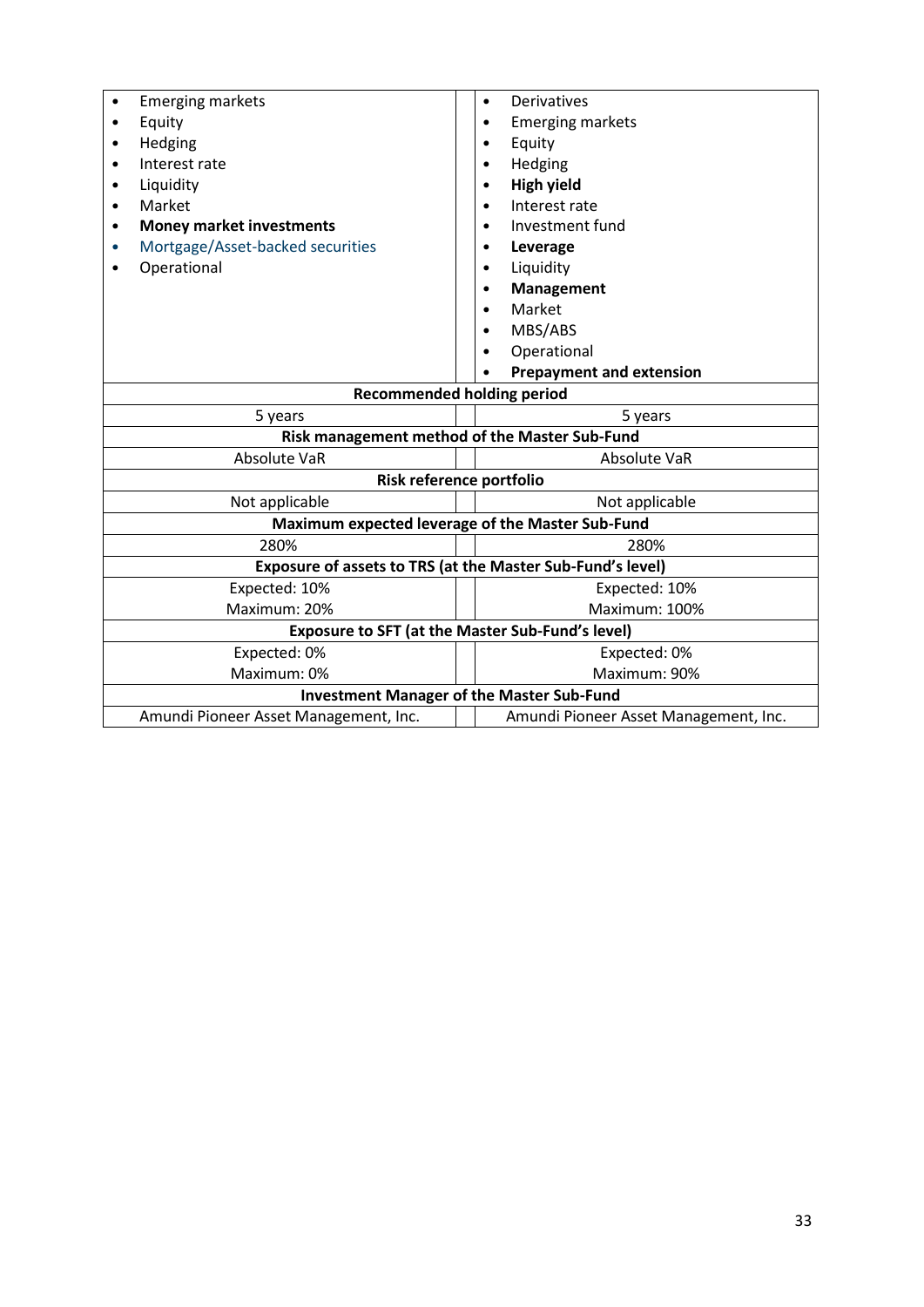| | |
|---|---|
| • Emerging markets<br>• Equity<br>• Hedging<br>• Interest rate<br>• Liquidity<br>• Market<br>• **Money market investments**<br>• Mortgage/Asset-backed securities<br>• Operational | • Derivatives<br>• Emerging markets<br>• Equity<br>• Hedging<br>• **High yield**<br>• Interest rate<br>• Investment fund<br>• **Leverage**<br>• Liquidity<br>• **Management**<br>• Market<br>• MBS/ABS<br>• Operational<br>• **Prepayment and extension** |
| **Recommended holding period** | |
| 5 years | 5 years |
| **Risk management method of the Master Sub-Fund** | |
| Absolute VaR | Absolute VaR |
| **Risk reference portfolio** | |
| Not applicable | Not applicable |
| **Maximum expected leverage of the Master Sub-Fund** | |
| 280% | 280% |
| **Exposure of assets to TRS (at the Master Sub-Fund's level)** | |
| Expected: 10%<br>Maximum: 20% | Expected: 10%<br>Maximum: 100% |
| **Exposure to SFT (at the Master Sub-Fund's level)** | |
| Expected: 0%<br>Maximum: 0% | Expected: 0%<br>Maximum: 90% |
| **Investment Manager of the Master Sub-Fund** | |
| Amundi Pioneer Asset Management, Inc. | Amundi Pioneer Asset Management, Inc. |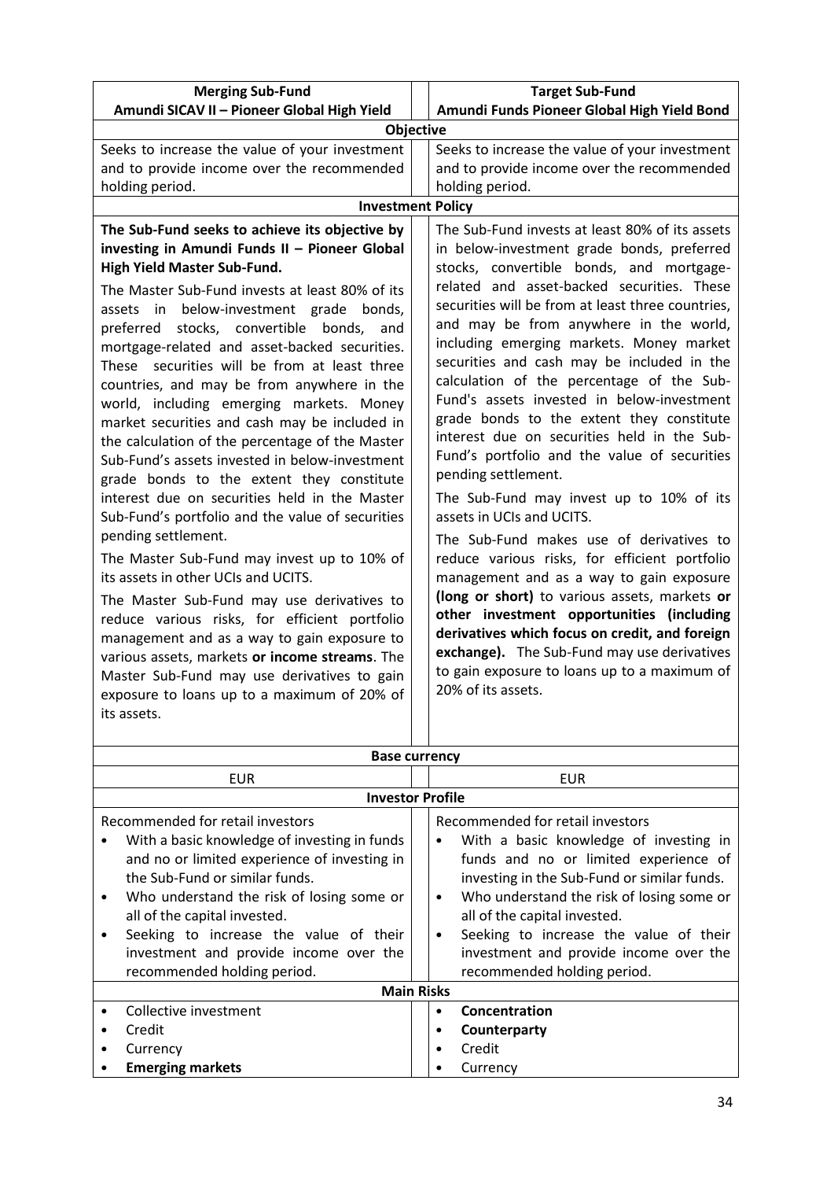| Merging Sub-Fund<br>Amundi SICAV II – Pioneer Global High Yield | Target Sub-Fund<br>Amundi Funds Pioneer Global High Yield Bond |
|---|---|
| **Objective** | |
| Seeks to increase the value of your investment and to provide income over the recommended holding period. | Seeks to increase the value of your investment and to provide income over the recommended holding period. |
| **Investment Policy** | |
| **The Sub-Fund seeks to achieve its objective by investing in Amundi Funds II – Pioneer Global High Yield Master Sub-Fund.**<br><br>The Master Sub-Fund invests at least 80% of its assets in below-investment grade bonds, preferred stocks, convertible bonds, and mortgage-related and asset-backed securities. These securities will be from at least three countries, and may be from anywhere in the world, including emerging markets. Money market securities and cash may be included in the calculation of the percentage of the Master Sub-Fund's assets invested in below-investment grade bonds to the extent they constitute interest due on securities held in the Master Sub-Fund's portfolio and the value of securities pending settlement.<br><br>The Master Sub-Fund may invest up to 10% of its assets in other UCIs and UCITS.<br><br>The Master Sub-Fund may use derivatives to reduce various risks, for efficient portfolio management and as a way to gain exposure to various assets, markets **or income streams**. The Master Sub-Fund may use derivatives to gain exposure to loans up to a maximum of 20% of its assets. | The Sub-Fund invests at least 80% of its assets in below-investment grade bonds, preferred stocks, convertible bonds, and mortgage-related and asset-backed securities. These securities will be from at least three countries, and may be from anywhere in the world, including emerging markets. Money market securities and cash may be included in the calculation of the percentage of the Sub-Fund's assets invested in below-investment grade bonds to the extent they constitute interest due on securities held in the Sub-Fund's portfolio and the value of securities pending settlement.<br><br>The Sub-Fund may invest up to 10% of its assets in UCIs and UCITS.<br><br>The Sub-Fund makes use of derivatives to reduce various risks, for efficient portfolio management and as a way to gain exposure **(long or short)** to various assets, markets **or other investment opportunities (including derivatives which focus on credit, and foreign exchange).** The Sub-Fund may use derivatives to gain exposure to loans up to a maximum of 20% of its assets. |
| **Base currency** | |
| EUR | EUR |
| **Investor Profile** | |
| Recommended for retail investors<br>• With a basic knowledge of investing in funds and no or limited experience of investing in the Sub-Fund or similar funds.<br>• Who understand the risk of losing some or all of the capital invested.<br>• Seeking to increase the value of their investment and provide income over the recommended holding period. | Recommended for retail investors<br>• With a basic knowledge of investing in funds and no or limited experience of investing in the Sub-Fund or similar funds.<br>• Who understand the risk of losing some or all of the capital invested.<br>• Seeking to increase the value of their investment and provide income over the recommended holding period. |
| **Main Risks** | |
| • Collective investment<br>• Credit<br>• Currency<br>• **Emerging markets** | • **Concentration**<br>• **Counterparty**<br>• Credit<br>• Currency |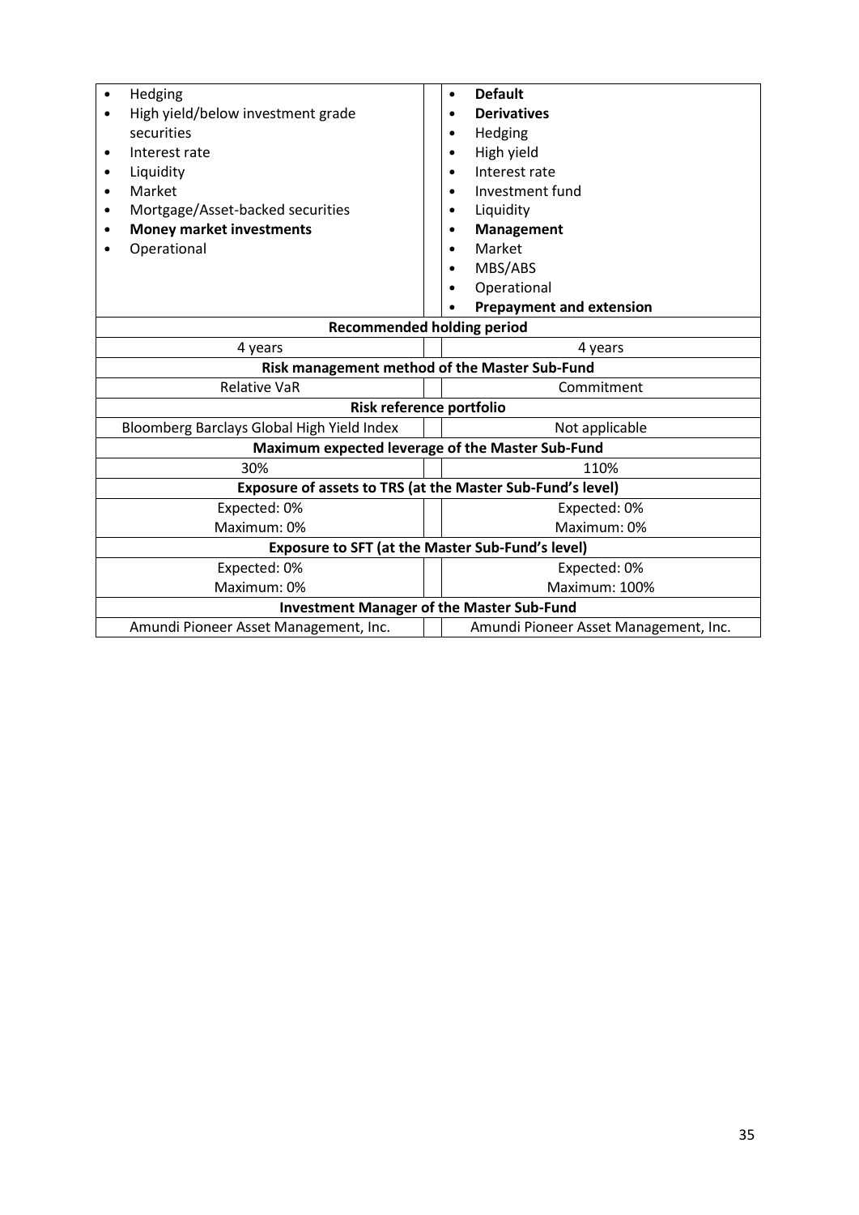| | |
|---|---|
| • Hedging<br>• High yield/below investment grade securities<br>• Interest rate<br>• Liquidity<br>• Market<br>• Mortgage/Asset-backed securities<br>• **Money market investments**<br>• Operational | • **Default**<br>• **Derivatives**<br>• Hedging<br>• High yield<br>• Interest rate<br>• Investment fund<br>• Liquidity<br>• **Management**<br>• Market<br>• MBS/ABS<br>• Operational<br>• **Prepayment and extension** |
| **Recommended holding period** | |
| 4 years | 4 years |
| **Risk management method of the Master Sub-Fund** | |
| Relative VaR | Commitment |
| **Risk reference portfolio** | |
| Bloomberg Barclays Global High Yield Index | Not applicable |
| **Maximum expected leverage of the Master Sub-Fund** | |
| 30% | 110% |
| **Exposure of assets to TRS (at the Master Sub-Fund's level)** | |
| Expected: 0%<br>Maximum: 0% | Expected: 0%<br>Maximum: 0% |
| **Exposure to SFT (at the Master Sub-Fund's level)** | |
| Expected: 0%<br>Maximum: 0% | Expected: 0%<br>Maximum: 100% |
| **Investment Manager of the Master Sub-Fund** | |
| Amundi Pioneer Asset Management, Inc. | Amundi Pioneer Asset Management, Inc. |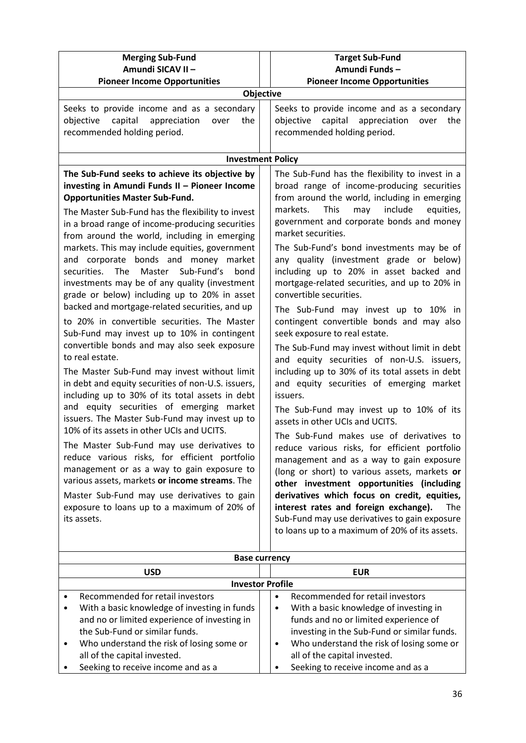| **Merging Sub-Fund**<br>**Amundi SICAV II –**<br>**Pioneer Income Opportunities** | **Target Sub-Fund**<br>**Amundi Funds –**<br>**Pioneer Income Opportunities** |
|---|---|
| **Objective** | |
| Seeks to provide income and as a secondary objective capital appreciation over the recommended holding period. | Seeks to provide income and as a secondary objective capital appreciation over the recommended holding period. |
| **Investment Policy** | |
| **The Sub-Fund seeks to achieve its objective by investing in Amundi Funds II – Pioneer Income Opportunities Master Sub-Fund.**<br><br>The Master Sub-Fund has the flexibility to invest in a broad range of income-producing securities from around the world, including in emerging markets. This may include equities, government and corporate bonds and money market securities. The Master Sub-Fund's bond investments may be of any quality (investment grade or below) including up to 20% in asset backed and mortgage-related securities, and up to 20% in convertible securities. The Master Sub-Fund may invest up to 10% in contingent convertible bonds and may also seek exposure to real estate.<br><br>The Master Sub-Fund may invest without limit in debt and equity securities of non-U.S. issuers, including up to 30% of its total assets in debt and equity securities of emerging market issuers. The Master Sub-Fund may invest up to 10% of its assets in other UCIs and UCITS.<br><br>The Master Sub-Fund may use derivatives to reduce various risks, for efficient portfolio management or as a way to gain exposure to various assets, markets **or income streams**. The Master Sub-Fund may use derivatives to gain exposure to loans up to a maximum of 20% of its assets. | The Sub-Fund has the flexibility to invest in a broad range of income-producing securities from around the world, including in emerging markets. This may include equities, government and corporate bonds and money market securities.<br><br>The Sub-Fund's bond investments may be of any quality (investment grade or below) including up to 20% in asset backed and mortgage-related securities, and up to 20% in convertible securities.<br><br>The Sub-Fund may invest up to 10% in contingent convertible bonds and may also seek exposure to real estate.<br><br>The Sub-Fund may invest without limit in debt and equity securities of non-U.S. issuers, including up to 30% of its total assets in debt and equity securities of emerging market issuers.<br><br>The Sub-Fund may invest up to 10% of its assets in other UCIs and UCITS.<br><br>The Sub-Fund makes use of derivatives to reduce various risks, for efficient portfolio management and as a way to gain exposure (long or short) to various assets, markets **or other investment opportunities (including derivatives which focus on credit, equities, interest rates and foreign exchange).** The Sub-Fund may use derivatives to gain exposure to loans up to a maximum of 20% of its assets. |
| **Base currency** | |
| USD | EUR |
| **Investor Profile** | |
| • Recommended for retail investors<br>• With a basic knowledge of investing in funds and no or limited experience of investing in the Sub-Fund or similar funds.<br>• Who understand the risk of losing some or all of the capital invested.<br>• Seeking to receive income and as a | • Recommended for retail investors<br>• With a basic knowledge of investing in funds and no or limited experience of investing in the Sub-Fund or similar funds.<br>• Who understand the risk of losing some or all of the capital invested.<br>• Seeking to receive income and as a |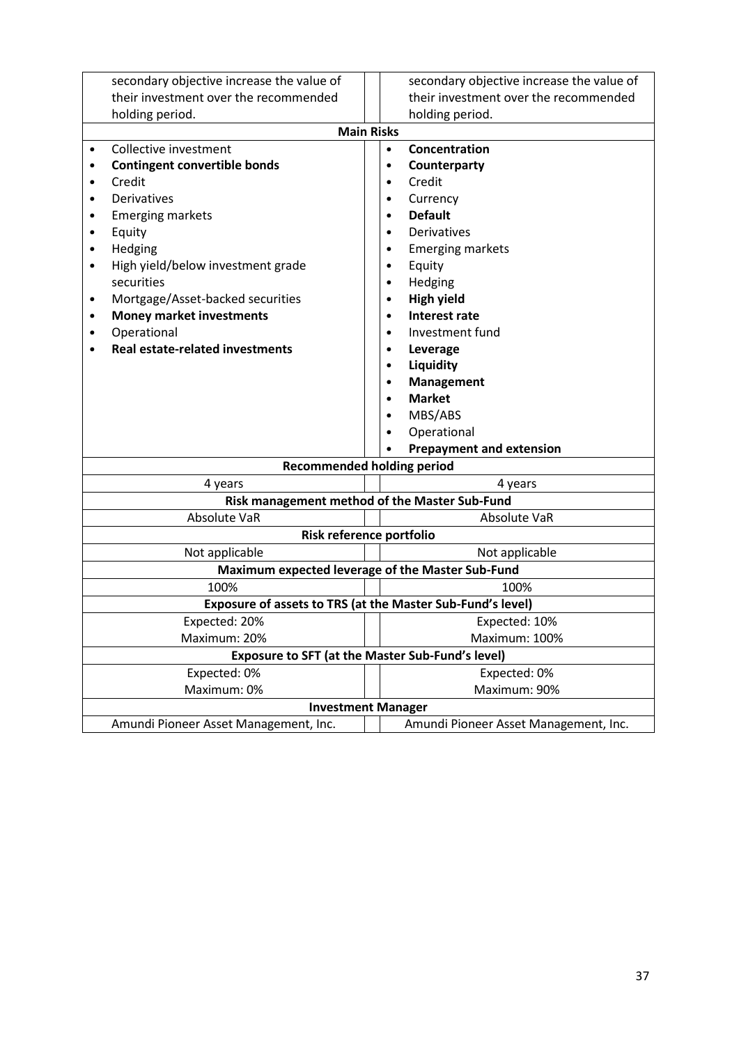| | |
|---|---|
| secondary objective increase the value of their investment over the recommended holding period. | secondary objective increase the value of their investment over the recommended holding period. |
| **Main Risks** | |
| • Collective investment<br>• **Contingent convertible bonds**<br>• Credit<br>• Derivatives<br>• Emerging markets<br>• Equity<br>• Hedging<br>• High yield/below investment grade securities<br>• Mortgage/Asset-backed securities<br>• **Money market investments**<br>• Operational<br>• **Real estate-related investments** | • **Concentration**<br>• **Counterparty**<br>• Credit<br>• Currency<br>• **Default**<br>• Derivatives<br>• Emerging markets<br>• Equity<br>• Hedging<br>• **High yield**<br>• **Interest rate**<br>• Investment fund<br>• **Leverage**<br>• **Liquidity**<br>• **Management**<br>• **Market**<br>• MBS/ABS<br>• Operational<br>• **Prepayment and extension** |
| **Recommended holding period** | |
| 4 years | 4 years |
| **Risk management method of the Master Sub-Fund** | |
| Absolute VaR | Absolute VaR |
| **Risk reference portfolio** | |
| Not applicable | Not applicable |
| **Maximum expected leverage of the Master Sub-Fund** | |
| 100% | 100% |
| **Exposure of assets to TRS (at the Master Sub-Fund's level)** | |
| Expected: 20%<br>Maximum: 20% | Expected: 10%<br>Maximum: 100% |
| **Exposure to SFT (at the Master Sub-Fund's level)** | |
| Expected: 0%<br>Maximum: 0% | Expected: 0%<br>Maximum: 90% |
| **Investment Manager** | |
| Amundi Pioneer Asset Management, Inc. | Amundi Pioneer Asset Management, Inc. |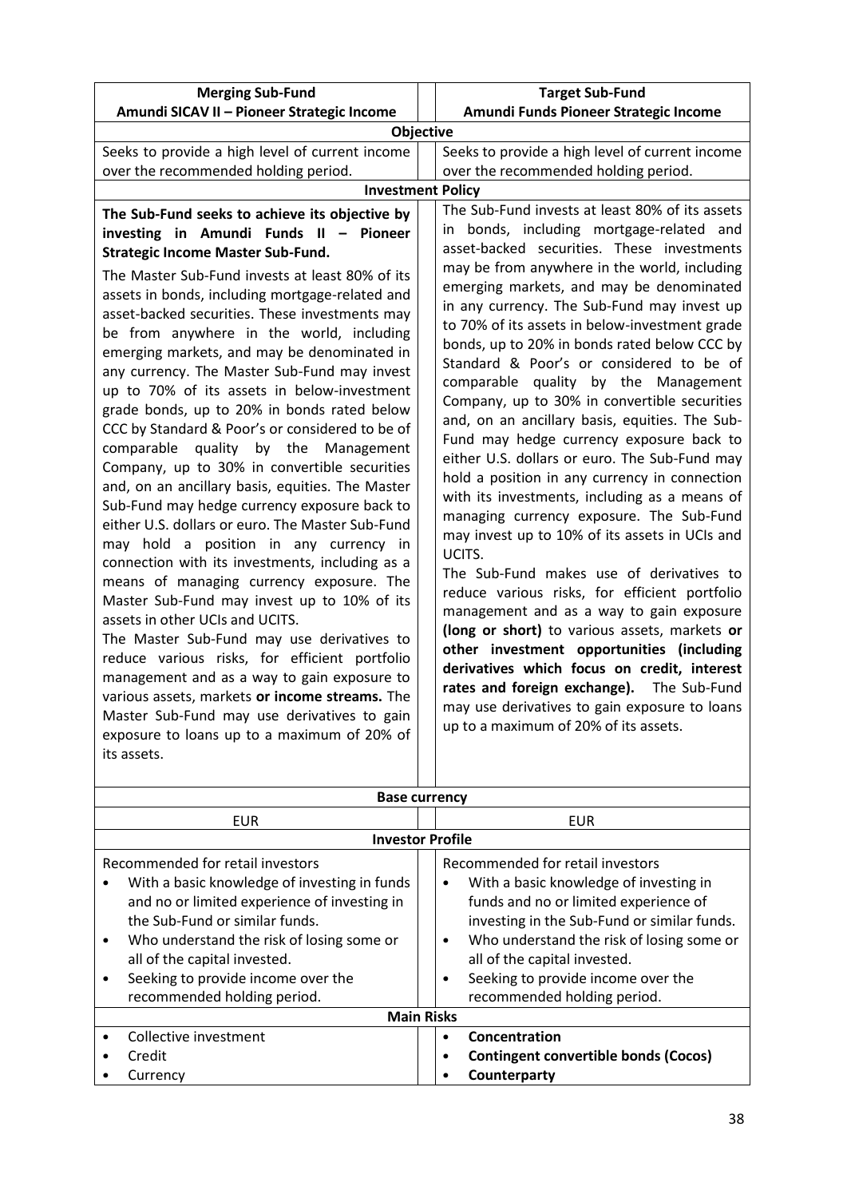| Merging Sub-Fund<br>Amundi SICAV II – Pioneer Strategic Income | Target Sub-Fund<br>Amundi Funds Pioneer Strategic Income |
|---|---|
| **Objective** | |
| Seeks to provide a high level of current income over the recommended holding period. | Seeks to provide a high level of current income over the recommended holding period. |
| **Investment Policy** | |
| **The Sub-Fund seeks to achieve its objective by investing in Amundi Funds II – Pioneer Strategic Income Master Sub-Fund.**<br><br>The Master Sub-Fund invests at least 80% of its assets in bonds, including mortgage-related and asset-backed securities. These investments may be from anywhere in the world, including emerging markets, and may be denominated in any currency. The Master Sub-Fund may invest up to 70% of its assets in below-investment grade bonds, up to 20% in bonds rated below CCC by Standard & Poor's or considered to be of comparable quality by the Management Company, up to 30% in convertible securities and, on an ancillary basis, equities. The Master Sub-Fund may hedge currency exposure back to either U.S. dollars or euro. The Master Sub-Fund may hold a position in any currency in connection with its investments, including as a means of managing currency exposure. The Master Sub-Fund may invest up to 10% of its assets in other UCIs and UCITS.<br>The Master Sub-Fund may use derivatives to reduce various risks, for efficient portfolio management and as a way to gain exposure to various assets, markets **or income streams.** The Master Sub-Fund may use derivatives to gain exposure to loans up to a maximum of 20% of its assets. | The Sub-Fund invests at least 80% of its assets in bonds, including mortgage-related and asset-backed securities. These investments may be from anywhere in the world, including emerging markets, and may be denominated in any currency. The Sub-Fund may invest up to 70% of its assets in below-investment grade bonds, up to 20% in bonds rated below CCC by Standard & Poor's or considered to be of comparable quality by the Management Company, up to 30% in convertible securities and, on an ancillary basis, equities. The Sub-Fund may hedge currency exposure back to either U.S. dollars or euro. The Sub-Fund may hold a position in any currency in connection with its investments, including as a means of managing currency exposure. The Sub-Fund may invest up to 10% of its assets in UCIs and UCITS.<br>The Sub-Fund makes use of derivatives to reduce various risks, for efficient portfolio management and as a way to gain exposure **(long or short)** to various assets, markets **or other investment opportunities (including derivatives which focus on credit, interest rates and foreign exchange).** The Sub-Fund may use derivatives to gain exposure to loans up to a maximum of 20% of its assets. |
| **Base currency** | |
| EUR | EUR |
| **Investor Profile** | |
| Recommended for retail investors<br>• With a basic knowledge of investing in funds and no or limited experience of investing in the Sub-Fund or similar funds.<br>• Who understand the risk of losing some or all of the capital invested.<br>• Seeking to provide income over the recommended holding period. | Recommended for retail investors<br>• With a basic knowledge of investing in funds and no or limited experience of investing in the Sub-Fund or similar funds.<br>• Who understand the risk of losing some or all of the capital invested.<br>• Seeking to provide income over the recommended holding period. |
| **Main Risks** | |
| • Collective investment<br>• Credit<br>• Currency | • **Concentration**<br>• **Contingent convertible bonds (Cocos)**<br>• **Counterparty** |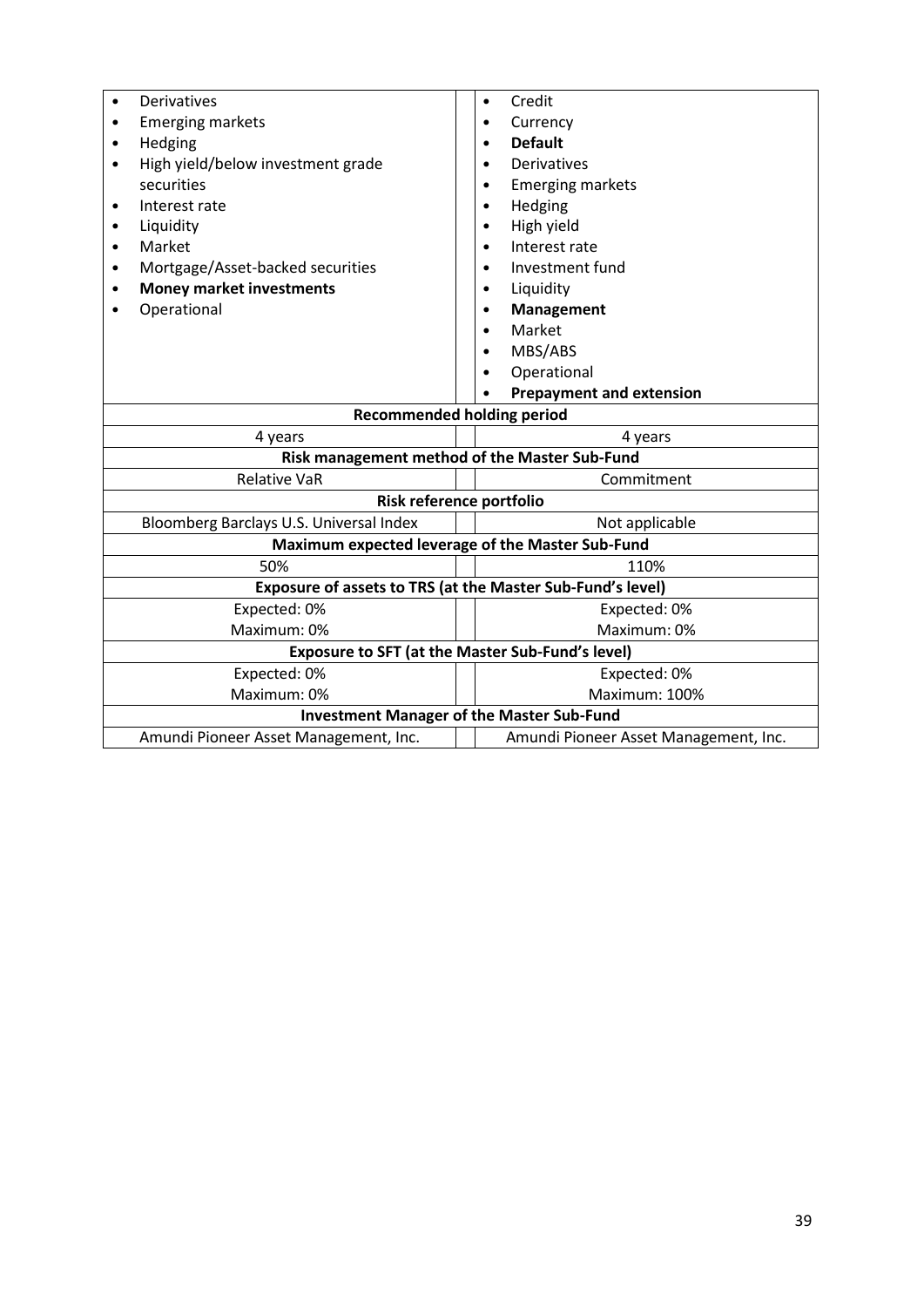| | |
|---|---|
| • Derivatives<br>• Emerging markets<br>• Hedging<br>• High yield/below investment grade securities<br>• Interest rate<br>• Liquidity<br>• Market<br>• Mortgage/Asset-backed securities<br>• **Money market investments**<br>• Operational | • Credit<br>• Currency<br>• **Default**<br>• Derivatives<br>• Emerging markets<br>• Hedging<br>• High yield<br>• Interest rate<br>• Investment fund<br>• Liquidity<br>• **Management**<br>• Market<br>• MBS/ABS<br>• Operational<br>• **Prepayment and extension** |
| **Recommended holding period** | |
| 4 years | 4 years |
| **Risk management method of the Master Sub-Fund** | |
| Relative VaR | Commitment |
| **Risk reference portfolio** | |
| Bloomberg Barclays U.S. Universal Index | Not applicable |
| **Maximum expected leverage of the Master Sub-Fund** | |
| 50% | 110% |
| **Exposure of assets to TRS (at the Master Sub-Fund's level)** | |
| Expected: 0%<br>Maximum: 0% | Expected: 0%<br>Maximum: 0% |
| **Exposure to SFT (at the Master Sub-Fund's level)** | |
| Expected: 0%<br>Maximum: 0% | Expected: 0%<br>Maximum: 100% |
| **Investment Manager of the Master Sub-Fund** | |
| Amundi Pioneer Asset Management, Inc. | Amundi Pioneer Asset Management, Inc. |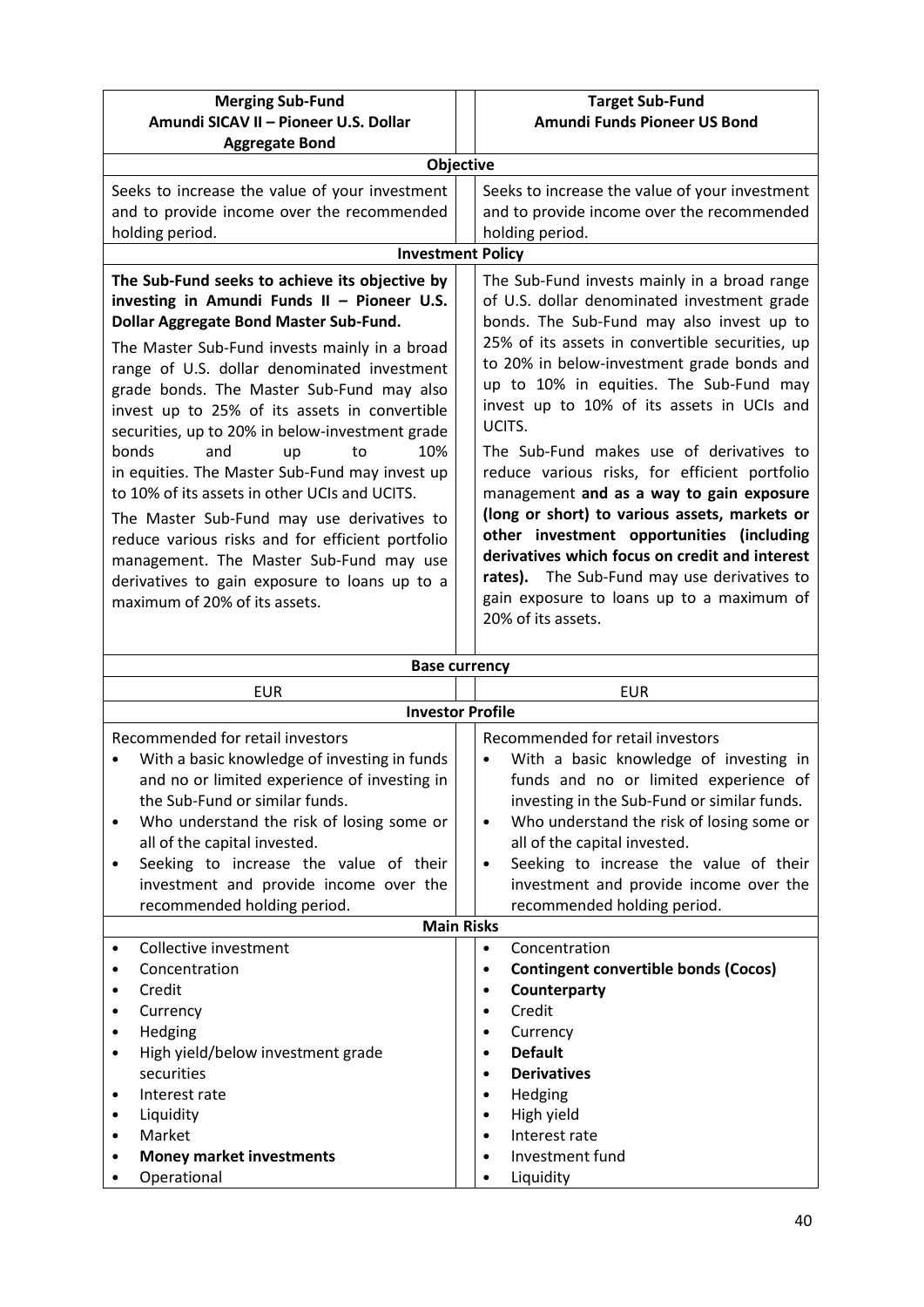| Merging Sub-Fund<br>Amundi SICAV II – Pioneer U.S. Dollar Aggregate Bond | Target Sub-Fund<br>Amundi Funds Pioneer US Bond |
|---|---|
| **Objective** | |
| Seeks to increase the value of your investment and to provide income over the recommended holding period. | Seeks to increase the value of your investment and to provide income over the recommended holding period. |
| **Investment Policy** | |
| **The Sub-Fund seeks to achieve its objective by investing in Amundi Funds II – Pioneer U.S. Dollar Aggregate Bond Master Sub-Fund.**<br>The Master Sub-Fund invests mainly in a broad range of U.S. dollar denominated investment grade bonds. The Master Sub-Fund may also invest up to 25% of its assets in convertible securities, up to 20% in below-investment grade bonds and up to 10% in equities. The Master Sub-Fund may invest up to 10% of its assets in other UCIs and UCITS.<br>The Master Sub-Fund may use derivatives to reduce various risks and for efficient portfolio management. The Master Sub-Fund may use derivatives to gain exposure to loans up to a maximum of 20% of its assets. | The Sub-Fund invests mainly in a broad range of U.S. dollar denominated investment grade bonds. The Sub-Fund may also invest up to 25% of its assets in convertible securities, up to 20% in below-investment grade bonds and up to 10% in equities. The Sub-Fund may invest up to 10% of its assets in UCIs and UCITS.<br>The Sub-Fund makes use of derivatives to reduce various risks, for efficient portfolio management **and as a way to gain exposure (long or short) to various assets, markets or other investment opportunities (including derivatives which focus on credit and interest rates).** The Sub-Fund may use derivatives to gain exposure to loans up to a maximum of 20% of its assets. |
| **Base currency** | |
| EUR | EUR |
| **Investor Profile** | |
| Recommended for retail investors<br>• With a basic knowledge of investing in funds and no or limited experience of investing in the Sub-Fund or similar funds.<br>• Who understand the risk of losing some or all of the capital invested.<br>• Seeking to increase the value of their investment and provide income over the recommended holding period. | Recommended for retail investors<br>• With a basic knowledge of investing in funds and no or limited experience of investing in the Sub-Fund or similar funds.<br>• Who understand the risk of losing some or all of the capital invested.<br>• Seeking to increase the value of their investment and provide income over the recommended holding period. |
| **Main Risks** | |
| • Collective investment<br>• Concentration<br>• Credit<br>• Currency<br>• Hedging<br>• High yield/below investment grade securities<br>• Interest rate<br>• Liquidity<br>• Market<br>• **Money market investments**<br>• Operational | • Concentration<br>• **Contingent convertible bonds (Cocos)**<br>• **Counterparty**<br>• Credit<br>• Currency<br>• **Default**<br>• **Derivatives**<br>• Hedging<br>• High yield<br>• Interest rate<br>• Investment fund<br>• Liquidity |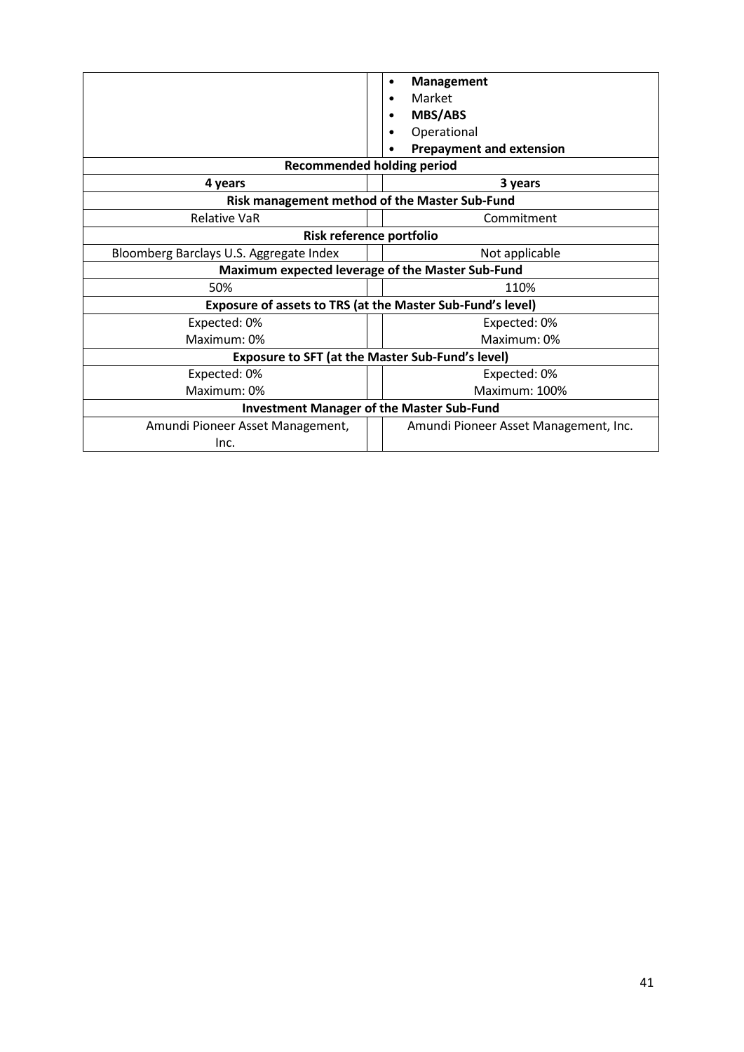| | | |
|---|---|---|
| | | • **Management**<br>• Market<br>• **MBS/ABS**<br>• Operational<br>• **Prepayment and extension** |
| **Recommended holding period** | | |
| **4 years** | | **3 years** |
| **Risk management method of the Master Sub-Fund** | | |
| Relative VaR | | Commitment |
| **Risk reference portfolio** | | |
| Bloomberg Barclays U.S. Aggregate Index | | Not applicable |
| **Maximum expected leverage of the Master Sub-Fund** | | |
| 50% | | 110% |
| **Exposure of assets to TRS (at the Master Sub-Fund's level)** | | |
| Expected: 0%<br>Maximum: 0% | | Expected: 0%<br>Maximum: 0% |
| **Exposure to SFT (at the Master Sub-Fund's level)** | | |
| Expected: 0%<br>Maximum: 0% | | Expected: 0%<br>Maximum: 100% |
| **Investment Manager of the Master Sub-Fund** | | |
| Amundi Pioneer Asset Management, Inc. | | Amundi Pioneer Asset Management, Inc. |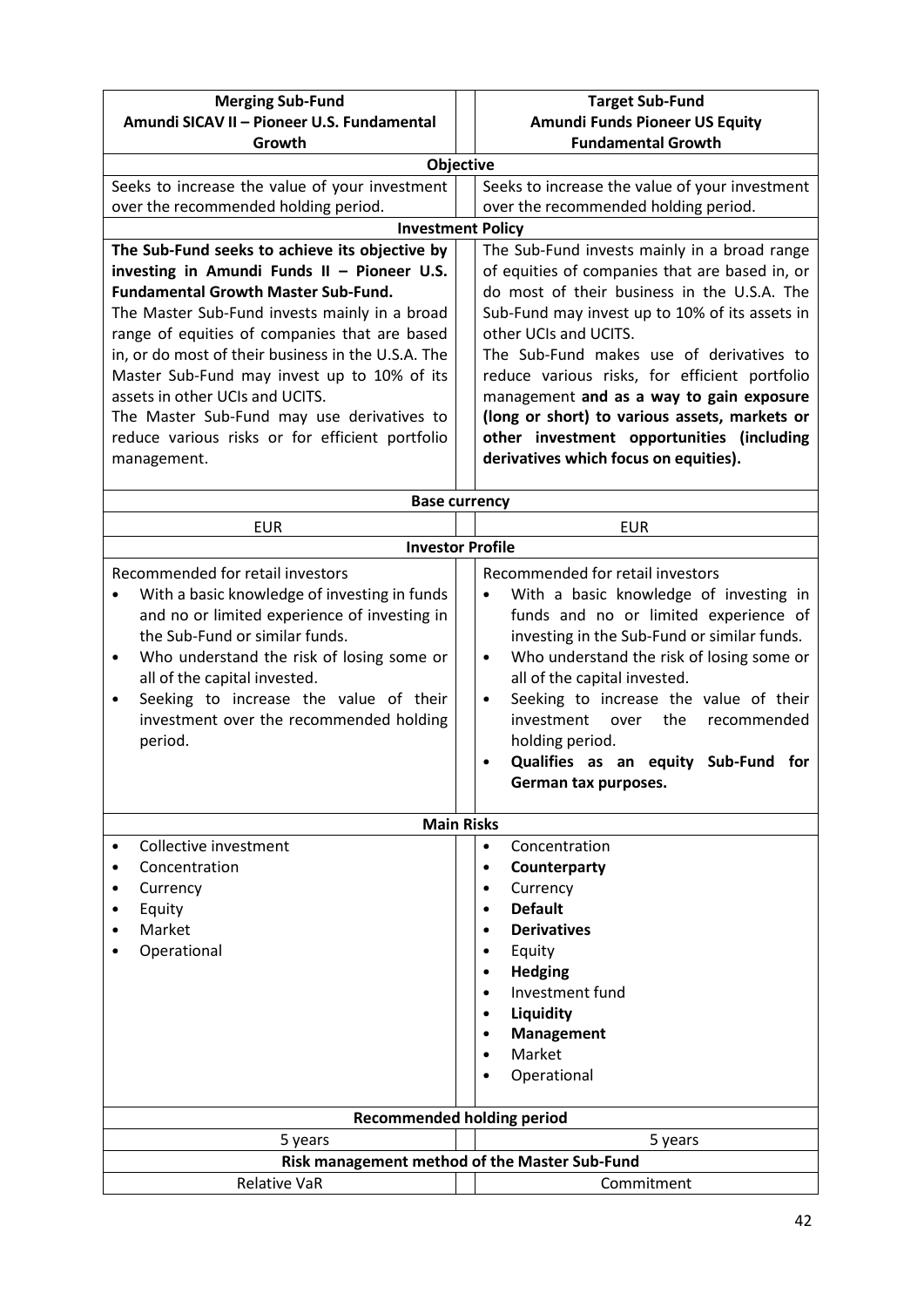| Merging Sub-Fund<br>Amundi SICAV II – Pioneer U.S. Fundamental Growth | Target Sub-Fund<br>Amundi Funds Pioneer US Equity Fundamental Growth |
|---|---|
| **Objective** | |
| Seeks to increase the value of your investment over the recommended holding period. | Seeks to increase the value of your investment over the recommended holding period. |
| **Investment Policy** | |
| **The Sub-Fund seeks to achieve its objective by investing in Amundi Funds II – Pioneer U.S. Fundamental Growth Master Sub-Fund.**<br>The Master Sub-Fund invests mainly in a broad range of equities of companies that are based in, or do most of their business in the U.S.A. The Master Sub-Fund may invest up to 10% of its assets in other UCIs and UCITS.<br>The Master Sub-Fund may use derivatives to reduce various risks or for efficient portfolio management. | The Sub-Fund invests mainly in a broad range of equities of companies that are based in, or do most of their business in the U.S.A. The Sub-Fund may invest up to 10% of its assets in other UCIs and UCITS.<br>The Sub-Fund makes use of derivatives to reduce various risks, for efficient portfolio management **and as a way to gain exposure (long or short) to various assets, markets or other investment opportunities (including derivatives which focus on equities).** |
| **Base currency** | |
| EUR | EUR |
| **Investor Profile** | |
| Recommended for retail investors<br>• With a basic knowledge of investing in funds and no or limited experience of investing in the Sub-Fund or similar funds.<br>• Who understand the risk of losing some or all of the capital invested.<br>• Seeking to increase the value of their investment over the recommended holding period. | Recommended for retail investors<br>• With a basic knowledge of investing in funds and no or limited experience of investing in the Sub-Fund or similar funds.<br>• Who understand the risk of losing some or all of the capital invested.<br>• Seeking to increase the value of their investment over the recommended holding period.<br>• **Qualifies as an equity Sub-Fund for German tax purposes.** |
| **Main Risks** | |
| • Collective investment<br>• Concentration<br>• Currency<br>• Equity<br>• Market<br>• Operational | • Concentration<br>• **Counterparty**<br>• Currency<br>• **Default**<br>• **Derivatives**<br>• Equity<br>• **Hedging**<br>• Investment fund<br>• **Liquidity**<br>• **Management**<br>• Market<br>• Operational |
| **Recommended holding period** | |
| 5 years | 5 years |
| **Risk management method of the Master Sub-Fund** | |
| Relative VaR | Commitment |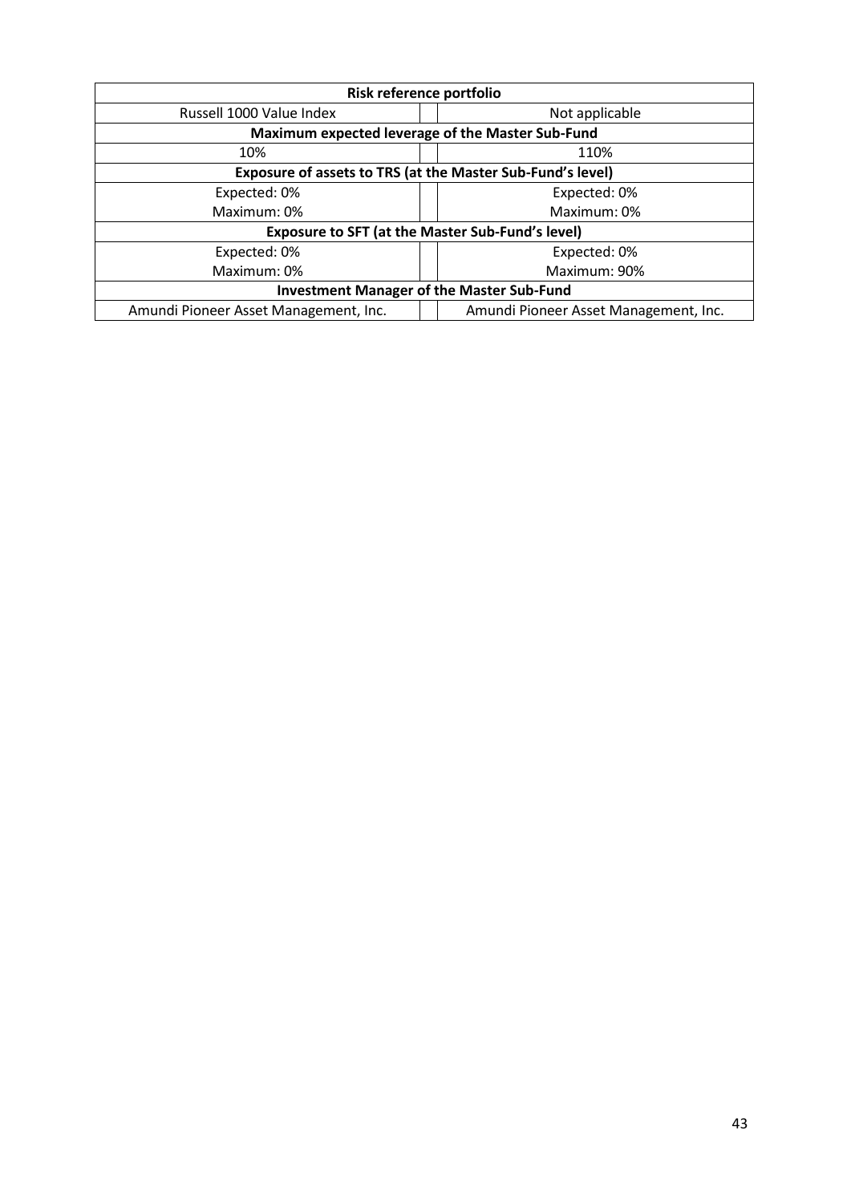| Risk reference portfolio | | |
|---|---|---|
| Russell 1000 Value Index | | Not applicable |
| **Maximum expected leverage of the Master Sub-Fund** | | |
| 10% | | 110% |
| **Exposure of assets to TRS (at the Master Sub-Fund's level)** | | |
| Expected: 0%<br>Maximum: 0% | | Expected: 0%<br>Maximum: 0% |
| **Exposure to SFT (at the Master Sub-Fund's level)** | | |
| Expected: 0%<br>Maximum: 0% | | Expected: 0%<br>Maximum: 90% |
| **Investment Manager of the Master Sub-Fund** | | |
| Amundi Pioneer Asset Management, Inc. | | Amundi Pioneer Asset Management, Inc. |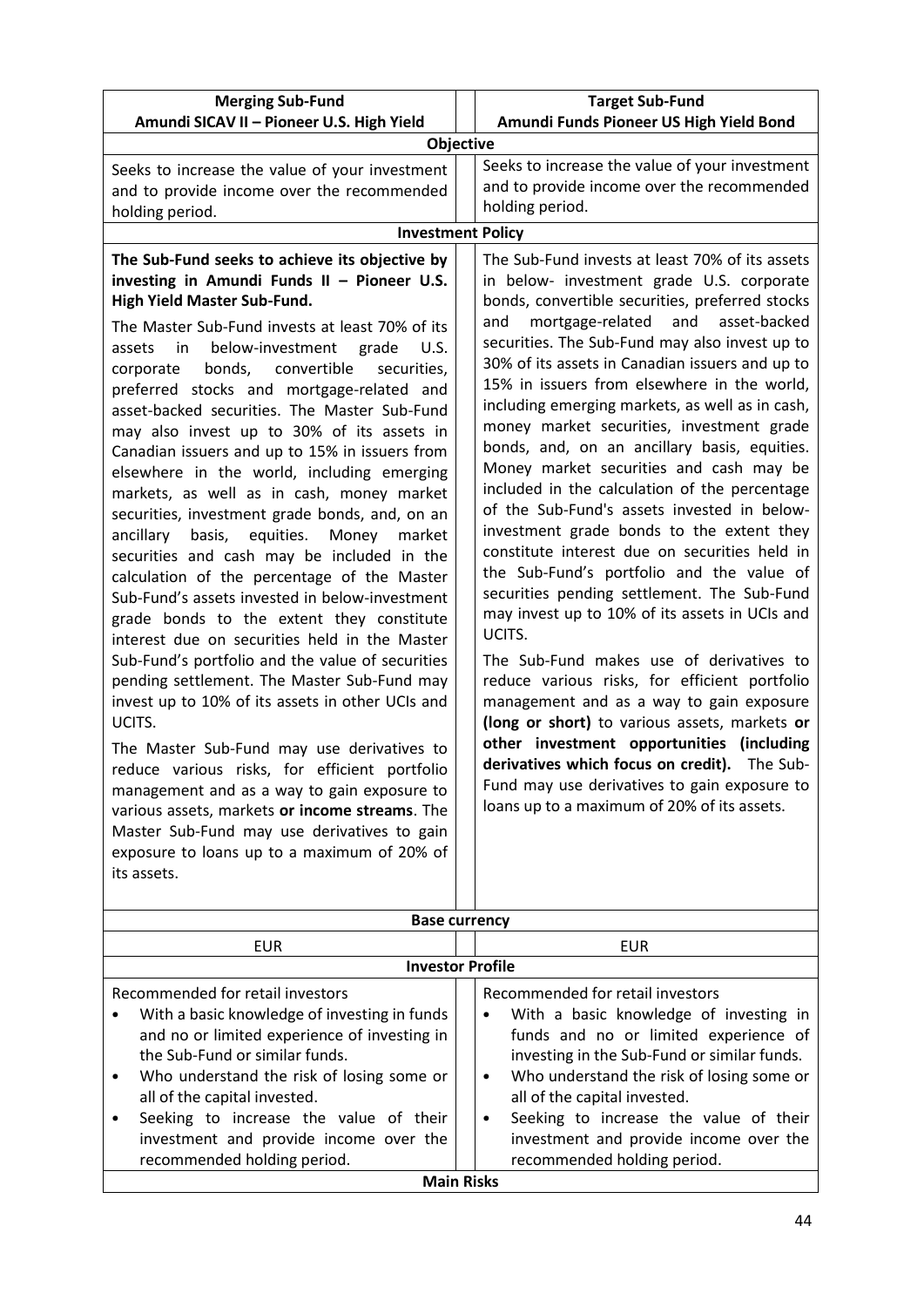| **Merging Sub-Fund**<br>**Amundi SICAV II – Pioneer U.S. High Yield** | **Target Sub-Fund**<br>**Amundi Funds Pioneer US High Yield Bond** |
|---|---|
| **Objective** | |
| Seeks to increase the value of your investment and to provide income over the recommended holding period. | Seeks to increase the value of your investment and to provide income over the recommended holding period. |
| **Investment Policy** | |
| **The Sub-Fund seeks to achieve its objective by investing in Amundi Funds II – Pioneer U.S. High Yield Master Sub-Fund.**<br><br>The Master Sub-Fund invests at least 70% of its assets in below-investment grade U.S. corporate bonds, convertible securities, preferred stocks and mortgage-related and asset-backed securities. The Master Sub-Fund may also invest up to 30% of its assets in Canadian issuers and up to 15% in issuers from elsewhere in the world, including emerging markets, as well as in cash, money market securities, investment grade bonds, and, on an ancillary basis, equities. Money market securities and cash may be included in the calculation of the percentage of the Master Sub-Fund's assets invested in below-investment grade bonds to the extent they constitute interest due on securities held in the Master Sub-Fund's portfolio and the value of securities pending settlement. The Master Sub-Fund may invest up to 10% of its assets in other UCIs and UCITS.<br><br>The Master Sub-Fund may use derivatives to reduce various risks, for efficient portfolio management and as a way to gain exposure to various assets, markets **or income streams**. The Master Sub-Fund may use derivatives to gain exposure to loans up to a maximum of 20% of its assets. | The Sub-Fund invests at least 70% of its assets in below- investment grade U.S. corporate bonds, convertible securities, preferred stocks and mortgage-related and asset-backed securities. The Sub-Fund may also invest up to 30% of its assets in Canadian issuers and up to 15% in issuers from elsewhere in the world, including emerging markets, as well as in cash, money market securities, investment grade bonds, and, on an ancillary basis, equities. Money market securities and cash may be included in the calculation of the percentage of the Sub-Fund's assets invested in below-investment grade bonds to the extent they constitute interest due on securities held in the Sub-Fund's portfolio and the value of securities pending settlement. The Sub-Fund may invest up to 10% of its assets in UCIs and UCITS.<br><br>The Sub-Fund makes use of derivatives to reduce various risks, for efficient portfolio management and as a way to gain exposure **(long or short)** to various assets, markets **or other investment opportunities (including derivatives which focus on credit).** The Sub-Fund may use derivatives to gain exposure to loans up to a maximum of 20% of its assets. |
| **Base currency** | |
| EUR | EUR |
| **Investor Profile** | |
| Recommended for retail investors<br>• With a basic knowledge of investing in funds and no or limited experience of investing in the Sub-Fund or similar funds.<br>• Who understand the risk of losing some or all of the capital invested.<br>• Seeking to increase the value of their investment and provide income over the recommended holding period. | Recommended for retail investors<br>• With a basic knowledge of investing in funds and no or limited experience of investing in the Sub-Fund or similar funds.<br>• Who understand the risk of losing some or all of the capital invested.<br>• Seeking to increase the value of their investment and provide income over the recommended holding period. |
| **Main Risks** | |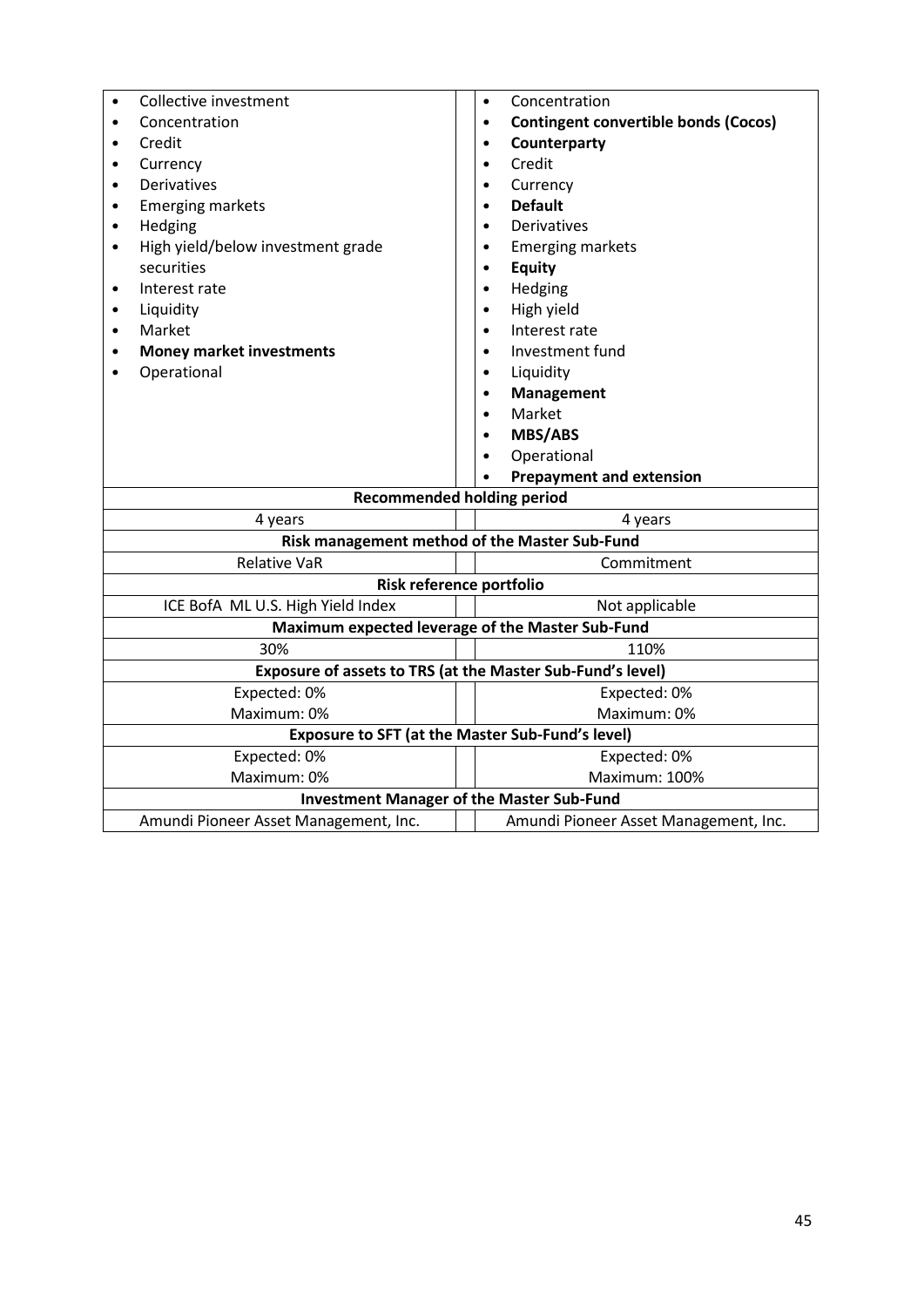| | |
|---|---|
| • Collective investment<br>• Concentration<br>• Credit<br>• Currency<br>• Derivatives<br>• Emerging markets<br>• Hedging<br>• High yield/below investment grade securities<br>• Interest rate<br>• Liquidity<br>• Market<br>• **Money market investments**<br>• Operational | • Concentration<br>• **Contingent convertible bonds (Cocos)**<br>• **Counterparty**<br>• Credit<br>• Currency<br>• **Default**<br>• Derivatives<br>• Emerging markets<br>• **Equity**<br>• Hedging<br>• High yield<br>• Interest rate<br>• Investment fund<br>• Liquidity<br>• **Management**<br>• Market<br>• **MBS/ABS**<br>• Operational<br>• **Prepayment and extension** |
| **Recommended holding period** | |
| 4 years | 4 years |
| **Risk management method of the Master Sub-Fund** | |
| Relative VaR | Commitment |
| **Risk reference portfolio** | |
| ICE BofA ML U.S. High Yield Index | Not applicable |
| **Maximum expected leverage of the Master Sub-Fund** | |
| 30% | 110% |
| **Exposure of assets to TRS (at the Master Sub-Fund's level)** | |
| Expected: 0%<br>Maximum: 0% | Expected: 0%<br>Maximum: 0% |
| **Exposure to SFT (at the Master Sub-Fund's level)** | |
| Expected: 0%<br>Maximum: 0% | Expected: 0%<br>Maximum: 100% |
| **Investment Manager of the Master Sub-Fund** | |
| Amundi Pioneer Asset Management, Inc. | Amundi Pioneer Asset Management, Inc. |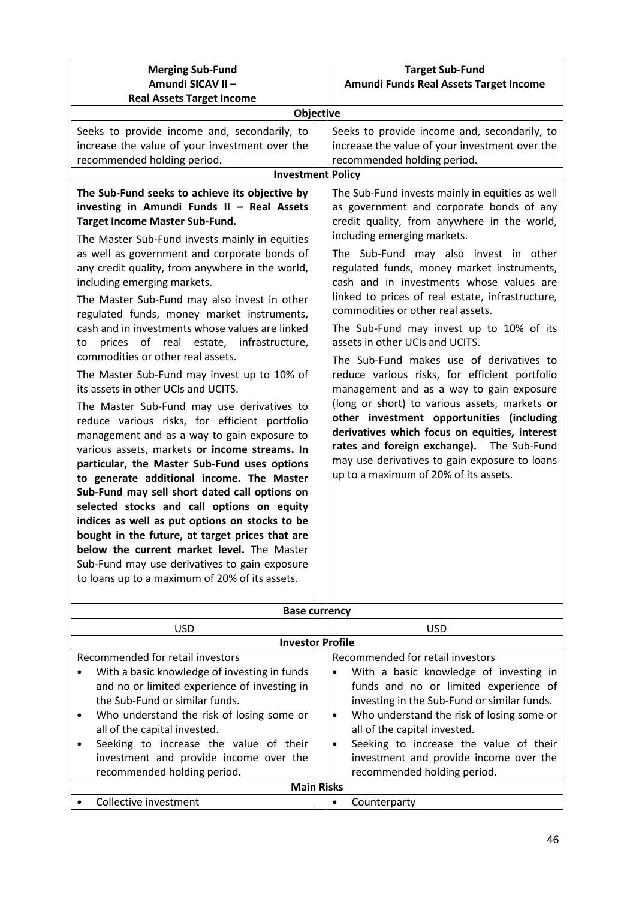| **Merging Sub-Fund Amundi SICAV II – Real Assets Target Income** | **Target Sub-Fund Amundi Funds Real Assets Target Income** |
|---|---|
| **Objective** | |
| Seeks to provide income and, secondarily, to increase the value of your investment over the recommended holding period. | Seeks to provide income and, secondarily, to increase the value of your investment over the recommended holding period. |
| **Investment Policy** | |
| **The Sub-Fund seeks to achieve its objective by investing in Amundi Funds II – Real Assets Target Income Master Sub-Fund.**<br><br>The Master Sub-Fund invests mainly in equities as well as government and corporate bonds of any credit quality, from anywhere in the world, including emerging markets.<br><br>The Master Sub-Fund may also invest in other regulated funds, money market instruments, cash and in investments whose values are linked to prices of real estate, infrastructure, commodities or other real assets.<br><br>The Master Sub-Fund may invest up to 10% of its assets in other UCIs and UCITS.<br><br>The Master Sub-Fund may use derivatives to reduce various risks, for efficient portfolio management and as a way to gain exposure to various assets, markets **or income streams. In particular, the Master Sub-Fund uses options to generate additional income. The Master Sub-Fund may sell short dated call options on selected stocks and call options on equity indices as well as put options on stocks to be bought in the future, at target prices that are below the current market level.** The Master Sub-Fund may use derivatives to gain exposure to loans up to a maximum of 20% of its assets. | The Sub-Fund invests mainly in equities as well as government and corporate bonds of any credit quality, from anywhere in the world, including emerging markets.<br><br>The Sub-Fund may also invest in other regulated funds, money market instruments, cash and in investments whose values are linked to prices of real estate, infrastructure, commodities or other real assets.<br><br>The Sub-Fund may invest up to 10% of its assets in other UCIs and UCITS.<br><br>The Sub-Fund makes use of derivatives to reduce various risks, for efficient portfolio management and as a way to gain exposure (long or short) to various assets, markets **or other investment opportunities (including derivatives which focus on equities, interest rates and foreign exchange).** The Sub-Fund may use derivatives to gain exposure to loans up to a maximum of 20% of its assets. |
| **Base currency** | |
| USD | USD |
| **Investor Profile** | |
| Recommended for retail investors<br>• With a basic knowledge of investing in funds and no or limited experience of investing in the Sub-Fund or similar funds.<br>• Who understand the risk of losing some or all of the capital invested.<br>• Seeking to increase the value of their investment and provide income over the recommended holding period. | Recommended for retail investors<br>• With a basic knowledge of investing in funds and no or limited experience of investing in the Sub-Fund or similar funds.<br>• Who understand the risk of losing some or all of the capital invested.<br>• Seeking to increase the value of their investment and provide income over the recommended holding period. |
| **Main Risks** | |
| • Collective investment | • Counterparty |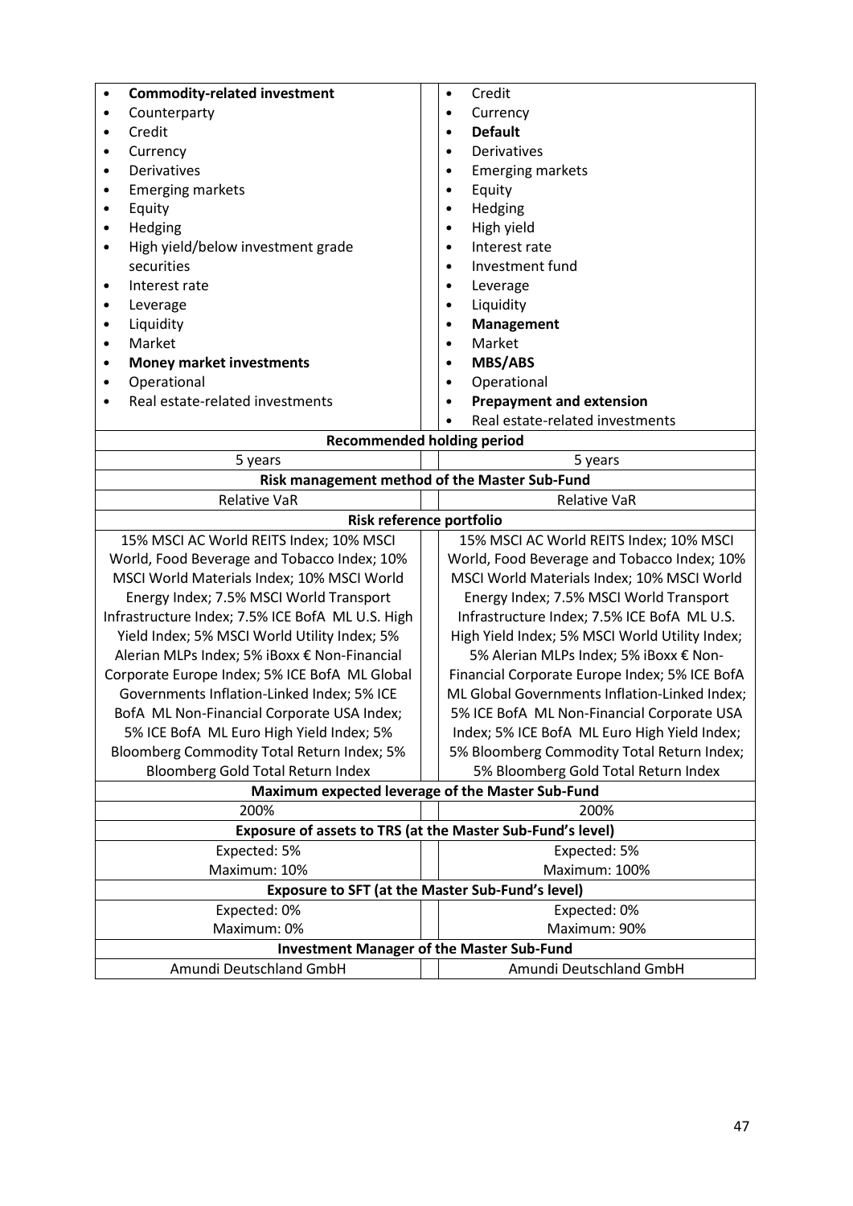| | |
|---|---|
| • **Commodity-related investment**<br>• Counterparty<br>• Credit<br>• Currency<br>• Derivatives<br>• Emerging markets<br>• Equity<br>• Hedging<br>• High yield/below investment grade securities<br>• Interest rate<br>• Leverage<br>• Liquidity<br>• Market<br>• **Money market investments**<br>• Operational<br>• Real estate-related investments | • Credit<br>• Currency<br>• **Default**<br>• Derivatives<br>• Emerging markets<br>• Equity<br>• Hedging<br>• High yield<br>• Interest rate<br>• Investment fund<br>• Leverage<br>• Liquidity<br>• **Management**<br>• Market<br>• **MBS/ABS**<br>• Operational<br>• **Prepayment and extension**<br>• Real estate-related investments |
| **Recommended holding period** | |
| 5 years | 5 years |
| **Risk management method of the Master Sub-Fund** | |
| Relative VaR | Relative VaR |
| **Risk reference portfolio** | |
| 15% MSCI AC World REITS Index; 10% MSCI World, Food Beverage and Tobacco Index; 10% MSCI World Materials Index; 10% MSCI World Energy Index; 7.5% MSCI World Transport Infrastructure Index; 7.5% ICE BofA ML U.S. High Yield Index; 5% MSCI World Utility Index; 5% Alerian MLPs Index; 5% iBoxx € Non-Financial Corporate Europe Index; 5% ICE BofA ML Global Governments Inflation-Linked Index; 5% ICE BofA ML Non-Financial Corporate USA Index; 5% ICE BofA ML Euro High Yield Index; 5% Bloomberg Commodity Total Return Index; 5% Bloomberg Gold Total Return Index | 15% MSCI AC World REITS Index; 10% MSCI World, Food Beverage and Tobacco Index; 10% MSCI World Materials Index; 10% MSCI World Energy Index; 7.5% MSCI World Transport Infrastructure Index; 7.5% ICE BofA ML U.S. High Yield Index; 5% MSCI World Utility Index; 5% Alerian MLPs Index; 5% iBoxx € Non-Financial Corporate Europe Index; 5% ICE BofA ML Global Governments Inflation-Linked Index; 5% ICE BofA ML Non-Financial Corporate USA Index; 5% ICE BofA ML Euro High Yield Index; 5% Bloomberg Commodity Total Return Index; 5% Bloomberg Gold Total Return Index |
| **Maximum expected leverage of the Master Sub-Fund** | |
| 200% | 200% |
| **Exposure of assets to TRS (at the Master Sub-Fund's level)** | |
| Expected: 5%<br>Maximum: 10% | Expected: 5%<br>Maximum: 100% |
| **Exposure to SFT (at the Master Sub-Fund's level)** | |
| Expected: 0%<br>Maximum: 0% | Expected: 0%<br>Maximum: 90% |
| **Investment Manager of the Master Sub-Fund** | |
| Amundi Deutschland GmbH | Amundi Deutschland GmbH |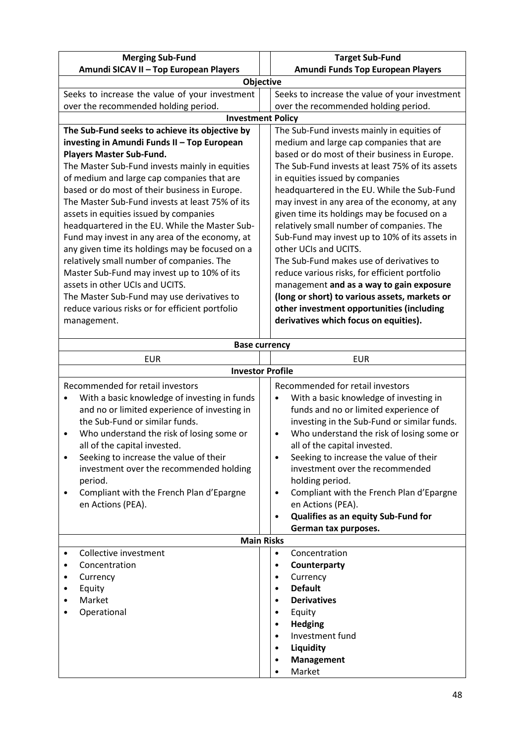| **Merging Sub-Fund Amundi SICAV II – Top European Players** | **Target Sub-Fund Amundi Funds Top European Players** |
|---|---|
| **Objective** | |
| Seeks to increase the value of your investment over the recommended holding period. | Seeks to increase the value of your investment over the recommended holding period. |
| **Investment Policy** | |
| **The Sub-Fund seeks to achieve its objective by investing in Amundi Funds II – Top European Players Master Sub-Fund.** The Master Sub-Fund invests mainly in equities of medium and large cap companies that are based or do most of their business in Europe. The Master Sub-Fund invests at least 75% of its assets in equities issued by companies headquartered in the EU. While the Master Sub-Fund may invest in any area of the economy, at any given time its holdings may be focused on a relatively small number of companies. The Master Sub-Fund may invest up to 10% of its assets in other UCIs and UCITS. The Master Sub-Fund may use derivatives to reduce various risks or for efficient portfolio management. | The Sub-Fund invests mainly in equities of medium and large cap companies that are based or do most of their business in Europe. The Sub-Fund invests at least 75% of its assets in equities issued by companies headquartered in the EU. While the Sub-Fund may invest in any area of the economy, at any given time its holdings may be focused on a relatively small number of companies. The Sub-Fund may invest up to 10% of its assets in other UCIs and UCITS. The Sub-Fund makes use of derivatives to reduce various risks, for efficient portfolio management **and as a way to gain exposure (long or short) to various assets, markets or other investment opportunities (including derivatives which focus on equities).** |
| **Base currency** | |
| EUR | EUR |
| **Investor Profile** | |
| Recommended for retail investors<br>• With a basic knowledge of investing in funds and no or limited experience of investing in the Sub-Fund or similar funds.<br>• Who understand the risk of losing some or all of the capital invested.<br>• Seeking to increase the value of their investment over the recommended holding period.<br>• Compliant with the French Plan d'Epargne en Actions (PEA). | Recommended for retail investors<br>• With a basic knowledge of investing in funds and no or limited experience of investing in the Sub-Fund or similar funds.<br>• Who understand the risk of losing some or all of the capital invested.<br>• Seeking to increase the value of their investment over the recommended holding period.<br>• Compliant with the French Plan d'Epargne en Actions (PEA).<br>• **Qualifies as an equity Sub-Fund for German tax purposes.** |
| **Main Risks** | |
| • Collective investment<br>• Concentration<br>• Currency<br>• Equity<br>• Market<br>• Operational | • Concentration<br>• **Counterparty**<br>• Currency<br>• **Default**<br>• **Derivatives**<br>• Equity<br>• **Hedging**<br>• Investment fund<br>• **Liquidity**<br>• **Management**<br>• Market |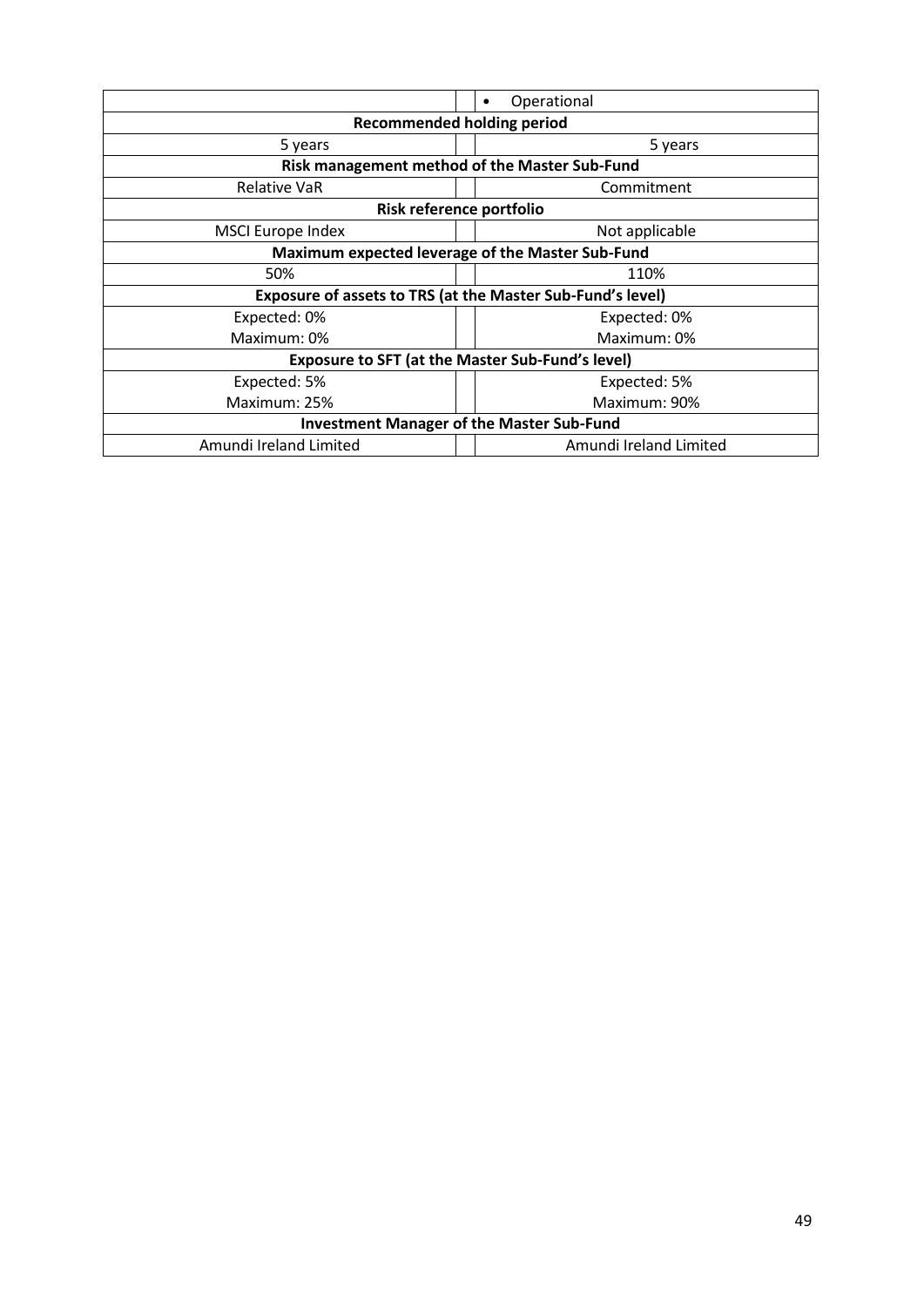| | | |
|---|---|---|
| | | • Operational |
| **Recommended holding period** | | |
| 5 years | | 5 years |
| **Risk management method of the Master Sub-Fund** | | |
| Relative VaR | | Commitment |
| **Risk reference portfolio** | | |
| MSCI Europe Index | | Not applicable |
| **Maximum expected leverage of the Master Sub-Fund** | | |
| 50% | | 110% |
| **Exposure of assets to TRS (at the Master Sub-Fund's level)** | | |
| Expected: 0%<br>Maximum: 0% | | Expected: 0%<br>Maximum: 0% |
| **Exposure to SFT (at the Master Sub-Fund's level)** | | |
| Expected: 5%<br>Maximum: 25% | | Expected: 5%<br>Maximum: 90% |
| **Investment Manager of the Master Sub-Fund** | | |
| Amundi Ireland Limited | | Amundi Ireland Limited |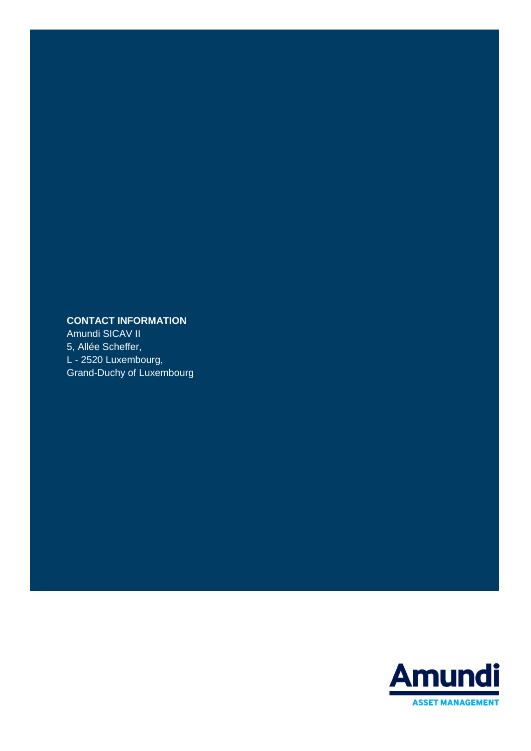**CONTACT INFORMATION**

Amundi SICAV II
5, Allée Scheffer,
L - 2520 Luxembourg,
Grand-Duchy of Luxembourg

Amundi
ASSET MANAGEMENT